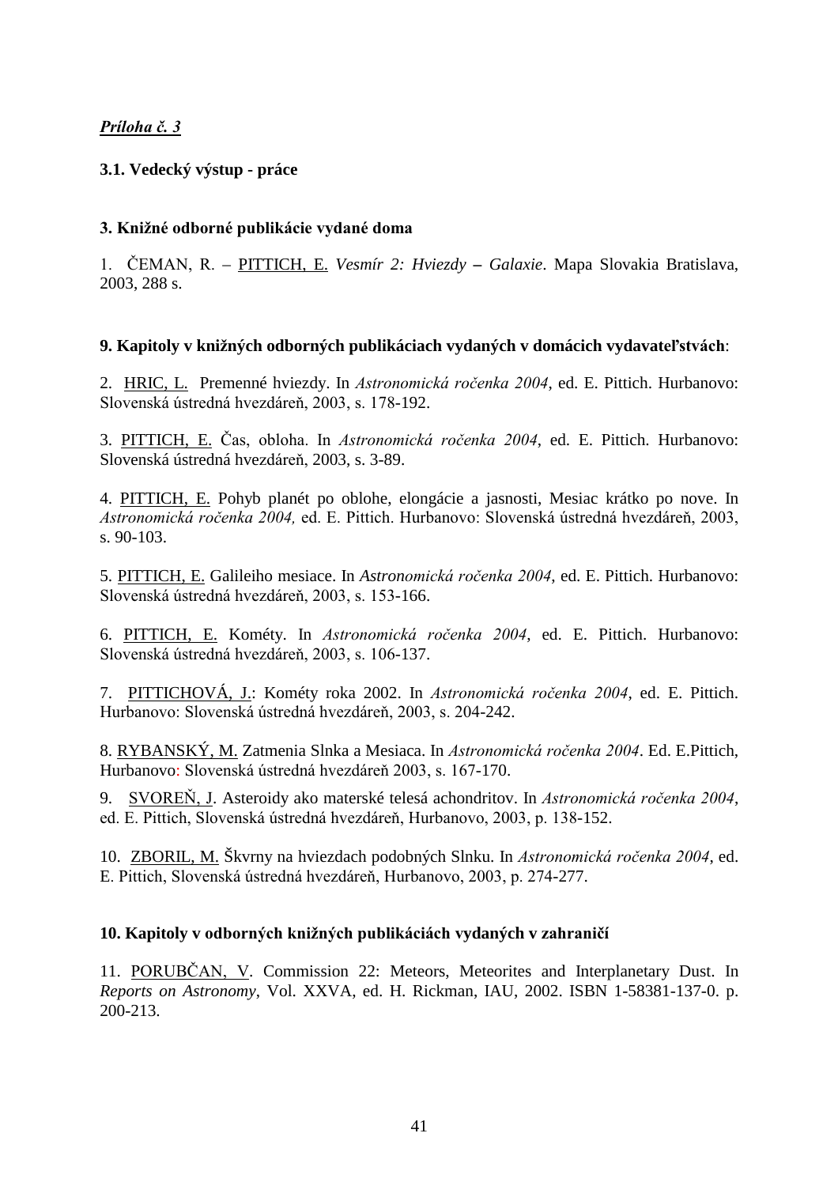***Príloha č. 3***

**3.1. Vedecký výstup - práce**

**3. Knižné odborné publikácie vydané doma**

1. ČEMAN, R. – PITTICH, E. *Vesmír 2: Hviezdy – Galaxie*. Mapa Slovakia Bratislava, 2003, 288 s.

**9. Kapitoly v knižných odborných publikáciach vydaných v domácich vydavateľstvách**:

2. HRIC, L. Premenné hviezdy. In *Astronomická ročenka 2004*, ed. E. Pittich. Hurbanovo: Slovenská ústredná hvezdáreň, 2003, s. 178-192.

3. PITTICH, E. Čas, obloha. In *Astronomická ročenka 2004*, ed. E. Pittich. Hurbanovo: Slovenská ústredná hvezdáreň, 2003, s. 3-89.

4. PITTICH, E. Pohyb planét po oblohe, elongácie a jasnosti, Mesiac krátko po nove. In *Astronomická ročenka 2004,* ed. E. Pittich. Hurbanovo: Slovenská ústredná hvezdáreň, 2003, s. 90-103.

5. PITTICH, E. Galileiho mesiace. In *Astronomická ročenka 2004*, ed. E. Pittich. Hurbanovo: Slovenská ústredná hvezdáreň, 2003, s. 153-166.

6. PITTICH, E. Kométy. In *Astronomická ročenka 2004*, ed. E. Pittich. Hurbanovo: Slovenská ústredná hvezdáreň, 2003, s. 106-137.

7. PITTICHOVÁ, J.: Kométy roka 2002. In *Astronomická ročenka 2004*, ed. E. Pittich. Hurbanovo: Slovenská ústredná hvezdáreň, 2003, s. 204-242.

8. RYBANSKÝ, M. Zatmenia Slnka a Mesiaca. In *Astronomická ročenka 2004*. Ed. E.Pittich, Hurbanovo: Slovenská ústredná hvezdáreň 2003, s. 167-170.

9. SVOREŇ, J. Asteroidy ako materské telesá achondritov. In *Astronomická ročenka 2004*, ed. E. Pittich, Slovenská ústredná hvezdáreň, Hurbanovo, 2003, p. 138-152.

10. ZBORIL, M. Škvrny na hviezdach podobných Slnku. In *Astronomická ročenka 2004*, ed. E. Pittich, Slovenská ústredná hvezdáreň, Hurbanovo, 2003, p. 274-277.

**10. Kapitoly v odborných knižných publikáciách vydaných v zahraničí**

11. PORUBČAN, V. Commission 22: Meteors, Meteorites and Interplanetary Dust. In *Reports on Astronomy*, Vol. XXVA, ed. H. Rickman, IAU, 2002. ISBN 1-58381-137-0. p. 200-213.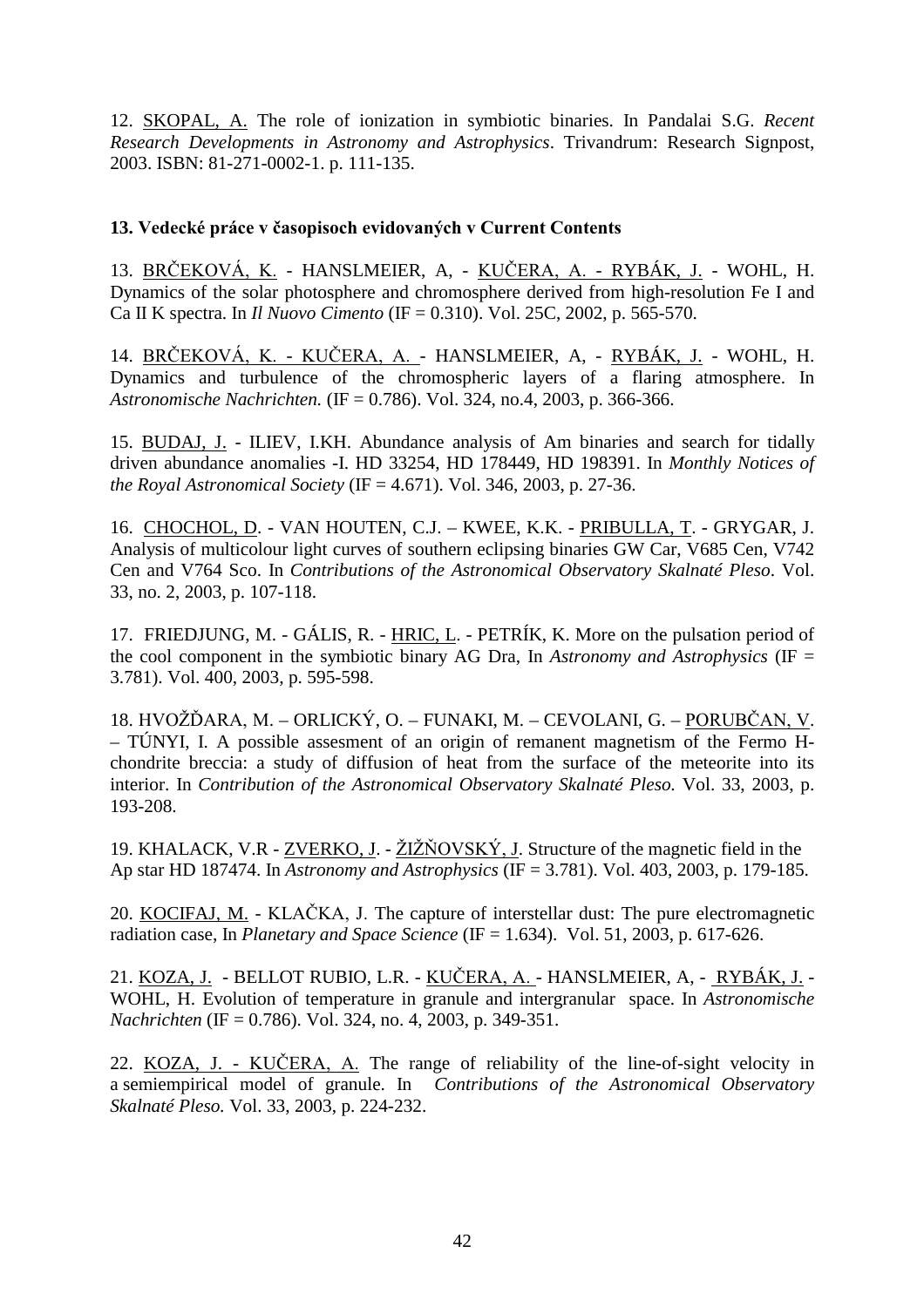12. SKOPAL, A. The role of ionization in symbiotic binaries. In Pandalai S.G. *Recent Research Developments in Astronomy and Astrophysics*. Trivandrum: Research Signpost, 2003. ISBN: 81-271-0002-1. p. 111-135.

**13. Vedecké práce v časopisoch evidovaných v Current Contents**

13. BRČEKOVÁ, K. - HANSLMEIER, A, - KUČERA, A. - RYBÁK, J. - WOHL, H. Dynamics of the solar photosphere and chromosphere derived from high-resolution Fe I and Ca II K spectra. In *Il Nuovo Cimento* (IF = 0.310). Vol. 25C, 2002, p. 565-570.

14. BRČEKOVÁ, K. - KUČERA, A. - HANSLMEIER, A, - RYBÁK, J. - WOHL, H. Dynamics and turbulence of the chromospheric layers of a flaring atmosphere. In *Astronomische Nachrichten.* (IF = 0.786). Vol. 324, no.4, 2003, p. 366-366.

15. BUDAJ, J. - ILIEV, I.KH. Abundance analysis of Am binaries and search for tidally driven abundance anomalies -I. HD 33254, HD 178449, HD 198391. In *Monthly Notices of the Royal Astronomical Society* (IF = 4.671). Vol. 346, 2003, p. 27-36.

16. CHOCHOL, D. - VAN HOUTEN, C.J. – KWEE, K.K. - PRIBULLA, T. - GRYGAR, J. Analysis of multicolour light curves of southern eclipsing binaries GW Car, V685 Cen, V742 Cen and V764 Sco. In *Contributions of the Astronomical Observatory Skalnaté Pleso*. Vol. 33, no. 2, 2003, p. 107-118.

17. FRIEDJUNG, M. - GÁLIS, R. - HRIC, L. - PETRÍK, K. More on the pulsation period of the cool component in the symbiotic binary AG Dra, In *Astronomy and Astrophysics* (IF = 3.781). Vol. 400, 2003, p. 595-598.

18. HVOŽĎARA, M. – ORLICKÝ, O. – FUNAKI, M. – CEVOLANI, G. – PORUBČAN, V. – TÚNYI, I. A possible assesment of an origin of remanent magnetism of the Fermo H-chondrite breccia: a study of diffusion of heat from the surface of the meteorite into its interior. In *Contribution of the Astronomical Observatory Skalnaté Pleso.* Vol. 33, 2003, p. 193-208.

19. KHALACK, V.R - ZVERKO, J. - ŽIŽŇOVSKÝ, J. Structure of the magnetic field in the Ap star HD 187474. In *Astronomy and Astrophysics* (IF = 3.781). Vol. 403, 2003, p. 179-185.

20. KOCIFAJ, M. - KLAČKA, J. The capture of interstellar dust: The pure electromagnetic radiation case, In *Planetary and Space Science* (IF = 1.634). Vol. 51, 2003, p. 617-626.

21. KOZA, J. - BELLOT RUBIO, L.R. - KUČERA, A. - HANSLMEIER, A, - RYBÁK, J. - WOHL, H. Evolution of temperature in granule and intergranular space. In *Astronomische Nachrichten* (IF = 0.786). Vol. 324, no. 4, 2003, p. 349-351.

22. KOZA, J. - KUČERA, A. The range of reliability of the line-of-sight velocity in a semiempirical model of granule. In *Contributions of the Astronomical Observatory Skalnaté Pleso.* Vol. 33, 2003, p. 224-232.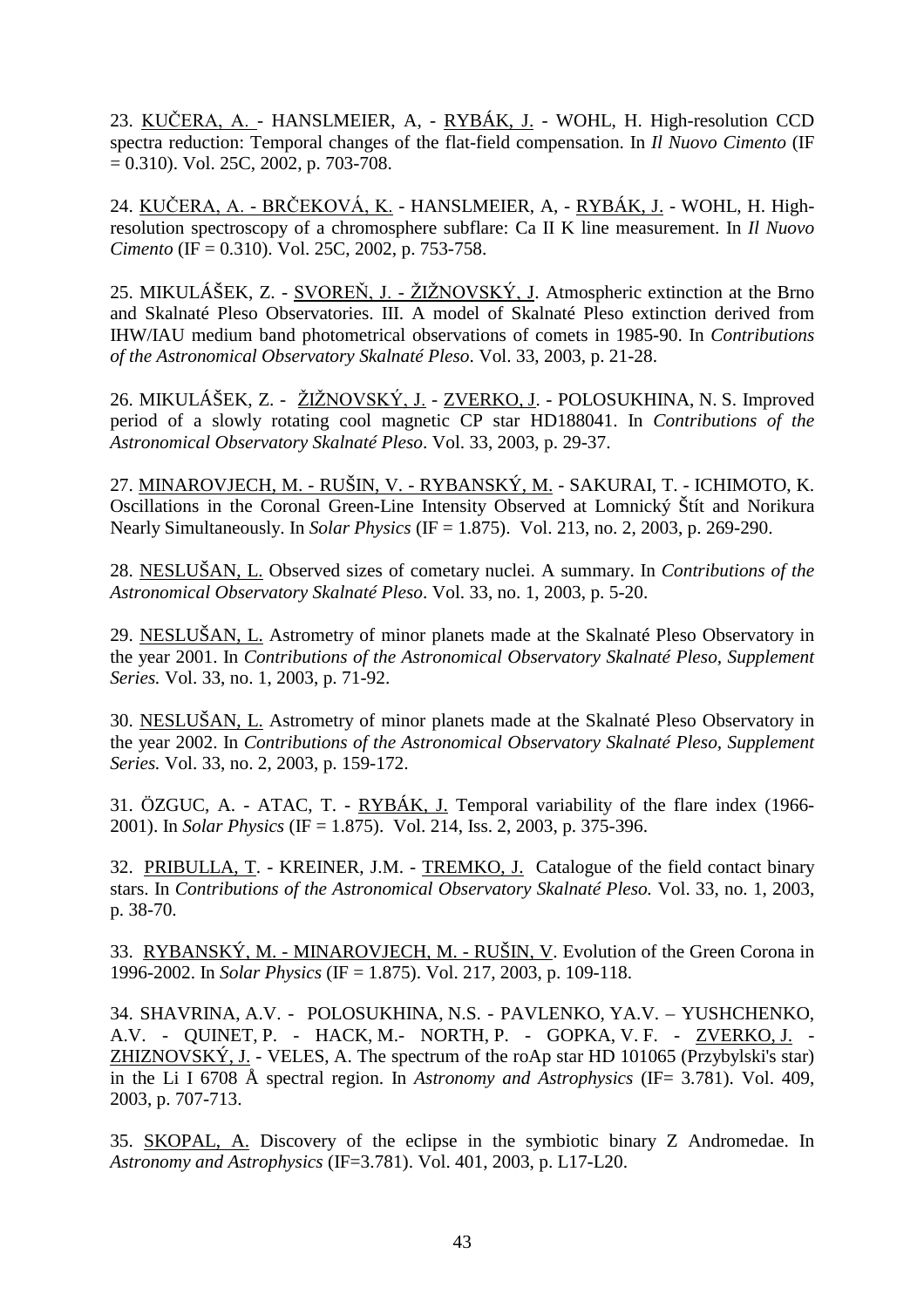23. KUČERA, A. - HANSLMEIER, A, - RYBÁK, J. - WOHL, H. High-resolution CCD spectra reduction: Temporal changes of the flat-field compensation. In *Il Nuovo Cimento* (IF = 0.310). Vol. 25C, 2002, p. 703-708.

24. KUČERA, A. - BRČEKOVÁ, K. - HANSLMEIER, A, - RYBÁK, J. - WOHL, H. High-resolution spectroscopy of a chromosphere subflare: Ca II K line measurement. In *Il Nuovo Cimento* (IF = 0.310). Vol. 25C, 2002, p. 753-758.

25. MIKULÁŠEK, Z. - SVOREŇ, J. - ŽIŽNOVSKÝ, J. Atmospheric extinction at the Brno and Skalnaté Pleso Observatories. III. A model of Skalnaté Pleso extinction derived from IHW/IAU medium band photometrical observations of comets in 1985-90. In *Contributions of the Astronomical Observatory Skalnaté Pleso*. Vol. 33, 2003, p. 21-28.

26. MIKULÁŠEK, Z. - ŽIŽNOVSKÝ, J. - ZVERKO, J. - POLOSUKHINA, N. S. Improved period of a slowly rotating cool magnetic CP star HD188041. In *Contributions of the Astronomical Observatory Skalnaté Pleso*. Vol. 33, 2003, p. 29-37.

27. MINAROVJECH, M. - RUŠIN, V. - RYBANSKÝ, M. - SAKURAI, T. - ICHIMOTO, K. Oscillations in the Coronal Green-Line Intensity Observed at Lomnický Štít and Norikura Nearly Simultaneously. In *Solar Physics* (IF = 1.875). Vol. 213, no. 2, 2003, p. 269-290.

28. NESLUŠAN, L. Observed sizes of cometary nuclei. A summary. In *Contributions of the Astronomical Observatory Skalnaté Pleso*. Vol. 33, no. 1, 2003, p. 5-20.

29. NESLUŠAN, L. Astrometry of minor planets made at the Skalnaté Pleso Observatory in the year 2001. In *Contributions of the Astronomical Observatory Skalnaté Pleso, Supplement Series.* Vol. 33, no. 1, 2003, p. 71-92.

30. NESLUŠAN, L. Astrometry of minor planets made at the Skalnaté Pleso Observatory in the year 2002. In *Contributions of the Astronomical Observatory Skalnaté Pleso, Supplement Series.* Vol. 33, no. 2, 2003, p. 159-172.

31. ÖZGUC, A. - ATAC, T. - RYBÁK, J. Temporal variability of the flare index (1966-2001). In *Solar Physics* (IF = 1.875). Vol. 214, Iss. 2, 2003, p. 375-396.

32. PRIBULLA, T. - KREINER, J.M. - TREMKO, J. Catalogue of the field contact binary stars. In *Contributions of the Astronomical Observatory Skalnaté Pleso.* Vol. 33, no. 1, 2003, p. 38-70.

33. RYBANSKÝ, M. - MINAROVJECH, M. - RUŠIN, V. Evolution of the Green Corona in 1996-2002. In *Solar Physics* (IF = 1.875). Vol. 217, 2003, p. 109-118.

34. SHAVRINA, A.V. - POLOSUKHINA, N.S. - PAVLENKO, YA.V. – YUSHCHENKO, A.V. - QUINET, P. - HACK, M.- NORTH, P. - GOPKA, V. F. - ZVERKO, J. - ZHIZNOVSKÝ, J. - VELES, A. The spectrum of the roAp star HD 101065 (Przybylski's star) in the Li I 6708 Å spectral region. In *Astronomy and Astrophysics* (IF= 3.781). Vol. 409, 2003, p. 707-713.

35. SKOPAL, A. Discovery of the eclipse in the symbiotic binary Z Andromedae. In *Astronomy and Astrophysics* (IF=3.781). Vol. 401, 2003, p. L17-L20.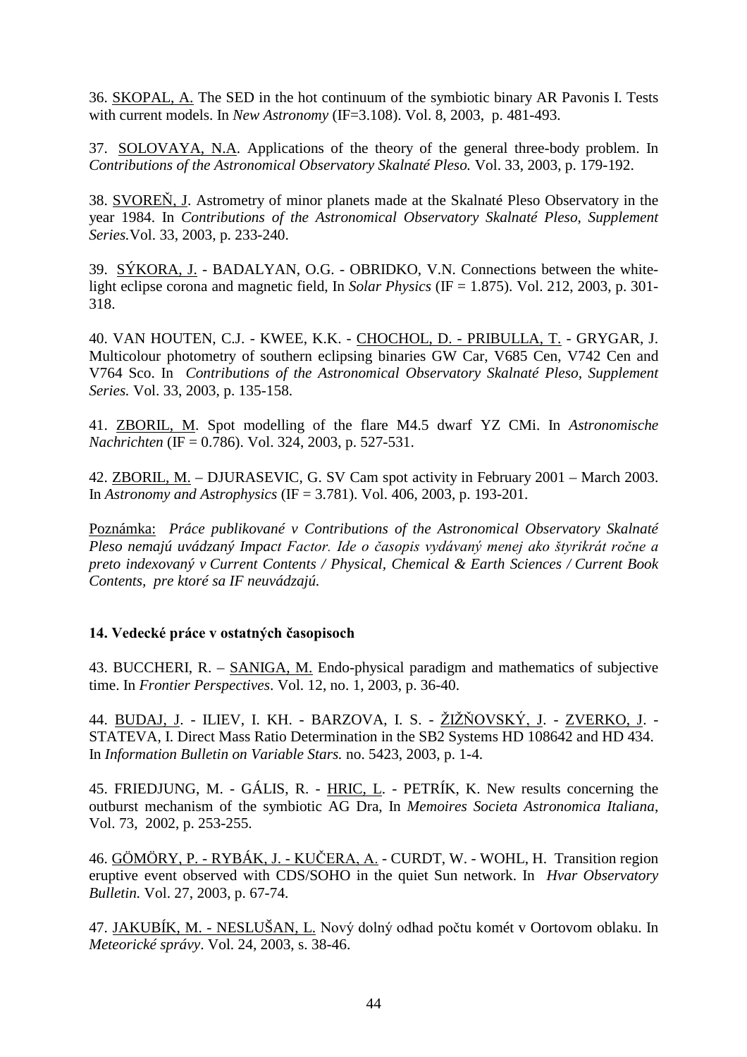36. SKOPAL, A. The SED in the hot continuum of the symbiotic binary AR Pavonis I. Tests with current models. In *New Astronomy* (IF=3.108). Vol. 8, 2003, p. 481-493.

37. SOLOVAYA, N.A. Applications of the theory of the general three-body problem. In *Contributions of the Astronomical Observatory Skalnaté Pleso.* Vol. 33, 2003, p. 179-192.

38. SVOREŇ, J. Astrometry of minor planets made at the Skalnaté Pleso Observatory in the year 1984. In *Contributions of the Astronomical Observatory Skalnaté Pleso, Supplement Series.*Vol. 33, 2003, p. 233-240.

39. SÝKORA, J. - BADALYAN, O.G. - OBRIDKO, V.N. Connections between the white-light eclipse corona and magnetic field, In *Solar Physics* (IF = 1.875). Vol. 212, 2003, p. 301-318.

40. VAN HOUTEN, C.J. - KWEE, K.K. - CHOCHOL, D. - PRIBULLA, T. - GRYGAR, J. Multicolour photometry of southern eclipsing binaries GW Car, V685 Cen, V742 Cen and V764 Sco. In *Contributions of the Astronomical Observatory Skalnaté Pleso, Supplement Series.* Vol. 33, 2003, p. 135-158.

41. ZBORIL, M. Spot modelling of the flare M4.5 dwarf YZ CMi. In *Astronomische Nachrichten* (IF = 0.786). Vol. 324, 2003, p. 527-531.

42. ZBORIL, M. – DJURASEVIC, G. SV Cam spot activity in February 2001 – March 2003. In *Astronomy and Astrophysics* (IF = 3.781). Vol. 406, 2003, p. 193-201.

Poznámka: *Práce publikované v Contributions of the Astronomical Observatory Skalnaté Pleso nemajú uvádzaný Impact Factor. Ide o časopis vydávaný menej ako štyrikrát ročne a preto indexovaný v Current Contents / Physical, Chemical & Earth Sciences / Current Book Contents, pre ktoré sa IF neuvádzajú.*

**14. Vedecké práce v ostatných časopisoch**

43. BUCCHERI, R. – SANIGA, M. Endo-physical paradigm and mathematics of subjective time. In *Frontier Perspectives*. Vol. 12, no. 1, 2003, p. 36-40.

44. BUDAJ, J. - ILIEV, I. KH. - BARZOVA, I. S. - ŽIŽŇOVSKÝ, J. - ZVERKO, J. - STATEVA, I. Direct Mass Ratio Determination in the SB2 Systems HD 108642 and HD 434. In *Information Bulletin on Variable Stars.* no. 5423, 2003, p. 1-4.

45. FRIEDJUNG, M. - GÁLIS, R. - HRIC, L. - PETRÍK, K. New results concerning the outburst mechanism of the symbiotic AG Dra, In *Memoires Societa Astronomica Italiana*, Vol. 73, 2002, p. 253-255.

46. GÖMÖRY, P. - RYBÁK, J. - KUČERA, A. - CURDT, W. - WOHL, H. Transition region eruptive event observed with CDS/SOHO in the quiet Sun network. In *Hvar Observatory Bulletin.* Vol. 27, 2003, p. 67-74.

47. JAKUBÍK, M. - NESLUŠAN, L. Nový dolný odhad počtu komét v Oortovom oblaku. In *Meteorické správy*. Vol. 24, 2003, s. 38-46.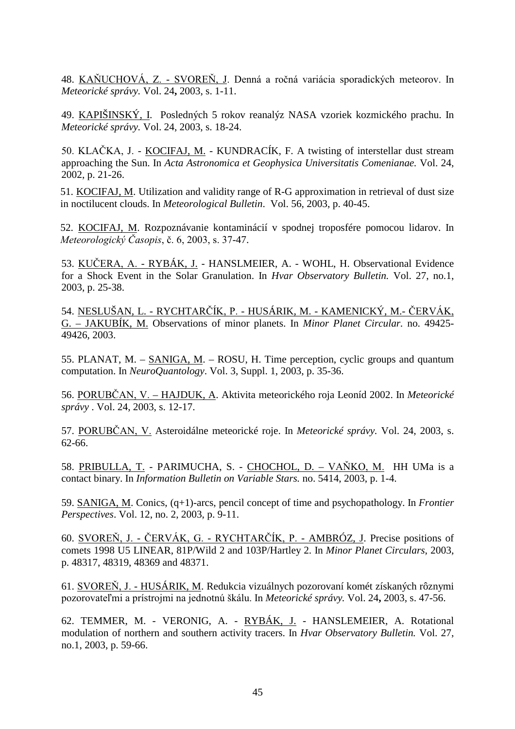48. KAŇUCHOVÁ, Z. - SVOREŇ, J. Denná a ročná variácia sporadických meteorov. In *Meteorické správy.* Vol. 24**,** 2003, s. 1-11.

49. KAPIŠINSKÝ, I. Posledných 5 rokov reanalýz NASA vzoriek kozmického prachu. In *Meteorické správy.* Vol. 24, 2003, s. 18-24.

50. KLAČKA, J. - KOCIFAJ, M. - KUNDRACÍK, F. A twisting of interstellar dust stream approaching the Sun. In *Acta Astronomica et Geophysica Universitatis Comenianae.* Vol. 24, 2002, p. 21-26.

51. KOCIFAJ, M. Utilization and validity range of R-G approximation in retrieval of dust size in noctilucent clouds. In *Meteorological Bulletin*. Vol. 56, 2003, p. 40-45.

52. KOCIFAJ, M. Rozpoznávanie kontaminácií v spodnej troposfére pomocou lidarov. In *Meteorologický Časopis*, č. 6, 2003, s. 37-47.

53. KUČERA, A. - RYBÁK, J. - HANSLMEIER, A. - WOHL, H. Observational Evidence for a Shock Event in the Solar Granulation. In *Hvar Observatory Bulletin.* Vol. 27, no.1, 2003, p. 25-38.

54. NESLUŠAN, L. - RYCHTARČÍK, P. - HUSÁRIK, M. - KAMENICKÝ, M.- ČERVÁK, G. – JAKUBÍK, M. Observations of minor planets. In *Minor Planet Circular*. no. 49425-49426, 2003.

55. PLANAT, M. – SANIGA, M. – ROSU, H. Time perception, cyclic groups and quantum computation. In *NeuroQuantology*. Vol. 3, Suppl. 1, 2003, p. 35-36.

56. PORUBČAN, V. – HAJDUK, A. Aktivita meteorického roja Leoníd 2002. In *Meteorické správy* . Vol. 24, 2003, s. 12-17.

57. PORUBČAN, V. Asteroidálne meteorické roje. In *Meteorické správy.* Vol. 24, 2003, s. 62-66.

58. PRIBULLA, T. - PARIMUCHA, S. - CHOCHOL, D. – VAŇKO, M. HH UMa is a contact binary. In *Information Bulletin on Variable Stars.* no. 5414, 2003, p. 1-4.

59. SANIGA, M. Conics, (q+1)-arcs, pencil concept of time and psychopathology. In *Frontier Perspectives*. Vol. 12, no. 2, 2003, p. 9-11.

60. SVOREŇ, J. - ČERVÁK, G. - RYCHTARČÍK, P. - AMBRÓZ, J. Precise positions of comets 1998 U5 LINEAR, 81P/Wild 2 and 103P/Hartley 2. In *Minor Planet Circulars*, 2003, p. 48317, 48319, 48369 and 48371.

61. SVOREŇ, J. - HUSÁRIK, M. Redukcia vizuálnych pozorovaní komét získaných rôznymi pozorovateľmi a prístrojmi na jednotnú škálu. In *Meteorické správy.* Vol. 24**,** 2003, s. 47-56.

62. TEMMER, M. - VERONIG, A. - RYBÁK, J. - HANSLEMEIER, A. Rotational modulation of northern and southern activity tracers. In *Hvar Observatory Bulletin.* Vol. 27, no.1, 2003, p. 59-66.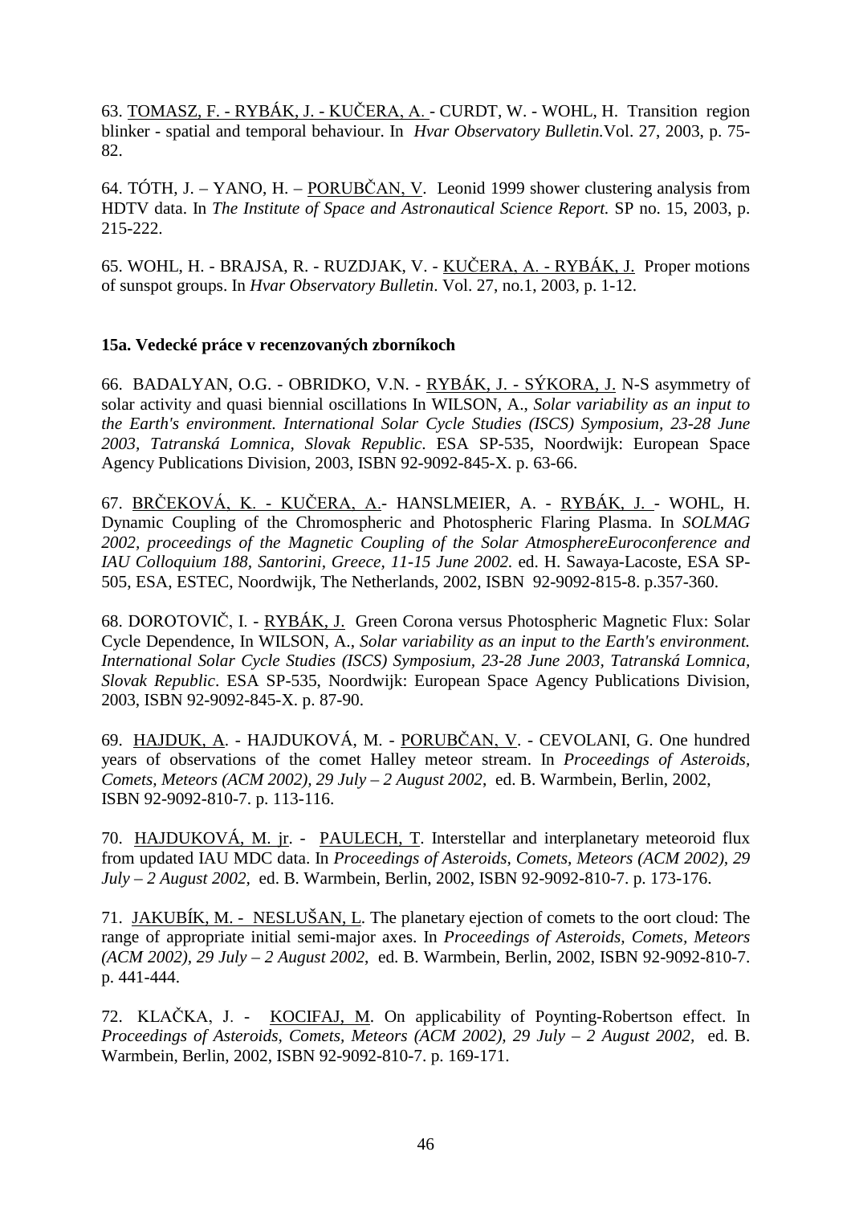63. <u>TOMASZ, F. - RYBÁK, J. - KUČERA, A.</u> - CURDT, W. - WOHL, H. Transition region blinker - spatial and temporal behaviour. In *Hvar Observatory Bulletin.*Vol. 27, 2003, p. 75-82.

64. TÓTH, J. – YANO, H. – <u>PORUBČAN, V</u>. Leonid 1999 shower clustering analysis from HDTV data. In *The Institute of Space and Astronautical Science Report.* SP no. 15, 2003, p. 215-222.

65. WOHL, H. - BRAJSA, R. - RUZDJAK, V. - <u>KUČERA, A. - RYBÁK, J.</u> Proper motions of sunspot groups. In *Hvar Observatory Bulletin*. Vol. 27, no.1, 2003, p. 1-12.

**15a. Vedecké práce v recenzovaných zborníkoch**

66. BADALYAN, O.G. - OBRIDKO, V.N. - <u>RYBÁK, J. - SÝKORA, J.</u> N-S asymmetry of solar activity and quasi biennial oscillations In WILSON, A., *Solar variability as an input to the Earth's environment. International Solar Cycle Studies (ISCS) Symposium, 23-28 June 2003, Tatranská Lomnica, Slovak Republic*. ESA SP-535, Noordwijk: European Space Agency Publications Division, 2003, ISBN 92-9092-845-X. p. 63-66.

67. <u>BRČEKOVÁ, K. - KUČERA, A.</u>- HANSLMEIER, A. - <u>RYBÁK, J.</u> - WOHL, H. Dynamic Coupling of the Chromospheric and Photospheric Flaring Plasma. In *SOLMAG 2002, proceedings of the Magnetic Coupling of the Solar AtmosphereEuroconference and IAU Colloquium 188, Santorini, Greece, 11-15 June 2002.* ed. H. Sawaya-Lacoste, ESA SP-505, ESA, ESTEC, Noordwijk, The Netherlands, 2002, ISBN 92-9092-815-8. p.357-360.

68. DOROTOVIČ, I. - <u>RYBÁK, J.</u> Green Corona versus Photospheric Magnetic Flux: Solar Cycle Dependence, In WILSON, A., *Solar variability as an input to the Earth's environment. International Solar Cycle Studies (ISCS) Symposium, 23-28 June 2003, Tatranská Lomnica, Slovak Republic*. ESA SP-535, Noordwijk: European Space Agency Publications Division, 2003, ISBN 92-9092-845-X. p. 87-90.

69. <u>HAJDUK, A</u>. - HAJDUKOVÁ, M. - <u>PORUBČAN, V</u>. - CEVOLANI, G. One hundred years of observations of the comet Halley meteor stream. In *Proceedings of Asteroids, Comets, Meteors (ACM 2002), 29 July – 2 August 2002*, ed. B. Warmbein, Berlin, 2002, ISBN 92-9092-810-7. p. 113-116.

70. <u>HAJDUKOVÁ, M. jr</u>. - <u>PAULECH, T</u>. Interstellar and interplanetary meteoroid flux from updated IAU MDC data. In *Proceedings of Asteroids, Comets, Meteors (ACM 2002), 29 July – 2 August 2002*, ed. B. Warmbein, Berlin, 2002, ISBN 92-9092-810-7. p. 173-176.

71. <u>JAKUBÍK, M. - NESLUŠAN, L</u>. The planetary ejection of comets to the oort cloud: The range of appropriate initial semi-major axes. In *Proceedings of Asteroids, Comets, Meteors (ACM 2002), 29 July – 2 August 2002*, ed. B. Warmbein, Berlin, 2002, ISBN 92-9092-810-7. p. 441-444.

72. KLAČKA, J. - <u>KOCIFAJ, M</u>. On applicability of Poynting-Robertson effect. In *Proceedings of Asteroids, Comets, Meteors (ACM 2002), 29 July – 2 August 2002*, ed. B. Warmbein, Berlin, 2002, ISBN 92-9092-810-7. p. 169-171.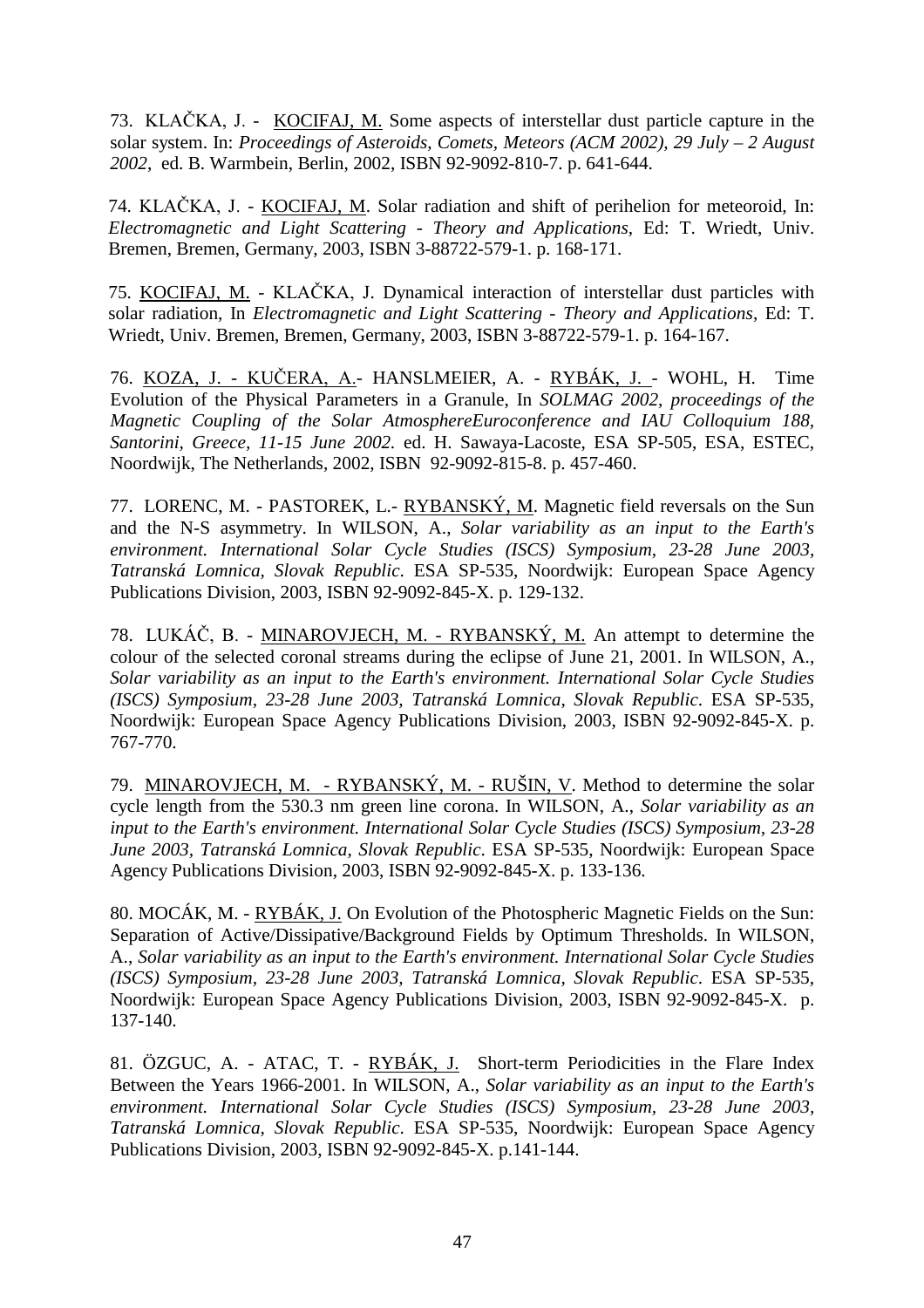73. KLAČKA, J. - KOCIFAJ, M. Some aspects of interstellar dust particle capture in the solar system. In: *Proceedings of Asteroids, Comets, Meteors (ACM 2002), 29 July – 2 August 2002*, ed. B. Warmbein, Berlin, 2002, ISBN 92-9092-810-7. p. 641-644.

74. KLAČKA, J. - KOCIFAJ, M. Solar radiation and shift of perihelion for meteoroid, In: *Electromagnetic and Light Scattering - Theory and Applications*, Ed: T. Wriedt, Univ. Bremen, Bremen, Germany, 2003, ISBN 3-88722-579-1. p. 168-171.

75. KOCIFAJ, M. - KLAČKA, J. Dynamical interaction of interstellar dust particles with solar radiation, In *Electromagnetic and Light Scattering - Theory and Applications*, Ed: T. Wriedt, Univ. Bremen, Bremen, Germany, 2003, ISBN 3-88722-579-1. p. 164-167.

76. KOZA, J. - KUČERA, A.- HANSLMEIER, A. - RYBÁK, J. - WOHL, H. Time Evolution of the Physical Parameters in a Granule, In *SOLMAG 2002, proceedings of the Magnetic Coupling of the Solar AtmosphereEuroconference and IAU Colloquium 188, Santorini, Greece, 11-15 June 2002.* ed. H. Sawaya-Lacoste, ESA SP-505, ESA, ESTEC, Noordwijk, The Netherlands, 2002, ISBN 92-9092-815-8. p. 457-460.

77. LORENC, M. - PASTOREK, L.- RYBANSKÝ, M. Magnetic field reversals on the Sun and the N-S asymmetry. In WILSON, A., *Solar variability as an input to the Earth's environment. International Solar Cycle Studies (ISCS) Symposium, 23-28 June 2003, Tatranská Lomnica, Slovak Republic.* ESA SP-535, Noordwijk: European Space Agency Publications Division, 2003, ISBN 92-9092-845-X. p. 129-132.

78. LUKÁČ, B. - MINAROVJECH, M. - RYBANSKÝ, M. An attempt to determine the colour of the selected coronal streams during the eclipse of June 21, 2001. In WILSON, A., *Solar variability as an input to the Earth's environment. International Solar Cycle Studies (ISCS) Symposium, 23-28 June 2003, Tatranská Lomnica, Slovak Republic.* ESA SP-535, Noordwijk: European Space Agency Publications Division, 2003, ISBN 92-9092-845-X. p. 767-770.

79. MINAROVJECH, M. - RYBANSKÝ, M. - RUŠIN, V. Method to determine the solar cycle length from the 530.3 nm green line corona. In WILSON, A., *Solar variability as an input to the Earth's environment. International Solar Cycle Studies (ISCS) Symposium, 23-28 June 2003, Tatranská Lomnica, Slovak Republic.* ESA SP-535, Noordwijk: European Space Agency Publications Division, 2003, ISBN 92-9092-845-X. p. 133-136.

80. MOCÁK, M. - RYBÁK, J. On Evolution of the Photospheric Magnetic Fields on the Sun: Separation of Active/Dissipative/Background Fields by Optimum Thresholds. In WILSON, A., *Solar variability as an input to the Earth's environment. International Solar Cycle Studies (ISCS) Symposium, 23-28 June 2003, Tatranská Lomnica, Slovak Republic.* ESA SP-535, Noordwijk: European Space Agency Publications Division, 2003, ISBN 92-9092-845-X. p. 137-140.

81. ÖZGUC, A. - ATAC, T. - RYBÁK, J. Short-term Periodicities in the Flare Index Between the Years 1966-2001. In WILSON, A., *Solar variability as an input to the Earth's environment. International Solar Cycle Studies (ISCS) Symposium, 23-28 June 2003, Tatranská Lomnica, Slovak Republic.* ESA SP-535, Noordwijk: European Space Agency Publications Division, 2003, ISBN 92-9092-845-X. p.141-144.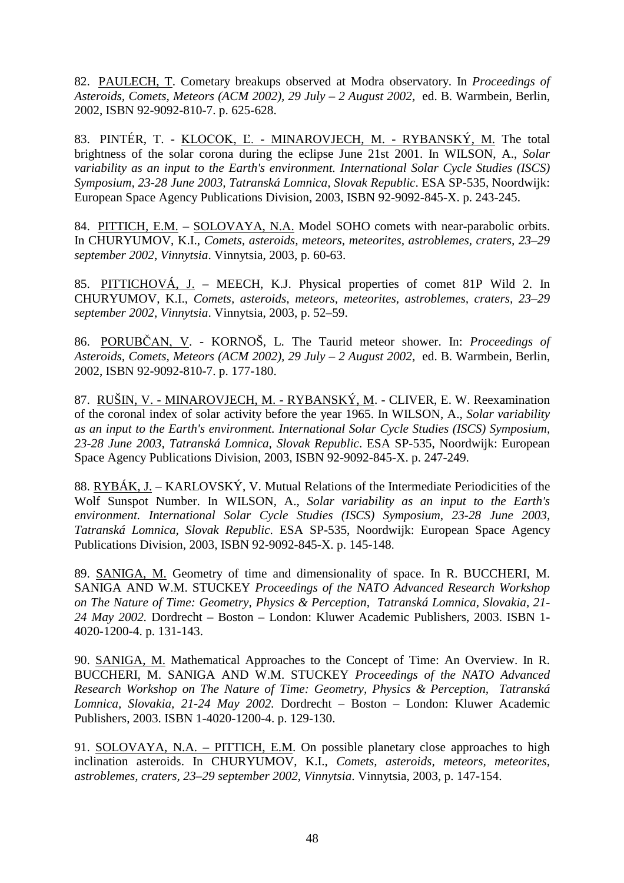82. PAULECH, T. Cometary breakups observed at Modra observatory. In *Proceedings of Asteroids, Comets, Meteors (ACM 2002), 29 July – 2 August 2002*, ed. B. Warmbein, Berlin, 2002, ISBN 92-9092-810-7. p. 625-628.

83. PINTÉR, T. - KLOCOK, Ľ. - MINAROVJECH, M. - RYBANSKÝ, M. The total brightness of the solar corona during the eclipse June 21st 2001. In WILSON, A., *Solar variability as an input to the Earth's environment. International Solar Cycle Studies (ISCS) Symposium, 23-28 June 2003, Tatranská Lomnica, Slovak Republic*. ESA SP-535, Noordwijk: European Space Agency Publications Division, 2003, ISBN 92-9092-845-X. p. 243-245.

84. PITTICH, E.M. – SOLOVAYA, N.A. Model SOHO comets with near-parabolic orbits. In CHURYUMOV, K.I., *Comets, asteroids, meteors, meteorites, astroblemes, craters, 23–29 september 2002, Vinnytsia*. Vinnytsia, 2003, p. 60-63.

85. PITTICHOVÁ, J. – MEECH, K.J. Physical properties of comet 81P Wild 2. In CHURYUMOV, K.I., *Comets, asteroids, meteors, meteorites, astroblemes, craters, 23–29 september 2002, Vinnytsia*. Vinnytsia, 2003, p. 52–59.

86. PORUBČAN, V. - KORNOŠ, L. The Taurid meteor shower. In: *Proceedings of Asteroids, Comets, Meteors (ACM 2002), 29 July – 2 August 2002*, ed. B. Warmbein, Berlin, 2002, ISBN 92-9092-810-7. p. 177-180.

87. RUŠIN, V. - MINAROVJECH, M. - RYBANSKÝ, M. - CLIVER, E. W. Reexamination of the coronal index of solar activity before the year 1965. In WILSON, A., *Solar variability as an input to the Earth's environment. International Solar Cycle Studies (ISCS) Symposium, 23-28 June 2003, Tatranská Lomnica, Slovak Republic*. ESA SP-535, Noordwijk: European Space Agency Publications Division, 2003, ISBN 92-9092-845-X. p. 247-249.

88. RYBÁK, J. – KARLOVSKÝ, V. Mutual Relations of the Intermediate Periodicities of the Wolf Sunspot Number. In WILSON, A., *Solar variability as an input to the Earth's environment. International Solar Cycle Studies (ISCS) Symposium, 23-28 June 2003, Tatranská Lomnica, Slovak Republic*. ESA SP-535, Noordwijk: European Space Agency Publications Division, 2003, ISBN 92-9092-845-X. p. 145-148.

89. SANIGA, M. Geometry of time and dimensionality of space. In R. BUCCHERI, M. SANIGA AND W.M. STUCKEY *Proceedings of the NATO Advanced Research Workshop on The Nature of Time: Geometry, Physics & Perception, Tatranská Lomnica, Slovakia, 21-24 May 2002.* Dordrecht – Boston – London: Kluwer Academic Publishers, 2003. ISBN 1-4020-1200-4. p. 131-143.

90. SANIGA, M. Mathematical Approaches to the Concept of Time: An Overview. In R. BUCCHERI, M. SANIGA AND W.M. STUCKEY *Proceedings of the NATO Advanced Research Workshop on The Nature of Time: Geometry, Physics & Perception, Tatranská Lomnica, Slovakia, 21-24 May 2002.* Dordrecht – Boston – London: Kluwer Academic Publishers, 2003. ISBN 1-4020-1200-4. p. 129-130.

91. SOLOVAYA, N.A. – PITTICH, E.M. On possible planetary close approaches to high inclination asteroids. In CHURYUMOV, K.I., *Comets, asteroids, meteors, meteorites, astroblemes, craters, 23–29 september 2002, Vinnytsia*. Vinnytsia, 2003, p. 147-154.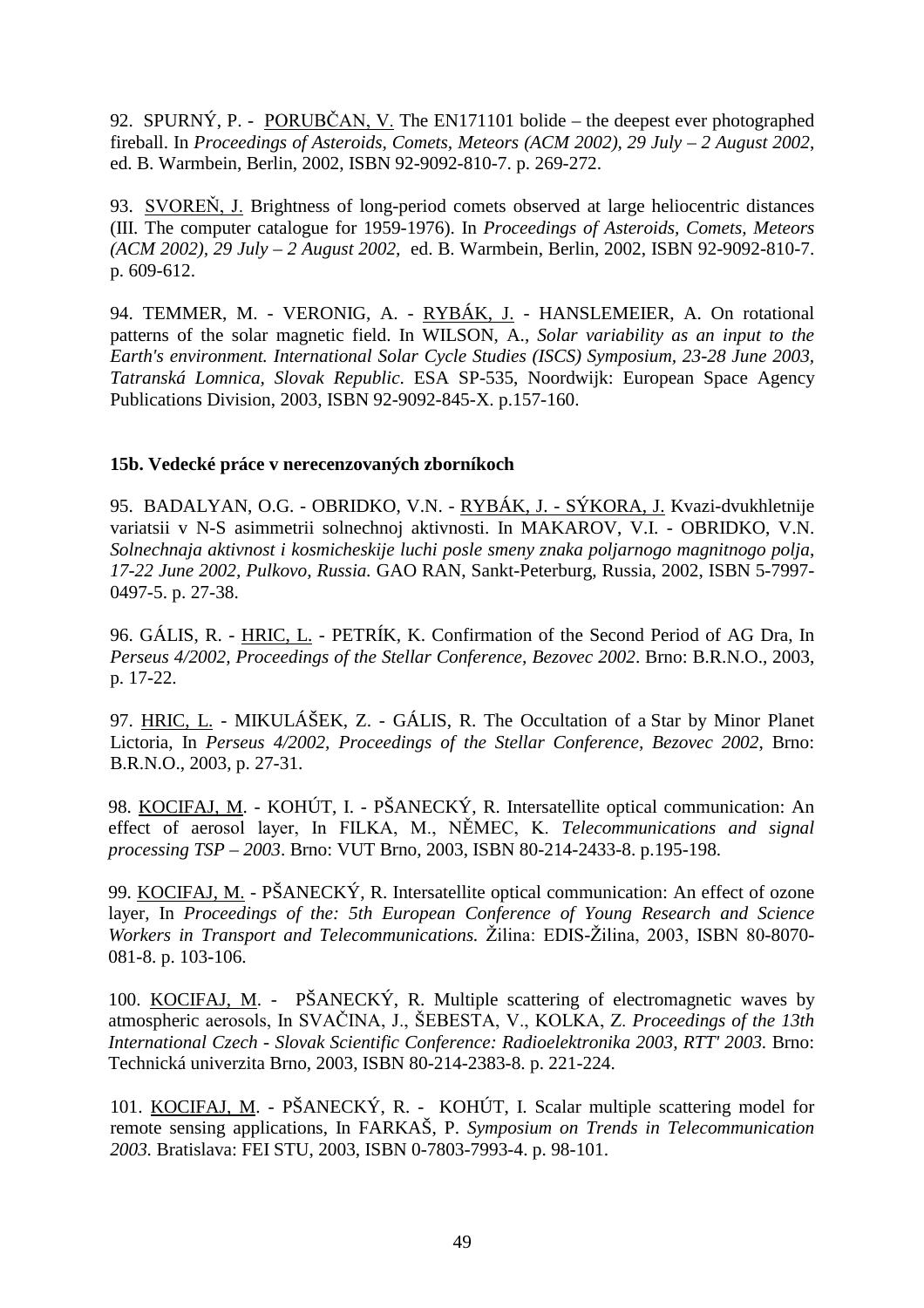92. SPURNÝ, P. - PORUBČAN, V. The EN171101 bolide – the deepest ever photographed fireball. In *Proceedings of Asteroids, Comets, Meteors (ACM 2002), 29 July – 2 August 2002*, ed. B. Warmbein, Berlin, 2002, ISBN 92-9092-810-7. p. 269-272.

93. SVOREŇ, J. Brightness of long-period comets observed at large heliocentric distances (III. The computer catalogue for 1959-1976). In *Proceedings of Asteroids, Comets, Meteors (ACM 2002), 29 July – 2 August 2002,* ed. B. Warmbein, Berlin, 2002, ISBN 92-9092-810-7. p. 609-612.

94. TEMMER, M. - VERONIG, A. - RYBÁK, J. - HANSLEMEIER, A. On rotational patterns of the solar magnetic field. In WILSON, A., *Solar variability as an input to the Earth's environment. International Solar Cycle Studies (ISCS) Symposium, 23-28 June 2003, Tatranská Lomnica, Slovak Republic*. ESA SP-535, Noordwijk: European Space Agency Publications Division, 2003, ISBN 92-9092-845-X. p.157-160.

**15b. Vedecké práce v nerecenzovaných zborníkoch**

95. BADALYAN, O.G. - OBRIDKO, V.N. - RYBÁK, J. - SÝKORA, J. Kvazi-dvukhletnije variatsii v N-S asimmetrii solnechnoj aktivnosti. In MAKAROV, V.I. - OBRIDKO, V.N. *Solnechnaja aktivnost i kosmicheskije luchi posle smeny znaka poljarnogo magnitnogo polja, 17-22 June 2002, Pulkovo, Russia.* GAO RAN, Sankt-Peterburg, Russia, 2002, ISBN 5-7997-0497-5. p. 27-38.

96. GÁLIS, R. - HRIC, L. - PETRÍK, K. Confirmation of the Second Period of AG Dra, In *Perseus 4/2002, Proceedings of the Stellar Conference, Bezovec 2002*. Brno: B.R.N.O., 2003, p. 17-22.

97. HRIC, L. - MIKULÁŠEK, Z. - GÁLIS, R. The Occultation of a Star by Minor Planet Lictoria, In *Perseus 4/2002, Proceedings of the Stellar Conference, Bezovec 2002*, Brno: B.R.N.O., 2003, p. 27-31.

98. KOCIFAJ, M. - KOHÚT, I. - PŠANECKÝ, R. Intersatellite optical communication: An effect of aerosol layer, In FILKA, M., NĚMEC, K. *Telecommunications and signal processing TSP – 2003*. Brno: VUT Brno, 2003, ISBN 80-214-2433-8. p.195-198.

99. KOCIFAJ, M. - PŠANECKÝ, R. Intersatellite optical communication: An effect of ozone layer, In *Proceedings of the: 5th European Conference of Young Research and Science Workers in Transport and Telecommunications.* Žilina: EDIS-Žilina, 2003, ISBN 80-8070-081-8. p. 103-106.

100. KOCIFAJ, M. - PŠANECKÝ, R. Multiple scattering of electromagnetic waves by atmospheric aerosols, In SVAČINA, J., ŠEBESTA, V., KOLKA, Z. *Proceedings of the 13th International Czech - Slovak Scientific Conference: Radioelektronika 2003, RTT' 2003*. Brno: Technická univerzita Brno, 2003, ISBN 80-214-2383-8. p. 221-224.

101. KOCIFAJ, M. - PŠANECKÝ, R. - KOHÚT, I. Scalar multiple scattering model for remote sensing applications, In FARKAŠ, P. *Symposium on Trends in Telecommunication 2003*. Bratislava: FEI STU, 2003, ISBN 0-7803-7993-4. p. 98-101.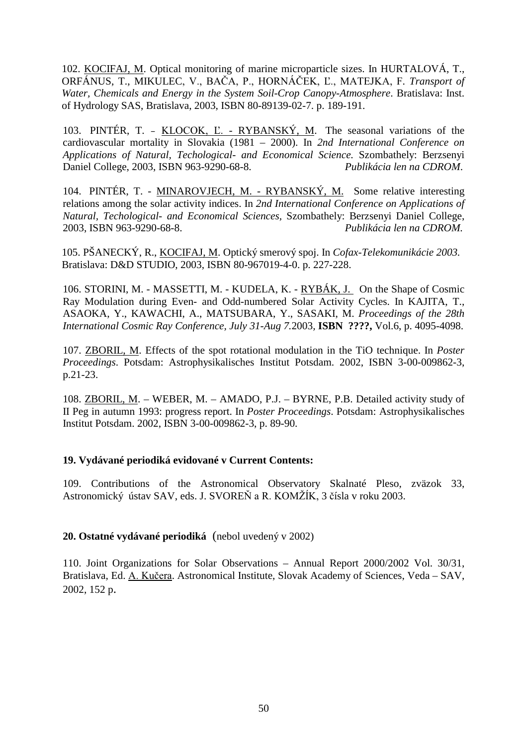102. KOCIFAJ, M. Optical monitoring of marine microparticle sizes. In HURTALOVÁ, T., ORFÁNUS, T., MIKULEC, V., BAČA, P., HORNÁČEK, Ľ., MATEJKA, F. *Transport of Water, Chemicals and Energy in the System Soil-Crop Canopy-Atmosphere*. Bratislava: Inst. of Hydrology SAS, Bratislava, 2003, ISBN 80-89139-02-7. p. 189-191.

103. PINTÉR, T. – KLOCOK, Ľ. - RYBANSKÝ, M. The seasonal variations of the cardiovascular mortality in Slovakia (1981 – 2000). In *2nd International Conference on Applications of Natural, Techological- and Economical Science.* Szombathely: Berzsenyi Daniel College, 2003, ISBN 963-9290-68-8. *Publikácia len na CDROM*.

104. PINTÉR, T. - MINAROVJECH, M. - RYBANSKÝ, M. Some relative interesting relations among the solar activity indices. In *2nd International Conference on Applications of Natural, Techological- and Economical Sciences*, Szombathely: Berzsenyi Daniel College, 2003, ISBN 963-9290-68-8. *Publikácia len na CDROM.*

105. PŠANECKÝ, R., KOCIFAJ, M. Optický smerový spoj. In *Cofax-Telekomunikácie 2003.* Bratislava: D&D STUDIO, 2003, ISBN 80-967019-4-0. p. 227-228.

106. STORINI, M. - MASSETTI, M. - KUDELA, K. - RYBÁK, J. On the Shape of Cosmic Ray Modulation during Even- and Odd-numbered Solar Activity Cycles. In KAJITA, T., ASAOKA, Y., KAWACHI, A., MATSUBARA, Y., SASAKI, M. *Proceedings of the 28th International Cosmic Ray Conference, July 31-Aug 7.*2003, **ISBN ????,** Vol.6, p. 4095-4098.

107. ZBORIL, M. Effects of the spot rotational modulation in the TiO technique. In *Poster Proceedings*. Potsdam: Astrophysikalisches Institut Potsdam. 2002, ISBN 3-00-009862-3, p.21-23.

108. ZBORIL, M. – WEBER, M. – AMADO, P.J. – BYRNE, P.B. Detailed activity study of II Peg in autumn 1993: progress report. In *Poster Proceedings*. Potsdam: Astrophysikalisches Institut Potsdam. 2002, ISBN 3-00-009862-3, p. 89-90.

**19. Vydávané periodiká evidované v Current Contents:**

109. Contributions of the Astronomical Observatory Skalnaté Pleso, zväzok 33, Astronomický ústav SAV, eds. J. SVOREŇ a R. KOMŽÍK, 3 čísla v roku 2003.

**20. Ostatné vydávané periodiká** (nebol uvedený v 2002)

110. Joint Organizations for Solar Observations – Annual Report 2000/2002 Vol. 30/31, Bratislava, Ed. A. Kučera. Astronomical Institute, Slovak Academy of Sciences, Veda – SAV, 2002, 152 p.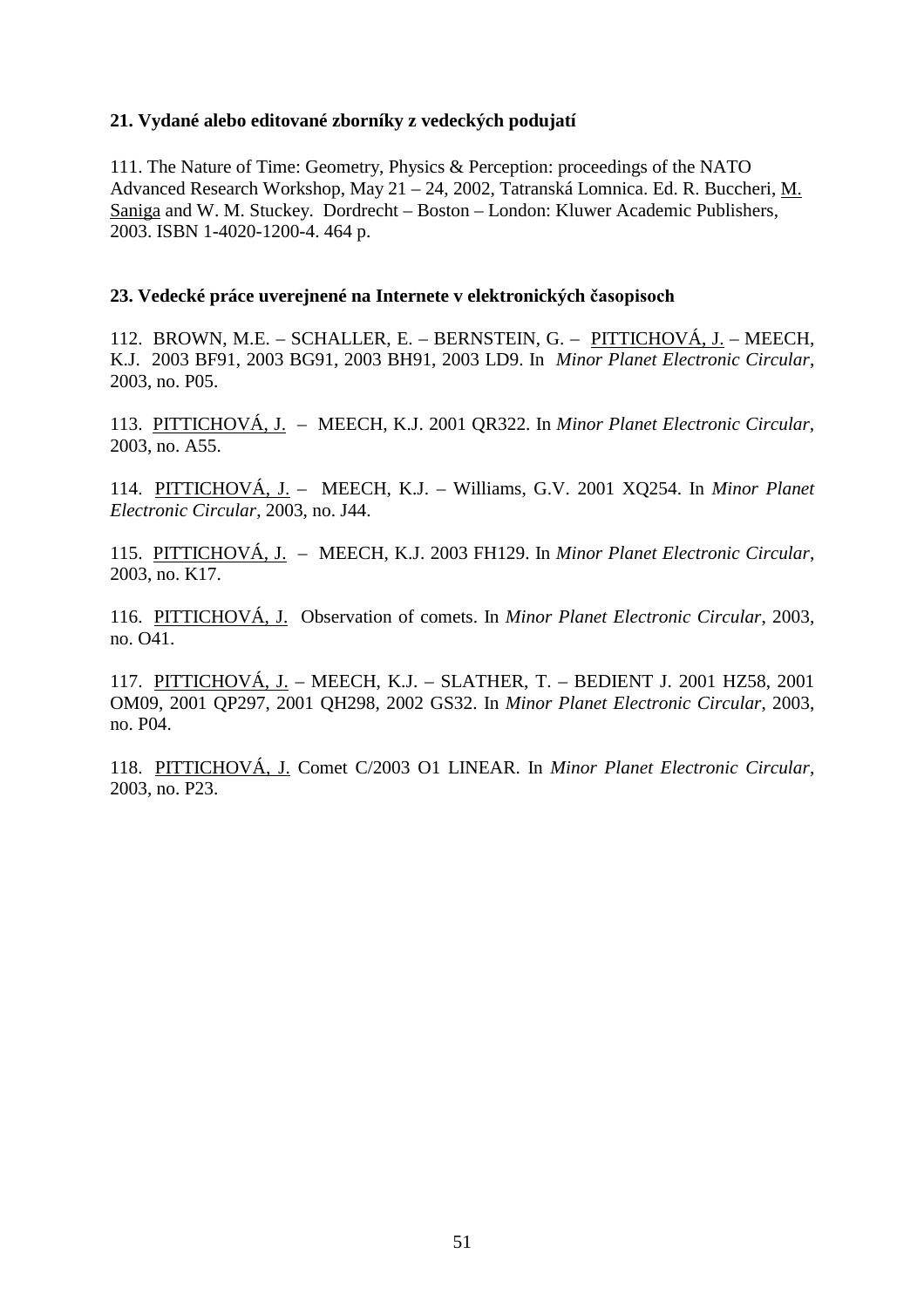## 21. Vydané alebo editované zborníky z vedeckých podujatí

111. The Nature of Time: Geometry, Physics & Perception: proceedings of the NATO Advanced Research Workshop, May 21 – 24, 2002, Tatranská Lomnica. Ed. R. Buccheri, M. Saniga and W. M. Stuckey. Dordrecht – Boston – London: Kluwer Academic Publishers, 2003. ISBN 1-4020-1200-4. 464 p.

## 23. Vedecké práce uverejnené na Internete v elektronických časopisoch

112. BROWN, M.E. – SCHALLER, E. – BERNSTEIN, G. – PITTICHOVÁ, J. – MEECH, K.J. 2003 BF91, 2003 BG91, 2003 BH91, 2003 LD9. In *Minor Planet Electronic Circular*, 2003, no. P05.

113. PITTICHOVÁ, J. – MEECH, K.J. 2001 QR322. In *Minor Planet Electronic Circular*, 2003, no. A55.

114. PITTICHOVÁ, J. – MEECH, K.J. – Williams, G.V. 2001 XQ254. In *Minor Planet Electronic Circular*, 2003, no. J44.

115. PITTICHOVÁ, J. – MEECH, K.J. 2003 FH129. In *Minor Planet Electronic Circular*, 2003, no. K17.

116. PITTICHOVÁ, J. Observation of comets. In *Minor Planet Electronic Circular*, 2003, no. O41.

117. PITTICHOVÁ, J. – MEECH, K.J. – SLATHER, T. – BEDIENT J. 2001 HZ58, 2001 OM09, 2001 QP297, 2001 QH298, 2002 GS32. In *Minor Planet Electronic Circular*, 2003, no. P04.

118. PITTICHOVÁ, J. Comet C/2003 O1 LINEAR. In *Minor Planet Electronic Circular*, 2003, no. P23.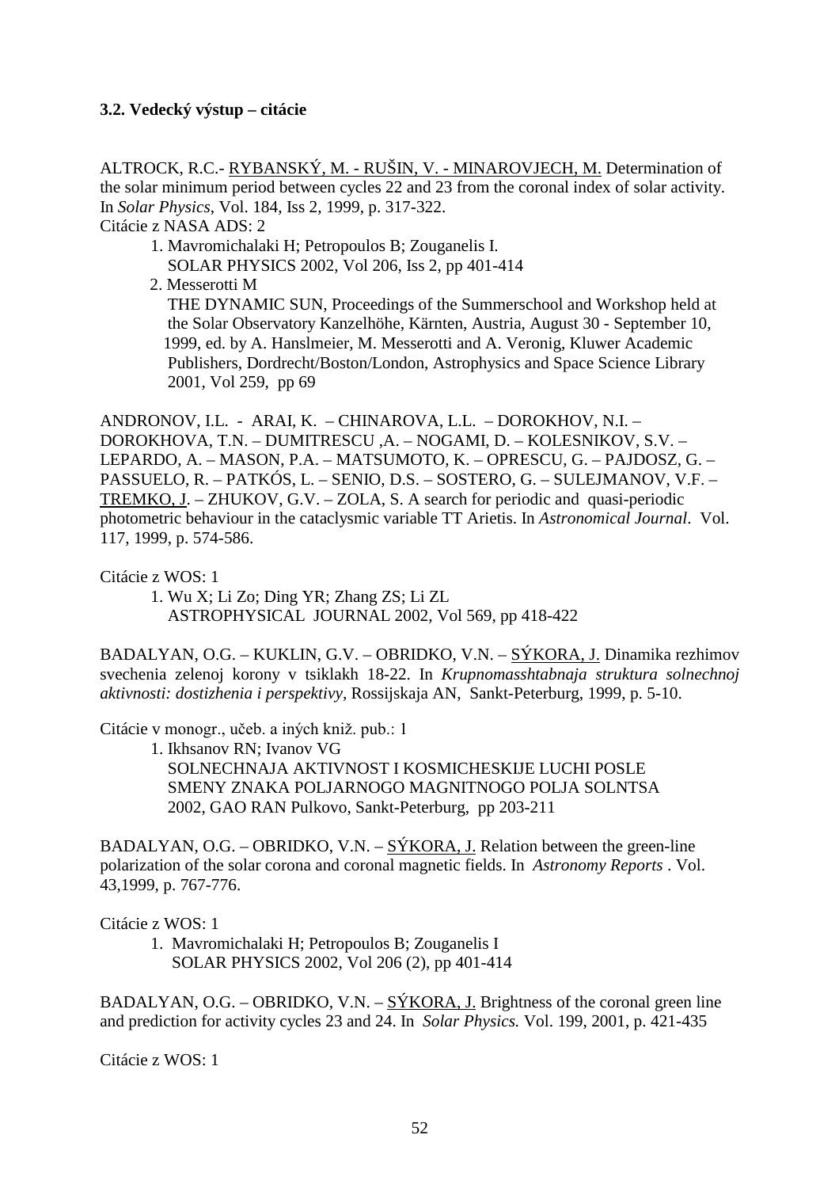**3.2. Vedecký výstup – citácie**

ALTROCK, R.C.- RYBANSKÝ, M. - RUŠIN, V. - MINAROVJECH, M. Determination of the solar minimum period between cycles 22 and 23 from the coronal index of solar activity. In *Solar Physics*, Vol. 184, Iss 2, 1999, p. 317-322.
Citácie z NASA ADS: 2

1. Mavromichalaki H; Petropoulos B; Zouganelis I.
   SOLAR PHYSICS 2002, Vol 206, Iss 2, pp 401-414
2. Messerotti M
   THE DYNAMIC SUN, Proceedings of the Summerschool and Workshop held at the Solar Observatory Kanzelhöhe, Kärnten, Austria, August 30 - September 10, 1999, ed. by A. Hanslmeier, M. Messerotti and A. Veronig, Kluwer Academic Publishers, Dordrecht/Boston/London, Astrophysics and Space Science Library 2001, Vol 259, pp 69

ANDRONOV, I.L. - ARAI, K. – CHINAROVA, L.L. – DOROKHOV, N.I. – DOROKHOVA, T.N. – DUMITRESCU ,A. – NOGAMI, D. – KOLESNIKOV, S.V. – LEPARDO, A. – MASON, P.A. – MATSUMOTO, K. – OPRESCU, G. – PAJDOSZ, G. – PASSUELO, R. – PATKÓS, L. – SENIO, D.S. – SOSTERO, G. – SULEJMANOV, V.F. – TREMKO, J. – ZHUKOV, G.V. – ZOLA, S. A search for periodic and quasi-periodic photometric behaviour in the cataclysmic variable TT Arietis. In *Astronomical Journal*. Vol. 117, 1999, p. 574-586.

Citácie z WOS: 1

1. Wu X; Li Zo; Ding YR; Zhang ZS; Li ZL
   ASTROPHYSICAL JOURNAL 2002, Vol 569, pp 418-422

BADALYAN, O.G. – KUKLIN, G.V. – OBRIDKO, V.N. – SÝKORA, J. Dinamika rezhimov svechenia zelenoj korony v tsiklakh 18-22. In *Krupnomasshtabnaja struktura solnechnoj aktivnosti: dostizhenia i perspektivy*, Rossijskaja AN, Sankt-Peterburg, 1999, p. 5-10.

Citácie v monogr., učeb. a iných kniž. pub.: 1

1. Ikhsanov RN; Ivanov VG
   SOLNECHNAJA AKTIVNOST I KOSMICHESKIJE LUCHI POSLE SMENY ZNAKA POLJARNOGO MAGNITNOGO POLJA SOLNTSA
   2002, GAO RAN Pulkovo, Sankt-Peterburg, pp 203-211

BADALYAN, O.G. – OBRIDKO, V.N. – SÝKORA, J. Relation between the green-line polarization of the solar corona and coronal magnetic fields. In *Astronomy Reports* . Vol. 43,1999, p. 767-776.

Citácie z WOS: 1

1. Mavromichalaki H; Petropoulos B; Zouganelis I
   SOLAR PHYSICS 2002, Vol 206 (2), pp 401-414

BADALYAN, O.G. – OBRIDKO, V.N. – SÝKORA, J. Brightness of the coronal green line and prediction for activity cycles 23 and 24. In *Solar Physics.* Vol. 199, 2001, p. 421-435

Citácie z WOS: 1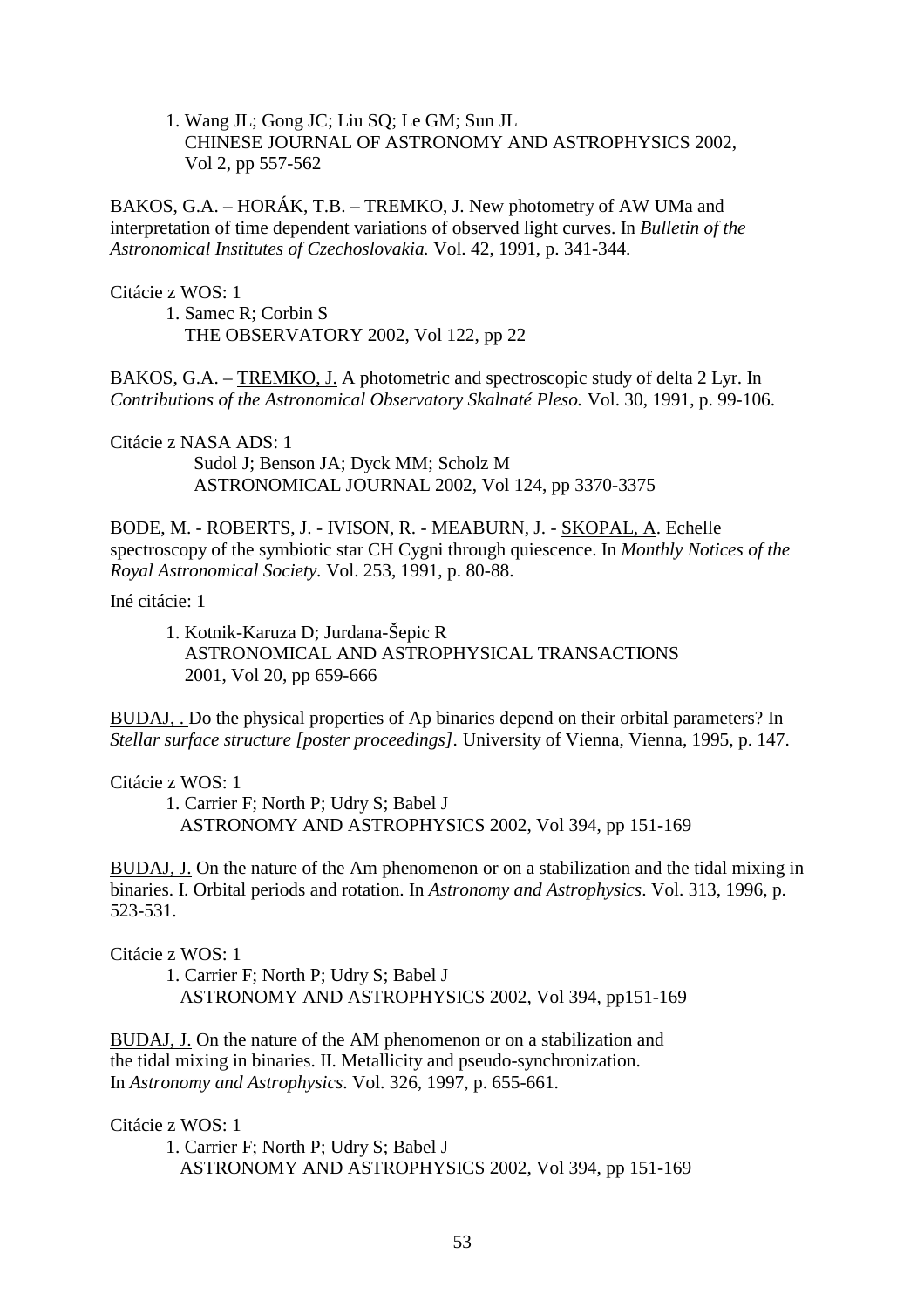1. Wang JL; Gong JC; Liu SQ; Le GM; Sun JL
   CHINESE JOURNAL OF ASTRONOMY AND ASTROPHYSICS 2002, Vol 2, pp 557-562

BAKOS, G.A. – HORÁK, T.B. – <u>TREMKO, J.</u> New photometry of AW UMa and interpretation of time dependent variations of observed light curves. In *Bulletin of the Astronomical Institutes of Czechoslovakia.* Vol. 42, 1991, p. 341-344.

Citácie z WOS: 1

1. Samec R; Corbin S
   THE OBSERVATORY 2002, Vol 122, pp 22

BAKOS, G.A. – <u>TREMKO, J.</u> A photometric and spectroscopic study of delta 2 Lyr. In *Contributions of the Astronomical Observatory Skalnaté Pleso.* Vol. 30, 1991, p. 99-106.

Citácie z NASA ADS: 1

Sudol J; Benson JA; Dyck MM; Scholz M
ASTRONOMICAL JOURNAL 2002, Vol 124, pp 3370-3375

BODE, M. - ROBERTS, J. - IVISON, R. - MEABURN, J. - <u>SKOPAL, A.</u> Echelle spectroscopy of the symbiotic star CH Cygni through quiescence. In *Monthly Notices of the Royal Astronomical Society.* Vol. 253, 1991, p. 80-88.

Iné citácie: 1

1. Kotnik-Karuza D; Jurdana-Šepic R
   ASTRONOMICAL AND ASTROPHYSICAL TRANSACTIONS 2001, Vol 20, pp 659-666

<u>BUDAJ, .</u> Do the physical properties of Ap binaries depend on their orbital parameters? In *Stellar surface structure [poster proceedings].* University of Vienna, Vienna, 1995, p. 147.

Citácie z WOS: 1

1. Carrier F; North P; Udry S; Babel J
   ASTRONOMY AND ASTROPHYSICS 2002, Vol 394, pp 151-169

<u>BUDAJ, J.</u> On the nature of the Am phenomenon or on a stabilization and the tidal mixing in binaries. I. Orbital periods and rotation. In *Astronomy and Astrophysics*. Vol. 313, 1996, p. 523-531.

Citácie z WOS: 1

1. Carrier F; North P; Udry S; Babel J
   ASTRONOMY AND ASTROPHYSICS 2002, Vol 394, pp151-169

<u>BUDAJ, J.</u> On the nature of the AM phenomenon or on a stabilization and the tidal mixing in binaries. II. Metallicity and pseudo-synchronization. In *Astronomy and Astrophysics*. Vol. 326, 1997, p. 655-661.

Citácie z WOS: 1

1. Carrier F; North P; Udry S; Babel J
   ASTRONOMY AND ASTROPHYSICS 2002, Vol 394, pp 151-169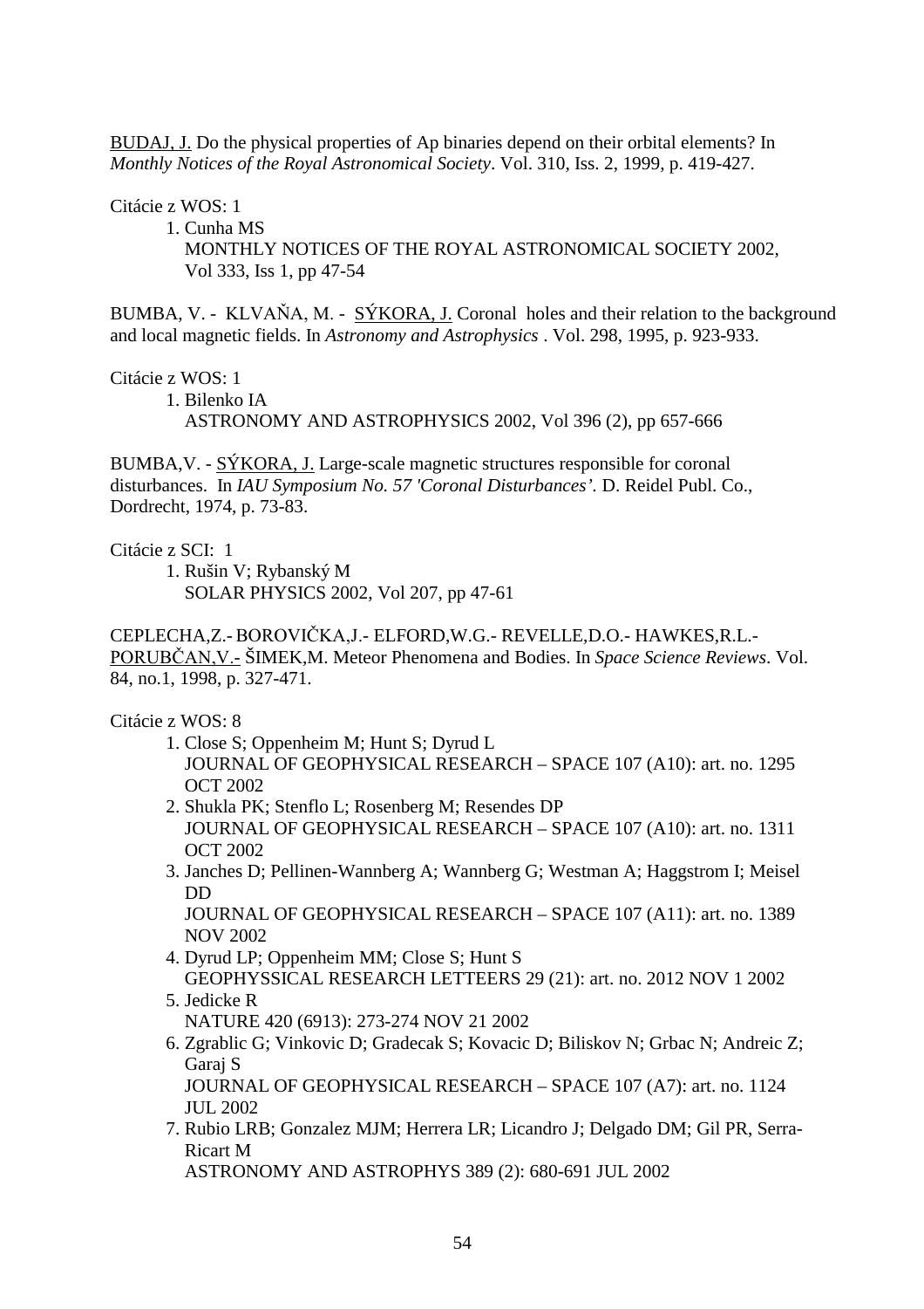BUDAJ, J. Do the physical properties of Ap binaries depend on their orbital elements? In *Monthly Notices of the Royal Astronomical Society*. Vol. 310, Iss. 2, 1999, p. 419-427.

Citácie z WOS: 1

1. Cunha MS
   MONTHLY NOTICES OF THE ROYAL ASTRONOMICAL SOCIETY 2002, Vol 333, Iss 1, pp 47-54

BUMBA, V. - KLVAŇA, M. - SÝKORA, J. Coronal holes and their relation to the background and local magnetic fields. In *Astronomy and Astrophysics* . Vol. 298, 1995, p. 923-933.

Citácie z WOS: 1

1. Bilenko IA
   ASTRONOMY AND ASTROPHYSICS 2002, Vol 396 (2), pp 657-666

BUMBA,V. - SÝKORA, J. Large-scale magnetic structures responsible for coronal disturbances. In *IAU Symposium No. 57 'Coronal Disturbances'*. D. Reidel Publ. Co., Dordrecht, 1974, p. 73-83.

Citácie z SCI: 1

1. Rušin V; Rybanský M
   SOLAR PHYSICS 2002, Vol 207, pp 47-61

CEPLECHA,Z.- BOROVIČKA,J.- ELFORD,W.G.- REVELLE,D.O.- HAWKES,R.L.- PORUBČAN,V.- ŠIMEK,M. Meteor Phenomena and Bodies. In *Space Science Reviews*. Vol. 84, no.1, 1998, p. 327-471.

Citácie z WOS: 8

1. Close S; Oppenheim M; Hunt S; Dyrud L
   JOURNAL OF GEOPHYSICAL RESEARCH – SPACE 107 (A10): art. no. 1295 OCT 2002
2. Shukla PK; Stenflo L; Rosenberg M; Resendes DP
   JOURNAL OF GEOPHYSICAL RESEARCH – SPACE 107 (A10): art. no. 1311 OCT 2002
3. Janches D; Pellinen-Wannberg A; Wannberg G; Westman A; Haggstrom I; Meisel DD
   JOURNAL OF GEOPHYSICAL RESEARCH – SPACE 107 (A11): art. no. 1389 NOV 2002
4. Dyrud LP; Oppenheim MM; Close S; Hunt S
   GEOPHYSSICAL RESEARCH LETTEERS 29 (21): art. no. 2012 NOV 1 2002
5. Jedicke R
   NATURE 420 (6913): 273-274 NOV 21 2002
6. Zgrablic G; Vinkovic D; Gradecak S; Kovacic D; Biliskov N; Grbac N; Andreic Z; Garaj S
   JOURNAL OF GEOPHYSICAL RESEARCH – SPACE 107 (A7): art. no. 1124 JUL 2002
7. Rubio LRB; Gonzalez MJM; Herrera LR; Licandro J; Delgado DM; Gil PR, Serra-Ricart M
   ASTRONOMY AND ASTROPHYS 389 (2): 680-691 JUL 2002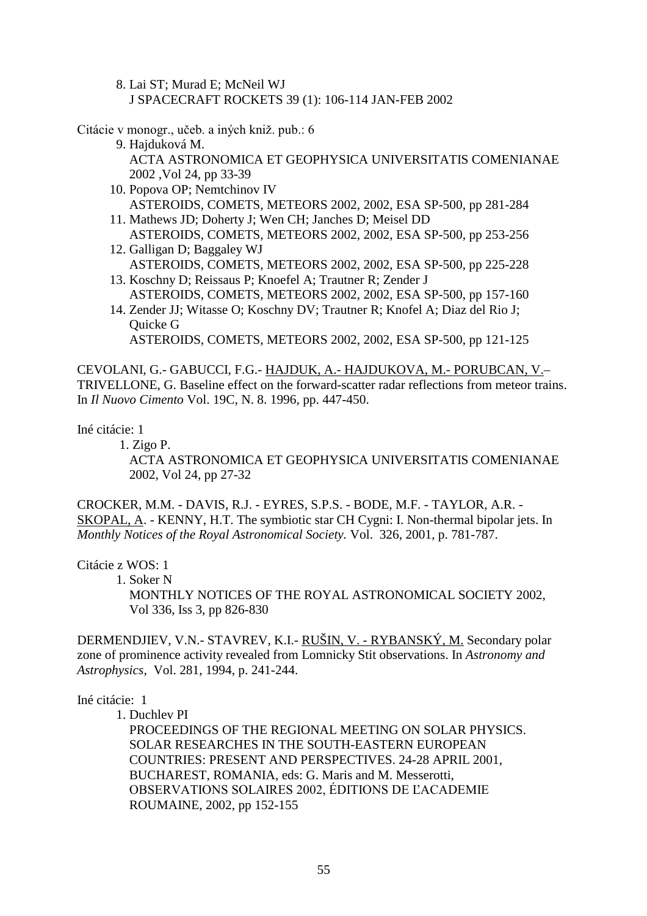8. Lai ST; Murad E; McNeil WJ
   J SPACECRAFT ROCKETS 39 (1): 106-114 JAN-FEB 2002

Citácie v monogr., učeb. a iných kniž. pub.: 6

9. Hajduková M.
   ACTA ASTRONOMICA ET GEOPHYSICA UNIVERSITATIS COMENIANAE 2002 ,Vol 24, pp 33-39
10. Popova OP; Nemtchinov IV
    ASTEROIDS, COMETS, METEORS 2002, 2002, ESA SP-500, pp 281-284
11. Mathews JD; Doherty J; Wen CH; Janches D; Meisel DD
    ASTEROIDS, COMETS, METEORS 2002, 2002, ESA SP-500, pp 253-256
12. Galligan D; Baggaley WJ
    ASTEROIDS, COMETS, METEORS 2002, 2002, ESA SP-500, pp 225-228
13. Koschny D; Reissaus P; Knoefel A; Trautner R; Zender J
    ASTEROIDS, COMETS, METEORS 2002, 2002, ESA SP-500, pp 157-160
14. Zender JJ; Witasse O; Koschny DV; Trautner R; Knofel A; Diaz del Rio J; Quicke G
    ASTEROIDS, COMETS, METEORS 2002, 2002, ESA SP-500, pp 121-125

CEVOLANI, G.- GABUCCI, F.G.- HAJDUK, A.- HAJDUKOVA, M.- PORUBCAN, V.– TRIVELLONE, G. Baseline effect on the forward-scatter radar reflections from meteor trains. In *Il Nuovo Cimento* Vol. 19C, N. 8. 1996, pp. 447-450.

Iné citácie: 1

1. Zigo P.
   ACTA ASTRONOMICA ET GEOPHYSICA UNIVERSITATIS COMENIANAE 2002, Vol 24, pp 27-32

CROCKER, M.M. - DAVIS, R.J. - EYRES, S.P.S. - BODE, M.F. - TAYLOR, A.R. - SKOPAL, A. - KENNY, H.T. The symbiotic star CH Cygni: I. Non-thermal bipolar jets. In *Monthly Notices of the Royal Astronomical Society.* Vol. 326, 2001, p. 781-787.

Citácie z WOS: 1

1. Soker N
   MONTHLY NOTICES OF THE ROYAL ASTRONOMICAL SOCIETY 2002, Vol 336, Iss 3, pp 826-830

DERMENDJIEV, V.N.- STAVREV, K.I.- RUŠIN, V. - RYBANSKÝ, M. Secondary polar zone of prominence activity revealed from Lomnicky Stit observations. In *Astronomy and Astrophysics*, Vol. 281, 1994, p. 241-244.

Iné citácie: 1

1. Duchlev PI
   PROCEEDINGS OF THE REGIONAL MEETING ON SOLAR PHYSICS. SOLAR RESEARCHES IN THE SOUTH-EASTERN EUROPEAN COUNTRIES: PRESENT AND PERSPECTIVES. 24-28 APRIL 2001, BUCHAREST, ROMANIA, eds: G. Maris and M. Messerotti, OBSERVATIONS SOLAIRES 2002, ÉDITIONS DE ĽACADEMIE ROUMAINE, 2002, pp 152-155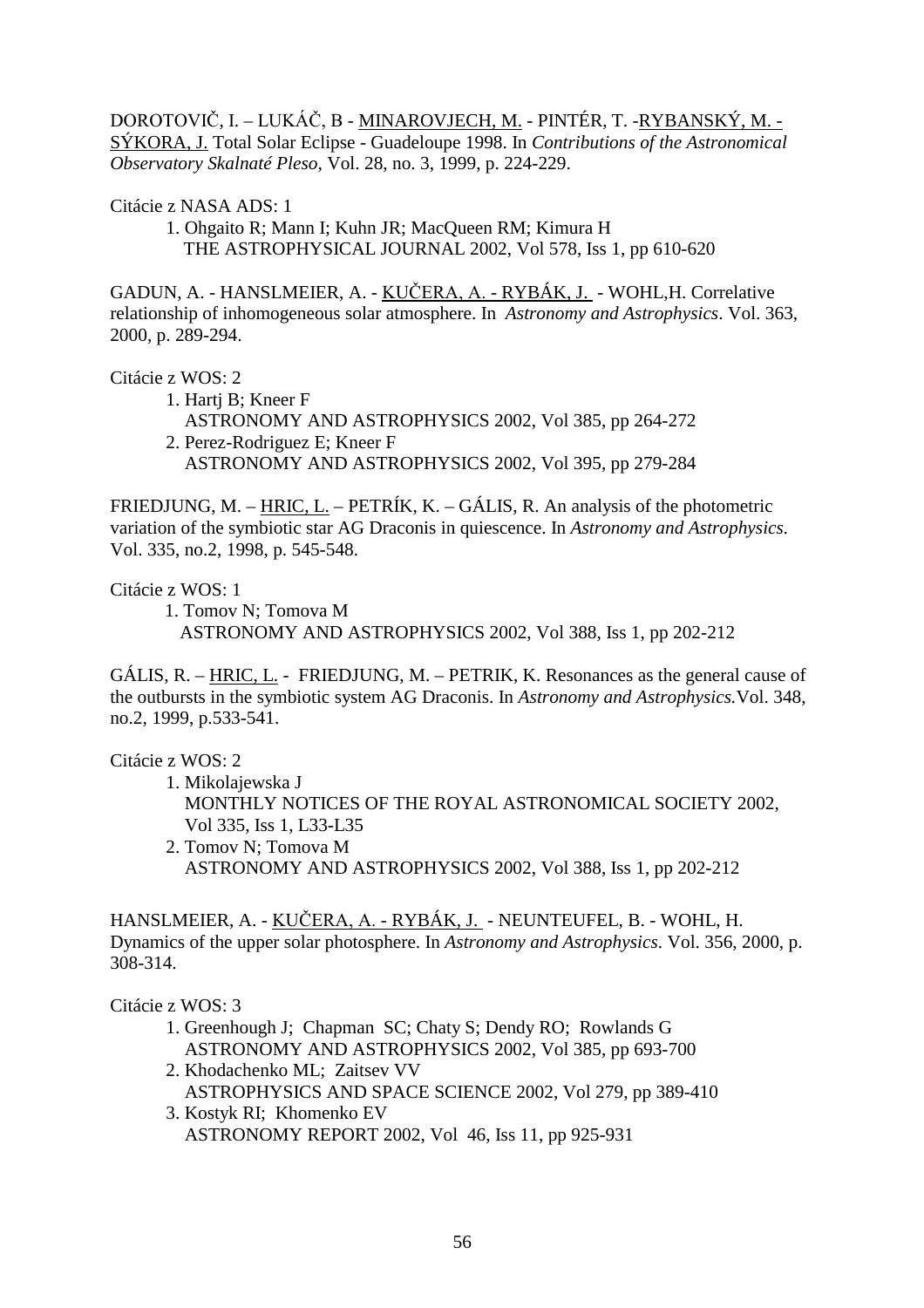DOROTOVIČ, I. – LUKÁČ, B - MINAROVJECH, M. - PINTÉR, T. -RYBANSKÝ, M. - SÝKORA, J. Total Solar Eclipse - Guadeloupe 1998. In *Contributions of the Astronomical Observatory Skalnaté Pleso*, Vol. 28, no. 3, 1999, p. 224-229.

Citácie z NASA ADS: 1

1. Ohgaito R; Mann I; Kuhn JR; MacQueen RM; Kimura H
   THE ASTROPHYSICAL JOURNAL 2002, Vol 578, Iss 1, pp 610-620

GADUN, A. - HANSLMEIER, A. - KUČERA, A. - RYBÁK, J. - WOHL,H. Correlative relationship of inhomogeneous solar atmosphere. In *Astronomy and Astrophysics*. Vol. 363, 2000, p. 289-294.

Citácie z WOS: 2

1. Hartj B; Kneer F
   ASTRONOMY AND ASTROPHYSICS 2002, Vol 385, pp 264-272
2. Perez-Rodriguez E; Kneer F
   ASTRONOMY AND ASTROPHYSICS 2002, Vol 395, pp 279-284

FRIEDJUNG, M. – HRIC, L. – PETRÍK, K. – GÁLIS, R. An analysis of the photometric variation of the symbiotic star AG Draconis in quiescence. In *Astronomy and Astrophysics.* Vol. 335, no.2, 1998, p. 545-548.

Citácie z WOS: 1

1. Tomov N; Tomova M
   ASTRONOMY AND ASTROPHYSICS 2002, Vol 388, Iss 1, pp 202-212

GÁLIS, R. – HRIC, L. - FRIEDJUNG, M. – PETRIK, K. Resonances as the general cause of the outbursts in the symbiotic system AG Draconis. In *Astronomy and Astrophysics.*Vol. 348, no.2, 1999, p.533-541.

Citácie z WOS: 2

1. Mikolajewska J
   MONTHLY NOTICES OF THE ROYAL ASTRONOMICAL SOCIETY 2002, Vol 335, Iss 1, L33-L35
2. Tomov N; Tomova M
   ASTRONOMY AND ASTROPHYSICS 2002, Vol 388, Iss 1, pp 202-212

HANSLMEIER, A. - KUČERA, A. - RYBÁK, J. - NEUNTEUFEL, B. - WOHL, H. Dynamics of the upper solar photosphere. In *Astronomy and Astrophysics*. Vol. 356, 2000, p. 308-314.

Citácie z WOS: 3

1. Greenhough J; Chapman SC; Chaty S; Dendy RO; Rowlands G
   ASTRONOMY AND ASTROPHYSICS 2002, Vol 385, pp 693-700
2. Khodachenko ML; Zaitsev VV
   ASTROPHYSICS AND SPACE SCIENCE 2002, Vol 279, pp 389-410
3. Kostyk RI; Khomenko EV
   ASTRONOMY REPORT 2002, Vol 46, Iss 11, pp 925-931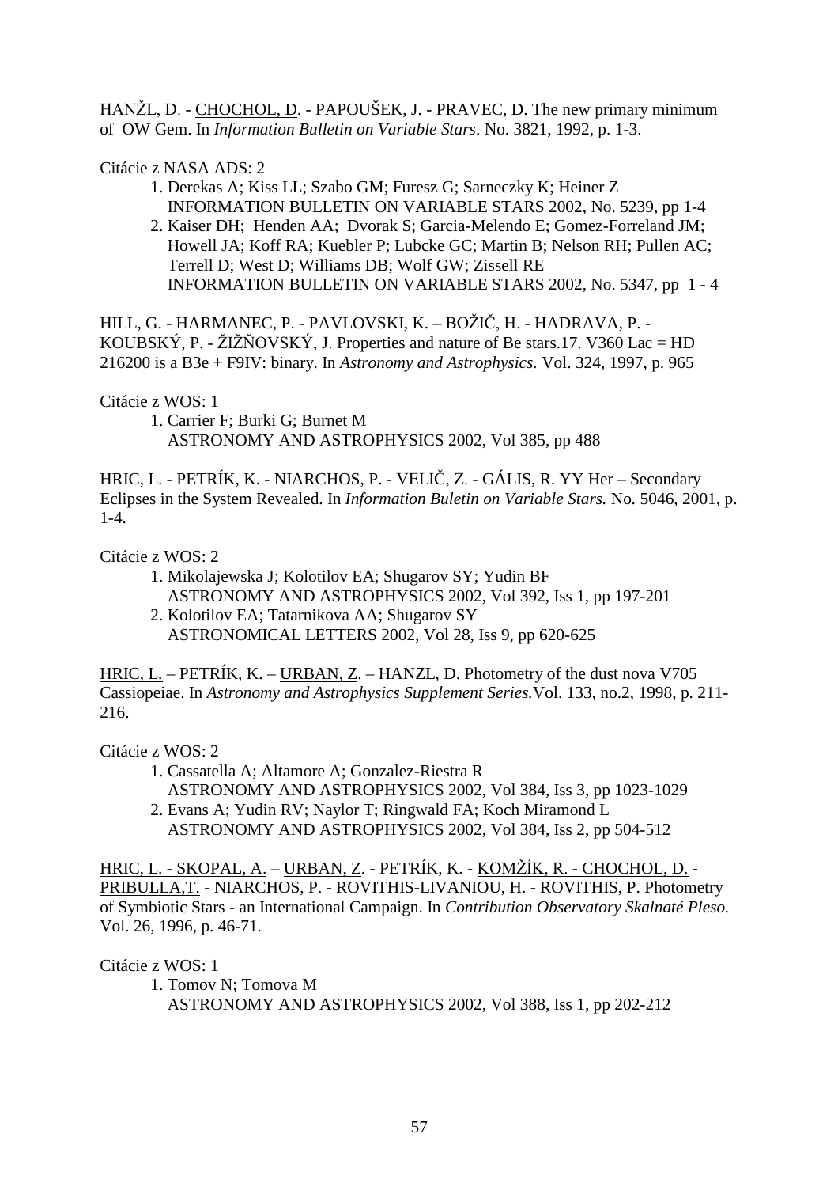HANŽL, D. - <u>CHOCHOL, D</u>. - PAPOUŠEK, J. - PRAVEC, D. The new primary minimum of OW Gem. In *Information Bulletin on Variable Stars*. No. 3821, 1992, p. 1-3.

Citácie z NASA ADS: 2

1. Derekas A; Kiss LL; Szabo GM; Furesz G; Sarneczky K; Heiner Z
   INFORMATION BULLETIN ON VARIABLE STARS 2002, No. 5239, pp 1-4
2. Kaiser DH; Henden AA; Dvorak S; Garcia-Melendo E; Gomez-Forreland JM; Howell JA; Koff RA; Kuebler P; Lubcke GC; Martin B; Nelson RH; Pullen AC; Terrell D; West D; Williams DB; Wolf GW; Zissell RE
   INFORMATION BULLETIN ON VARIABLE STARS 2002, No. 5347, pp 1 - 4

HILL, G. - HARMANEC, P. - PAVLOVSKI, K. – BOŽIČ, H. - HADRAVA, P. - KOUBSKÝ, P. - <u>ŽIŽŇOVSKÝ, J.</u> Properties and nature of Be stars.17. V360 Lac = HD 216200 is a B3e + F9IV: binary. In *Astronomy and Astrophysics.* Vol. 324, 1997, p. 965

Citácie z WOS: 1

1. Carrier F; Burki G; Burnet M
   ASTRONOMY AND ASTROPHYSICS 2002, Vol 385, pp 488

<u>HRIC, L.</u> - PETRÍK, K. - NIARCHOS, P. - VELIČ, Z. - GÁLIS, R. YY Her – Secondary Eclipses in the System Revealed. In *Information Buletin on Variable Stars.* No. 5046, 2001, p. 1-4.

Citácie z WOS: 2

1. Mikolajewska J; Kolotilov EA; Shugarov SY; Yudin BF
   ASTRONOMY AND ASTROPHYSICS 2002, Vol 392, Iss 1, pp 197-201
2. Kolotilov EA; Tatarnikova AA; Shugarov SY
   ASTRONOMICAL LETTERS 2002, Vol 28, Iss 9, pp 620-625

<u>HRIC, L.</u> – PETRÍK, K. – <u>URBAN, Z</u>. – HANZL, D. Photometry of the dust nova V705 Cassiopeiae. In *Astronomy and Astrophysics Supplement Series.*Vol. 133, no.2, 1998, p. 211-216.

Citácie z WOS: 2

1. Cassatella A; Altamore A; Gonzalez-Riestra R
   ASTRONOMY AND ASTROPHYSICS 2002, Vol 384, Iss 3, pp 1023-1029
2. Evans A; Yudin RV; Naylor T; Ringwald FA; Koch Miramond L
   ASTRONOMY AND ASTROPHYSICS 2002, Vol 384, Iss 2, pp 504-512

<u>HRIC, L. - SKOPAL, A.</u> – <u>URBAN, Z</u>. - PETRÍK, K. - <u>KOMŽÍK, R. - CHOCHOL, D.</u> - <u>PRIBULLA,T.</u> - NIARCHOS, P. - ROVITHIS-LIVANIOU, H. - ROVITHIS, P. Photometry of Symbiotic Stars - an International Campaign. In *Contribution Observatory Skalnaté Pleso.* Vol. 26, 1996, p. 46-71.

Citácie z WOS: 1

1. Tomov N; Tomova M
   ASTRONOMY AND ASTROPHYSICS 2002, Vol 388, Iss 1, pp 202-212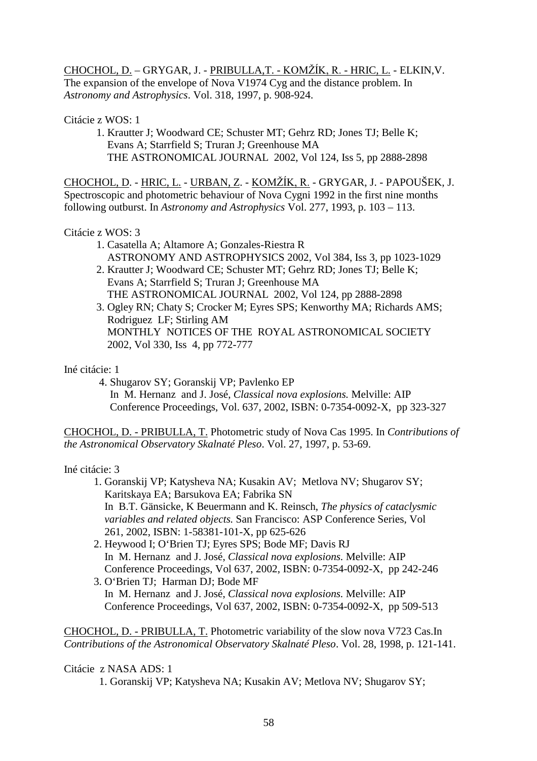<u>CHOCHOL, D.</u> – GRYGAR, J. - <u>PRIBULLA,T. - KOMŽÍK, R. - HRIC, L.</u> - ELKIN,V. The expansion of the envelope of Nova V1974 Cyg and the distance problem. In *Astronomy and Astrophysics*. Vol. 318, 1997, p. 908-924.

Citácie z WOS: 1

1. Krautter J; Woodward CE; Schuster MT; Gehrz RD; Jones TJ; Belle K; Evans A; Starrfield S; Truran J; Greenhouse MA
   THE ASTRONOMICAL JOURNAL 2002, Vol 124, Iss 5, pp 2888-2898

<u>CHOCHOL, D</u>. - <u>HRIC, L.</u> - <u>URBAN, Z</u>. - <u>KOMŽÍK, R.</u> - GRYGAR, J. - PAPOUŠEK, J. Spectroscopic and photometric behaviour of Nova Cygni 1992 in the first nine months following outburst. In *Astronomy and Astrophysics* Vol. 277, 1993, p. 103 – 113.

Citácie z WOS: 3

1. Casatella A; Altamore A; Gonzales-Riestra R
   ASTRONOMY AND ASTROPHYSICS 2002, Vol 384, Iss 3, pp 1023-1029
2. Krautter J; Woodward CE; Schuster MT; Gehrz RD; Jones TJ; Belle K; Evans A; Starrfield S; Truran J; Greenhouse MA
   THE ASTRONOMICAL JOURNAL 2002, Vol 124, pp 2888-2898
3. Ogley RN; Chaty S; Crocker M; Eyres SPS; Kenworthy MA; Richards AMS; Rodriguez LF; Stirling AM
   MONTHLY NOTICES OF THE ROYAL ASTRONOMICAL SOCIETY 2002, Vol 330, Iss 4, pp 772-777

Iné citácie: 1

4. Shugarov SY; Goranskij VP; Pavlenko EP
   In M. Hernanz and J. José, *Classical nova explosions.* Melville: AIP Conference Proceedings, Vol. 637, 2002, ISBN: 0-7354-0092-X, pp 323-327

<u>CHOCHOL, D. - PRIBULLA, T.</u> Photometric study of Nova Cas 1995. In *Contributions of the Astronomical Observatory Skalnaté Pleso*. Vol. 27, 1997, p. 53-69.

Iné citácie: 3

1. Goranskij VP; Katysheva NA; Kusakin AV; Metlova NV; Shugarov SY; Karitskaya EA; Barsukova EA; Fabrika SN
   In B.T. Gänsicke, K Beuermann and K. Reinsch, *The physics of cataclysmic variables and related objects.* San Francisco: ASP Conference Series, Vol 261, 2002, ISBN: 1-58381-101-X, pp 625-626
2. Heywood I; O'Brien TJ; Eyres SPS; Bode MF; Davis RJ
   In M. Hernanz and J. José, *Classical nova explosions.* Melville: AIP Conference Proceedings, Vol 637, 2002, ISBN: 0-7354-0092-X, pp 242-246
3. O'Brien TJ; Harman DJ; Bode MF
   In M. Hernanz and J. José, *Classical nova explosions.* Melville: AIP Conference Proceedings, Vol 637, 2002, ISBN: 0-7354-0092-X, pp 509-513

<u>CHOCHOL, D. - PRIBULLA, T.</u> Photometric variability of the slow nova V723 Cas.In *Contributions of the Astronomical Observatory Skalnaté Pleso*. Vol. 28, 1998, p. 121-141.

Citácie z NASA ADS: 1

1. Goranskij VP; Katysheva NA; Kusakin AV; Metlova NV; Shugarov SY;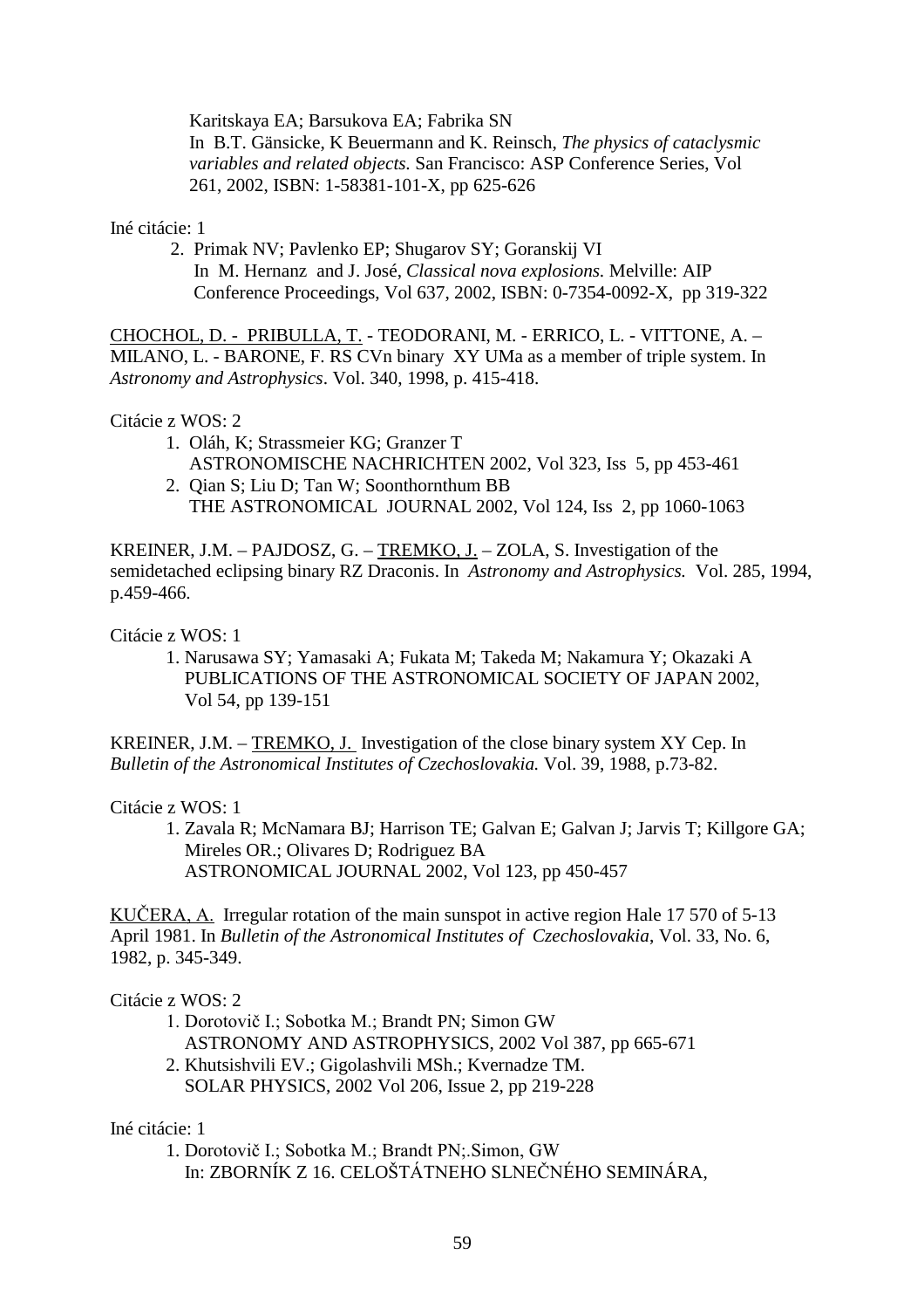Karitskaya EA; Barsukova EA; Fabrika SN
In B.T. Gänsicke, K Beuermann and K. Reinsch, *The physics of cataclysmic variables and related objects.* San Francisco: ASP Conference Series, Vol 261, 2002, ISBN: 1-58381-101-X, pp 625-626

Iné citácie: 1

2. Primak NV; Pavlenko EP; Shugarov SY; Goranskij VI
   In M. Hernanz and J. José, *Classical nova explosions.* Melville: AIP Conference Proceedings, Vol 637, 2002, ISBN: 0-7354-0092-X, pp 319-322

<u>CHOCHOL, D. - PRIBULLA, T.</u> - TEODORANI, M. - ERRICO, L. - VITTONE, A. – MILANO, L. - BARONE, F. RS CVn binary XY UMa as a member of triple system. In *Astronomy and Astrophysics*. Vol. 340, 1998, p. 415-418.

Citácie z WOS: 2

1. Oláh, K; Strassmeier KG; Granzer T
   ASTRONOMISCHE NACHRICHTEN 2002, Vol 323, Iss 5, pp 453-461
2. Qian S; Liu D; Tan W; Soonthornthum BB
   THE ASTRONOMICAL JOURNAL 2002, Vol 124, Iss 2, pp 1060-1063

KREINER, J.M. – PAJDOSZ, G. – <u>TREMKO, J.</u> – ZOLA, S. Investigation of the semidetached eclipsing binary RZ Draconis. In *Astronomy and Astrophysics.* Vol. 285, 1994, p.459-466.

Citácie z WOS: 1

1. Narusawa SY; Yamasaki A; Fukata M; Takeda M; Nakamura Y; Okazaki A
   PUBLICATIONS OF THE ASTRONOMICAL SOCIETY OF JAPAN 2002, Vol 54, pp 139-151

KREINER, J.M. – <u>TREMKO, J.</u> Investigation of the close binary system XY Cep. In *Bulletin of the Astronomical Institutes of Czechoslovakia.* Vol. 39, 1988, p.73-82.

Citácie z WOS: 1

1. Zavala R; McNamara BJ; Harrison TE; Galvan E; Galvan J; Jarvis T; Killgore GA; Mireles OR.; Olivares D; Rodriguez BA
   ASTRONOMICAL JOURNAL 2002, Vol 123, pp 450-457

<u>KUČERA, A.</u> Irregular rotation of the main sunspot in active region Hale 17 570 of 5-13 April 1981. In *Bulletin of the Astronomical Institutes of Czechoslovakia*, Vol. 33, No. 6, 1982, p. 345-349.

Citácie z WOS: 2

1. Dorotovič I.; Sobotka M.; Brandt PN; Simon GW
   ASTRONOMY AND ASTROPHYSICS, 2002 Vol 387, pp 665-671
2. Khutsishvili EV.; Gigolashvili MSh.; Kvernadze TM.
   SOLAR PHYSICS, 2002 Vol 206, Issue 2, pp 219-228

Iné citácie: 1

1. Dorotovič I.; Sobotka M.; Brandt PN;.Simon, GW
   In: ZBORNÍK Z 16. CELOŠTÁTNEHO SLNEČNÉHO SEMINÁRA,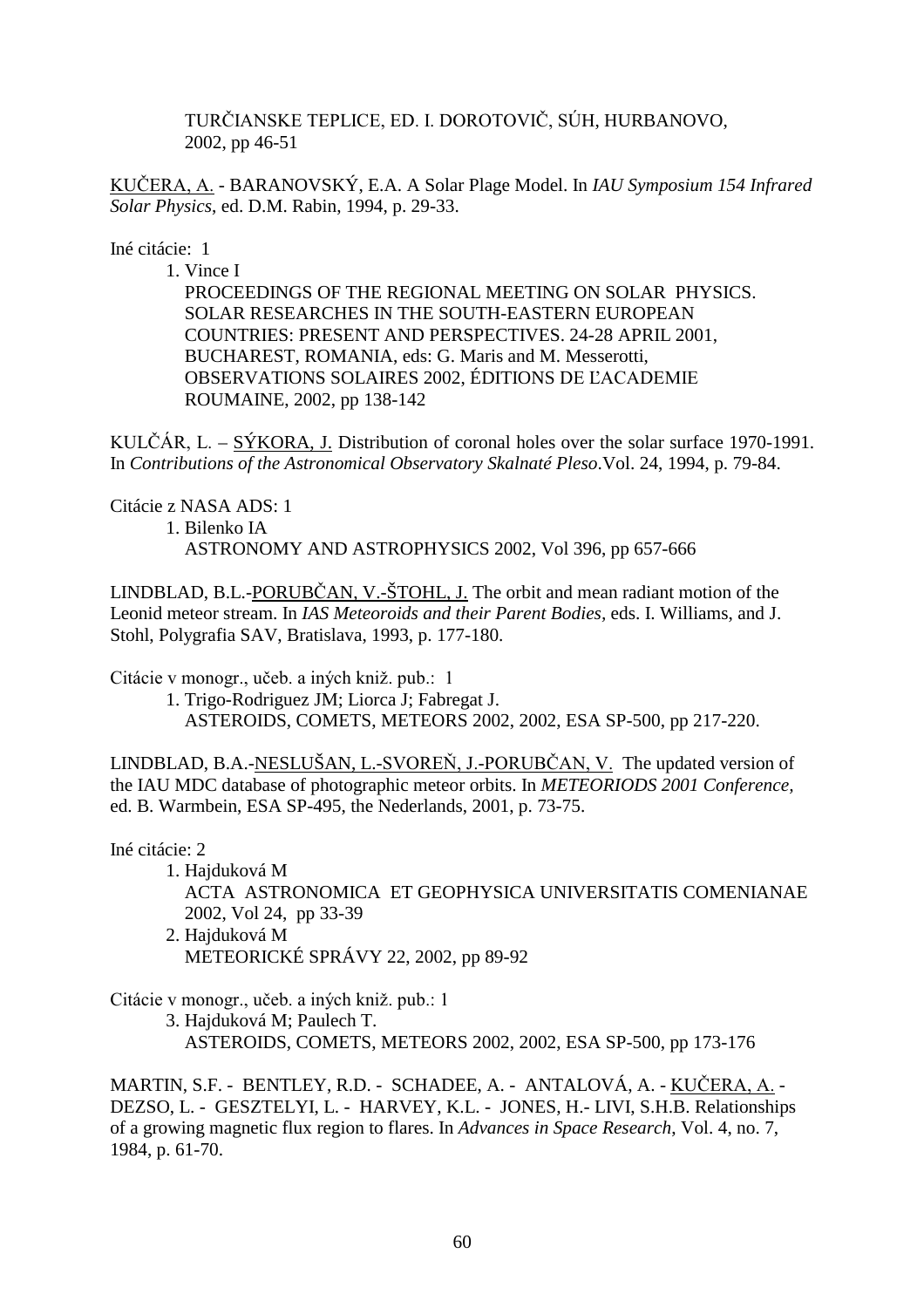TURČIANSKE TEPLICE, ED. I. DOROTOVIČ, SÚH, HURBANOVO, 2002, pp 46-51

KUČERA, A. - BARANOVSKÝ, E.A. A Solar Plage Model. In *IAU Symposium 154 Infrared Solar Physics*, ed. D.M. Rabin, 1994, p. 29-33.

Iné citácie: 1

1. Vince I
   PROCEEDINGS OF THE REGIONAL MEETING ON SOLAR PHYSICS. SOLAR RESEARCHES IN THE SOUTH-EASTERN EUROPEAN COUNTRIES: PRESENT AND PERSPECTIVES. 24-28 APRIL 2001, BUCHAREST, ROMANIA, eds: G. Maris and M. Messerotti, OBSERVATIONS SOLAIRES 2002, ÉDITIONS DE ĽACADEMIE ROUMAINE, 2002, pp 138-142

KULČÁR, L. – SÝKORA, J. Distribution of coronal holes over the solar surface 1970-1991. In *Contributions of the Astronomical Observatory Skalnaté Pleso*.Vol. 24, 1994, p. 79-84.

Citácie z NASA ADS: 1

1. Bilenko IA
   ASTRONOMY AND ASTROPHYSICS 2002, Vol 396, pp 657-666

LINDBLAD, B.L.-PORUBČAN, V.-ŠTOHL, J. The orbit and mean radiant motion of the Leonid meteor stream. In *IAS Meteoroids and their Parent Bodies*, eds. I. Williams, and J. Stohl, Polygrafia SAV, Bratislava, 1993, p. 177-180.

Citácie v monogr., učeb. a iných kniž. pub.: 1

1. Trigo-Rodriguez JM; Liorca J; Fabregat J.
   ASTEROIDS, COMETS, METEORS 2002, 2002, ESA SP-500, pp 217-220.

LINDBLAD, B.A.-NESLUŠAN, L.-SVOREŇ, J.-PORUBČAN, V. The updated version of the IAU MDC database of photographic meteor orbits. In *METEORIODS 2001 Conference*, ed. B. Warmbein, ESA SP-495, the Nederlands, 2001, p. 73-75.

Iné citácie: 2

1. Hajduková M
   ACTA ASTRONOMICA ET GEOPHYSICA UNIVERSITATIS COMENIANAE 2002, Vol 24, pp 33-39
2. Hajduková M
   METEORICKÉ SPRÁVY 22, 2002, pp 89-92

Citácie v monogr., učeb. a iných kniž. pub.: 1

3. Hajduková M; Paulech T.
   ASTEROIDS, COMETS, METEORS 2002, 2002, ESA SP-500, pp 173-176

MARTIN, S.F. - BENTLEY, R.D. - SCHADEE, A. - ANTALOVÁ, A. - KUČERA, A. - DEZSO, L. - GESZTELYI, L. - HARVEY, K.L. - JONES, H.- LIVI, S.H.B. Relationships of a growing magnetic flux region to flares. In *Advances in Space Research*, Vol. 4, no. 7, 1984, p. 61-70.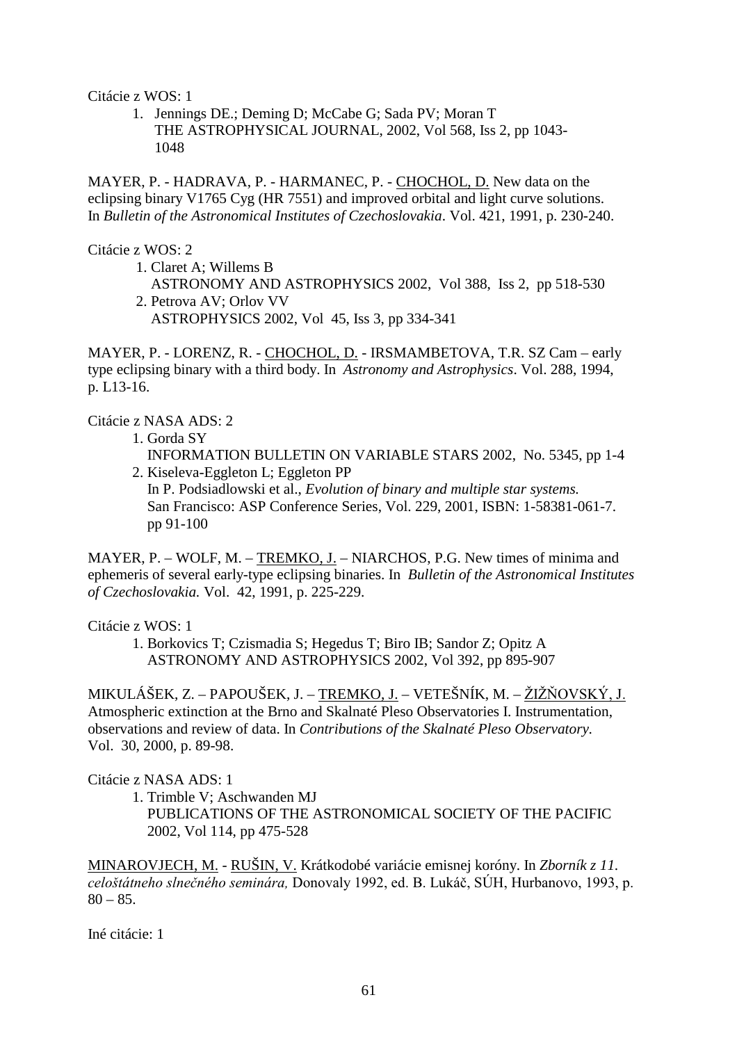Citácie z WOS: 1

1. Jennings DE.; Deming D; McCabe G; Sada PV; Moran T
   THE ASTROPHYSICAL JOURNAL, 2002, Vol 568, Iss 2, pp 1043-1048

MAYER, P. - HADRAVA, P. - HARMANEC, P. - <u>CHOCHOL, D.</u> New data on the eclipsing binary V1765 Cyg (HR 7551) and improved orbital and light curve solutions. In *Bulletin of the Astronomical Institutes of Czechoslovakia*. Vol. 421, 1991, p. 230-240.

Citácie z WOS: 2

1. Claret A; Willems B
   ASTRONOMY AND ASTROPHYSICS 2002, Vol 388, Iss 2, pp 518-530
2. Petrova AV; Orlov VV
   ASTROPHYSICS 2002, Vol 45, Iss 3, pp 334-341

MAYER, P. - LORENZ, R. - <u>CHOCHOL, D.</u> - IRSMAMBETOVA, T.R. SZ Cam – early type eclipsing binary with a third body. In *Astronomy and Astrophysics*. Vol. 288, 1994, p. L13-16.

Citácie z NASA ADS: 2

1. Gorda SY
   INFORMATION BULLETIN ON VARIABLE STARS 2002, No. 5345, pp 1-4
2. Kiseleva-Eggleton L; Eggleton PP
   In P. Podsiadlowski et al., *Evolution of binary and multiple star systems.* San Francisco: ASP Conference Series, Vol. 229, 2001, ISBN: 1-58381-061-7. pp 91-100

MAYER, P. – WOLF, M. – <u>TREMKO, J.</u> – NIARCHOS, P.G. New times of minima and ephemeris of several early-type eclipsing binaries. In *Bulletin of the Astronomical Institutes of Czechoslovakia.* Vol. 42, 1991, p. 225-229.

Citácie z WOS: 1

1. Borkovics T; Czismadia S; Hegedus T; Biro IB; Sandor Z; Opitz A
   ASTRONOMY AND ASTROPHYSICS 2002, Vol 392, pp 895-907

MIKULÁŠEK, Z. – PAPOUŠEK, J. – <u>TREMKO, J.</u> – VETEŠNÍK, M. – <u>ŽIŽŇOVSKÝ, J.</u> Atmospheric extinction at the Brno and Skalnaté Pleso Observatories I. Instrumentation, observations and review of data. In *Contributions of the Skalnaté Pleso Observatory*. Vol. 30, 2000, p. 89-98.

Citácie z NASA ADS: 1

1. Trimble V; Aschwanden MJ
   PUBLICATIONS OF THE ASTRONOMICAL SOCIETY OF THE PACIFIC 2002, Vol 114, pp 475-528

<u>MINAROVJECH, M.</u> - <u>RUŠIN, V.</u> Krátkodobé variácie emisnej koróny. In *Zborník z 11. celoštátneho slnečného seminára,* Donovaly 1992, ed. B. Lukáč, SÚH, Hurbanovo, 1993, p. 80 – 85.

Iné citácie: 1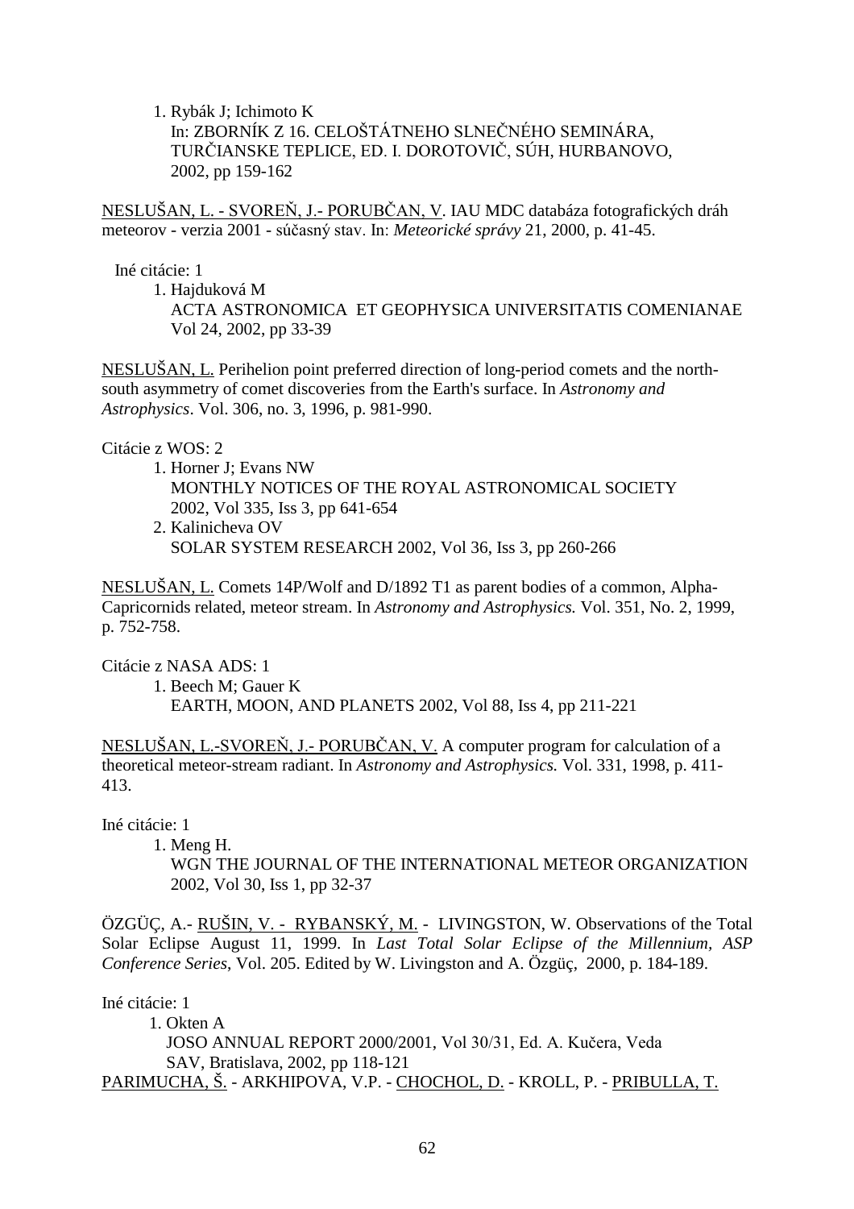1. Rybák J; Ichimoto K
   In: ZBORNÍK Z 16. CELOŠTÁTNEHO SLNEČNÉHO SEMINÁRA, TURČIANSKE TEPLICE, ED. I. DOROTOVIČ, SÚH, HURBANOVO, 2002, pp 159-162

NESLUŠAN, L. - SVOREŇ, J.- PORUBČAN, V. IAU MDC databáza fotografických dráh meteorov - verzia 2001 - súčasný stav. In: *Meteorické správy* 21, 2000, p. 41-45.

Iné citácie: 1

1. Hajduková M
   ACTA ASTRONOMICA ET GEOPHYSICA UNIVERSITATIS COMENIANAE Vol 24, 2002, pp 33-39

NESLUŠAN, L. Perihelion point preferred direction of long-period comets and the north-south asymmetry of comet discoveries from the Earth's surface. In *Astronomy and Astrophysics*. Vol. 306, no. 3, 1996, p. 981-990.

Citácie z WOS: 2

1. Horner J; Evans NW
   MONTHLY NOTICES OF THE ROYAL ASTRONOMICAL SOCIETY 2002, Vol 335, Iss 3, pp 641-654
2. Kalinicheva OV
   SOLAR SYSTEM RESEARCH 2002, Vol 36, Iss 3, pp 260-266

NESLUŠAN, L. Comets 14P/Wolf and D/1892 T1 as parent bodies of a common, Alpha-Capricornids related, meteor stream. In *Astronomy and Astrophysics.* Vol. 351, No. 2, 1999, p. 752-758.

Citácie z NASA ADS: 1

1. Beech M; Gauer K
   EARTH, MOON, AND PLANETS 2002, Vol 88, Iss 4, pp 211-221

NESLUŠAN, L.-SVOREŇ, J.- PORUBČAN, V. A computer program for calculation of a theoretical meteor-stream radiant. In *Astronomy and Astrophysics.* Vol. 331, 1998, p. 411-413.

Iné citácie: 1

1. Meng H.
   WGN THE JOURNAL OF THE INTERNATIONAL METEOR ORGANIZATION 2002, Vol 30, Iss 1, pp 32-37

ÖZGÜÇ, A.- RUŠIN, V. - RYBANSKÝ, M. - LIVINGSTON, W. Observations of the Total Solar Eclipse August 11, 1999. In *Last Total Solar Eclipse of the Millennium, ASP Conference Series*, Vol. 205. Edited by W. Livingston and A. Özgüç, 2000, p. 184-189.

Iné citácie: 1

1. Okten A
   JOSO ANNUAL REPORT 2000/2001, Vol 30/31, Ed. A. Kučera, Veda SAV, Bratislava, 2002, pp 118-121

PARIMUCHA, Š. - ARKHIPOVA, V.P. - CHOCHOL, D. - KROLL, P. - PRIBULLA, T.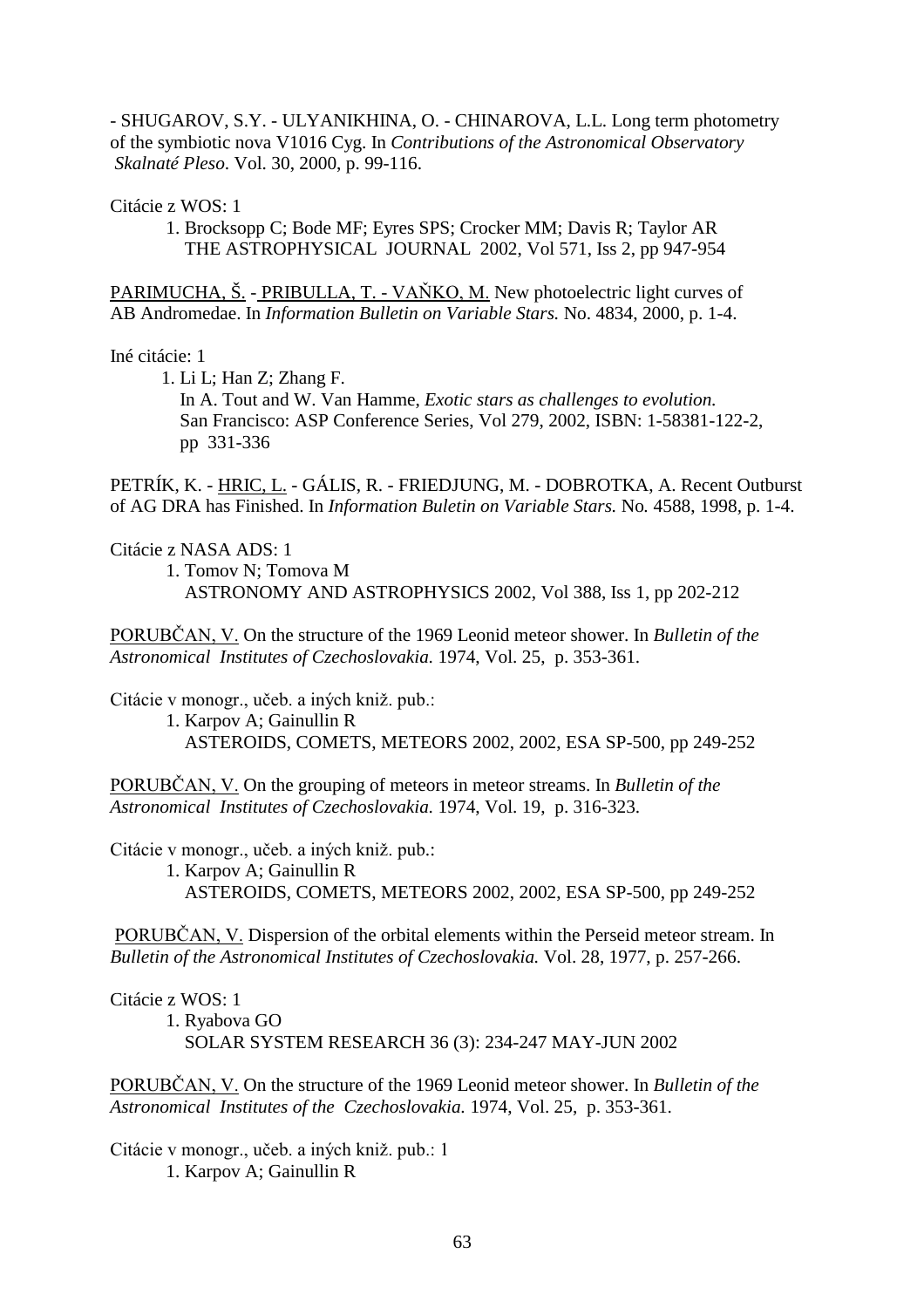- SHUGAROV, S.Y. - ULYANIKHINA, O. - CHINAROVA, L.L. Long term photometry of the symbiotic nova V1016 Cyg. In *Contributions of the Astronomical Observatory Skalnaté Pleso*. Vol. 30, 2000, p. 99-116.

Citácie z WOS: 1

1. Brocksopp C; Bode MF; Eyres SPS; Crocker MM; Davis R; Taylor AR
   THE ASTROPHYSICAL JOURNAL 2002, Vol 571, Iss 2, pp 947-954

PARIMUCHA, Š. - PRIBULLA, T. - VAŇKO, M. New photoelectric light curves of AB Andromedae. In *Information Bulletin on Variable Stars.* No. 4834, 2000, p. 1-4.

Iné citácie: 1

1. Li L; Han Z; Zhang F.
   In A. Tout and W. Van Hamme, *Exotic stars as challenges to evolution.* San Francisco: ASP Conference Series, Vol 279, 2002, ISBN: 1-58381-122-2, pp 331-336

PETRÍK, K. - HRIC, L. - GÁLIS, R. - FRIEDJUNG, M. - DOBROTKA, A. Recent Outburst of AG DRA has Finished. In *Information Buletin on Variable Stars.* No. 4588, 1998, p. 1-4.

Citácie z NASA ADS: 1

1. Tomov N; Tomova M
   ASTRONOMY AND ASTROPHYSICS 2002, Vol 388, Iss 1, pp 202-212

PORUBČAN, V. On the structure of the 1969 Leonid meteor shower. In *Bulletin of the Astronomical Institutes of Czechoslovakia.* 1974, Vol. 25, p. 353-361.

Citácie v monogr., učeb. a iných kniž. pub.:

1. Karpov A; Gainullin R
   ASTEROIDS, COMETS, METEORS 2002, 2002, ESA SP-500, pp 249-252

PORUBČAN, V. On the grouping of meteors in meteor streams. In *Bulletin of the Astronomical Institutes of Czechoslovakia.* 1974, Vol. 19, p. 316-323.

Citácie v monogr., učeb. a iných kniž. pub.:

1. Karpov A; Gainullin R
   ASTEROIDS, COMETS, METEORS 2002, 2002, ESA SP-500, pp 249-252

PORUBČAN, V. Dispersion of the orbital elements within the Perseid meteor stream. In *Bulletin of the Astronomical Institutes of Czechoslovakia.* Vol. 28, 1977, p. 257-266.

Citácie z WOS: 1

1. Ryabova GO
   SOLAR SYSTEM RESEARCH 36 (3): 234-247 MAY-JUN 2002

PORUBČAN, V. On the structure of the 1969 Leonid meteor shower. In *Bulletin of the Astronomical Institutes of the Czechoslovakia.* 1974, Vol. 25, p. 353-361.

Citácie v monogr., učeb. a iných kniž. pub.: 1

1. Karpov A; Gainullin R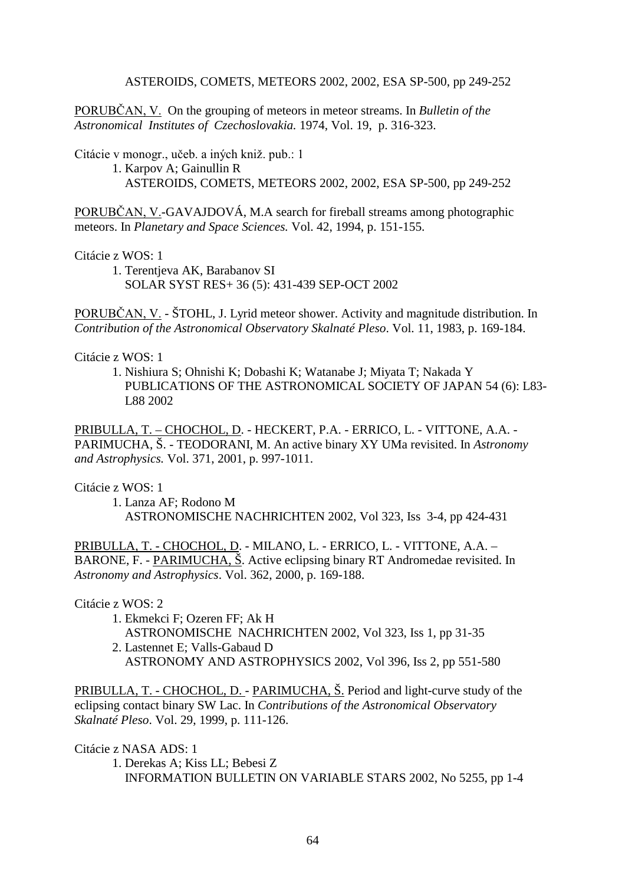ASTEROIDS, COMETS, METEORS 2002, 2002, ESA SP-500, pp 249-252

<u>PORUBČAN, V.</u> On the grouping of meteors in meteor streams. In *Bulletin of the Astronomical Institutes of Czechoslovakia.* 1974, Vol. 19, p. 316-323.

Citácie v monogr., učeb. a iných kniž. pub.: 1

1. Karpov A; Gainullin R
   ASTEROIDS, COMETS, METEORS 2002, 2002, ESA SP-500, pp 249-252

<u>PORUBČAN, V.</u>-GAVAJDOVÁ, M.A search for fireball streams among photographic meteors. In *Planetary and Space Sciences.* Vol. 42, 1994, p. 151-155.

Citácie z WOS: 1

1. Terentjeva AK, Barabanov SI
   SOLAR SYST RES+ 36 (5): 431-439 SEP-OCT 2002

<u>PORUBČAN, V.</u> - ŠTOHL, J. Lyrid meteor shower. Activity and magnitude distribution. In *Contribution of the Astronomical Observatory Skalnaté Pleso*. Vol. 11, 1983, p. 169-184.

Citácie z WOS: 1

1. Nishiura S; Ohnishi K; Dobashi K; Watanabe J; Miyata T; Nakada Y
   PUBLICATIONS OF THE ASTRONOMICAL SOCIETY OF JAPAN 54 (6): L83-L88 2002

<u>PRIBULLA, T. – CHOCHOL, D</u>. - HECKERT, P.A. - ERRICO, L. - VITTONE, A.A. - PARIMUCHA, Š. - TEODORANI, M. An active binary XY UMa revisited. In *Astronomy and Astrophysics.* Vol. 371, 2001, p. 997-1011.

Citácie z WOS: 1

1. Lanza AF; Rodono M
   ASTRONOMISCHE NACHRICHTEN 2002, Vol 323, Iss 3-4, pp 424-431

<u>PRIBULLA, T. - CHOCHOL, D</u>. - MILANO, L. - ERRICO, L. - VITTONE, A.A. – BARONE, F. - <u>PARIMUCHA, Š</u>. Active eclipsing binary RT Andromedae revisited. In *Astronomy and Astrophysics*. Vol. 362, 2000, p. 169-188.

Citácie z WOS: 2

1. Ekmekci F; Ozeren FF; Ak H
   ASTRONOMISCHE NACHRICHTEN 2002, Vol 323, Iss 1, pp 31-35
2. Lastennet E; Valls-Gabaud D
   ASTRONOMY AND ASTROPHYSICS 2002, Vol 396, Iss 2, pp 551-580

<u>PRIBULLA, T. - CHOCHOL, D.</u> - <u>PARIMUCHA, Š.</u> Period and light-curve study of the eclipsing contact binary SW Lac. In *Contributions of the Astronomical Observatory Skalnaté Pleso*. Vol. 29, 1999, p. 111-126.

Citácie z NASA ADS: 1

1. Derekas A; Kiss LL; Bebesi Z
   INFORMATION BULLETIN ON VARIABLE STARS 2002, No 5255, pp 1-4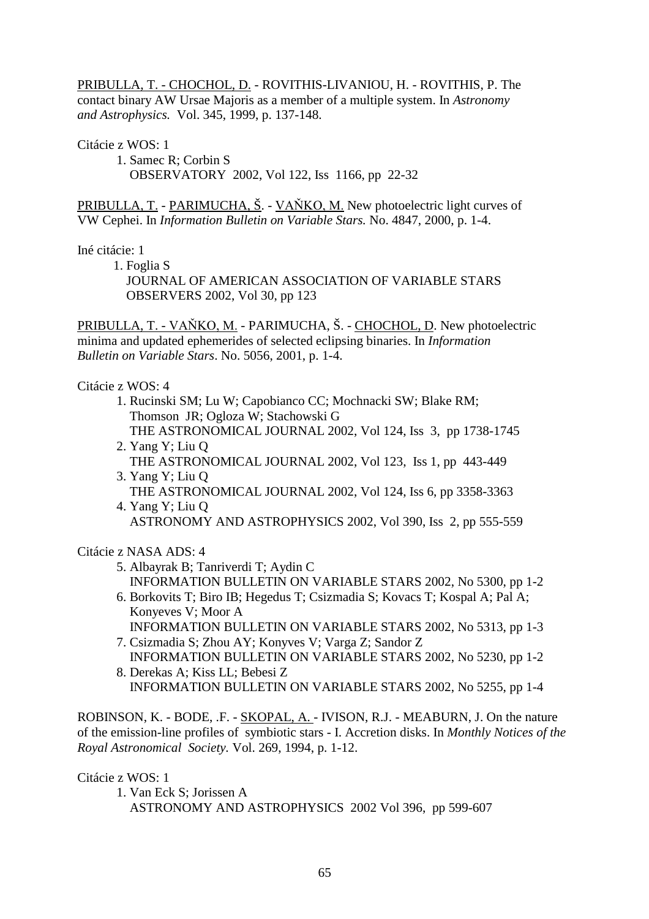PRIBULLA, T. - CHOCHOL, D. - ROVITHIS-LIVANIOU, H. - ROVITHIS, P. The contact binary AW Ursae Majoris as a member of a multiple system. In *Astronomy and Astrophysics.* Vol. 345, 1999, p. 137-148.

Citácie z WOS: 1

1. Samec R; Corbin S
   OBSERVATORY 2002, Vol 122, Iss 1166, pp 22-32

PRIBULLA, T. - PARIMUCHA, Š. - VAŇKO, M. New photoelectric light curves of VW Cephei. In *Information Bulletin on Variable Stars.* No. 4847, 2000, p. 1-4.

Iné citácie: 1

1. Foglia S
   JOURNAL OF AMERICAN ASSOCIATION OF VARIABLE STARS OBSERVERS 2002, Vol 30, pp 123

PRIBULLA, T. - VAŇKO, M. - PARIMUCHA, Š. - CHOCHOL, D. New photoelectric minima and updated ephemerides of selected eclipsing binaries. In *Information Bulletin on Variable Stars*. No. 5056, 2001, p. 1-4.

Citácie z WOS: 4

1. Rucinski SM; Lu W; Capobianco CC; Mochnacki SW; Blake RM; Thomson JR; Ogloza W; Stachowski G
   THE ASTRONOMICAL JOURNAL 2002, Vol 124, Iss 3, pp 1738-1745
2. Yang Y; Liu Q
   THE ASTRONOMICAL JOURNAL 2002, Vol 123, Iss 1, pp 443-449
3. Yang Y; Liu Q
   THE ASTRONOMICAL JOURNAL 2002, Vol 124, Iss 6, pp 3358-3363
4. Yang Y; Liu Q
   ASTRONOMY AND ASTROPHYSICS 2002, Vol 390, Iss 2, pp 555-559

Citácie z NASA ADS: 4

5. Albayrak B; Tanriverdi T; Aydin C
   INFORMATION BULLETIN ON VARIABLE STARS 2002, No 5300, pp 1-2
6. Borkovits T; Biro IB; Hegedus T; Csizmadia S; Kovacs T; Kospal A; Pal A; Konyeves V; Moor A
   INFORMATION BULLETIN ON VARIABLE STARS 2002, No 5313, pp 1-3
7. Csizmadia S; Zhou AY; Konyves V; Varga Z; Sandor Z
   INFORMATION BULLETIN ON VARIABLE STARS 2002, No 5230, pp 1-2
8. Derekas A; Kiss LL; Bebesi Z
   INFORMATION BULLETIN ON VARIABLE STARS 2002, No 5255, pp 1-4

ROBINSON, K. - BODE, .F. - SKOPAL, A. - IVISON, R.J. - MEABURN, J. On the nature of the emission-line profiles of symbiotic stars - I. Accretion disks. In *Monthly Notices of the Royal Astronomical Society*. Vol. 269, 1994, p. 1-12.

Citácie z WOS: 1

1. Van Eck S; Jorissen A
   ASTRONOMY AND ASTROPHYSICS 2002 Vol 396, pp 599-607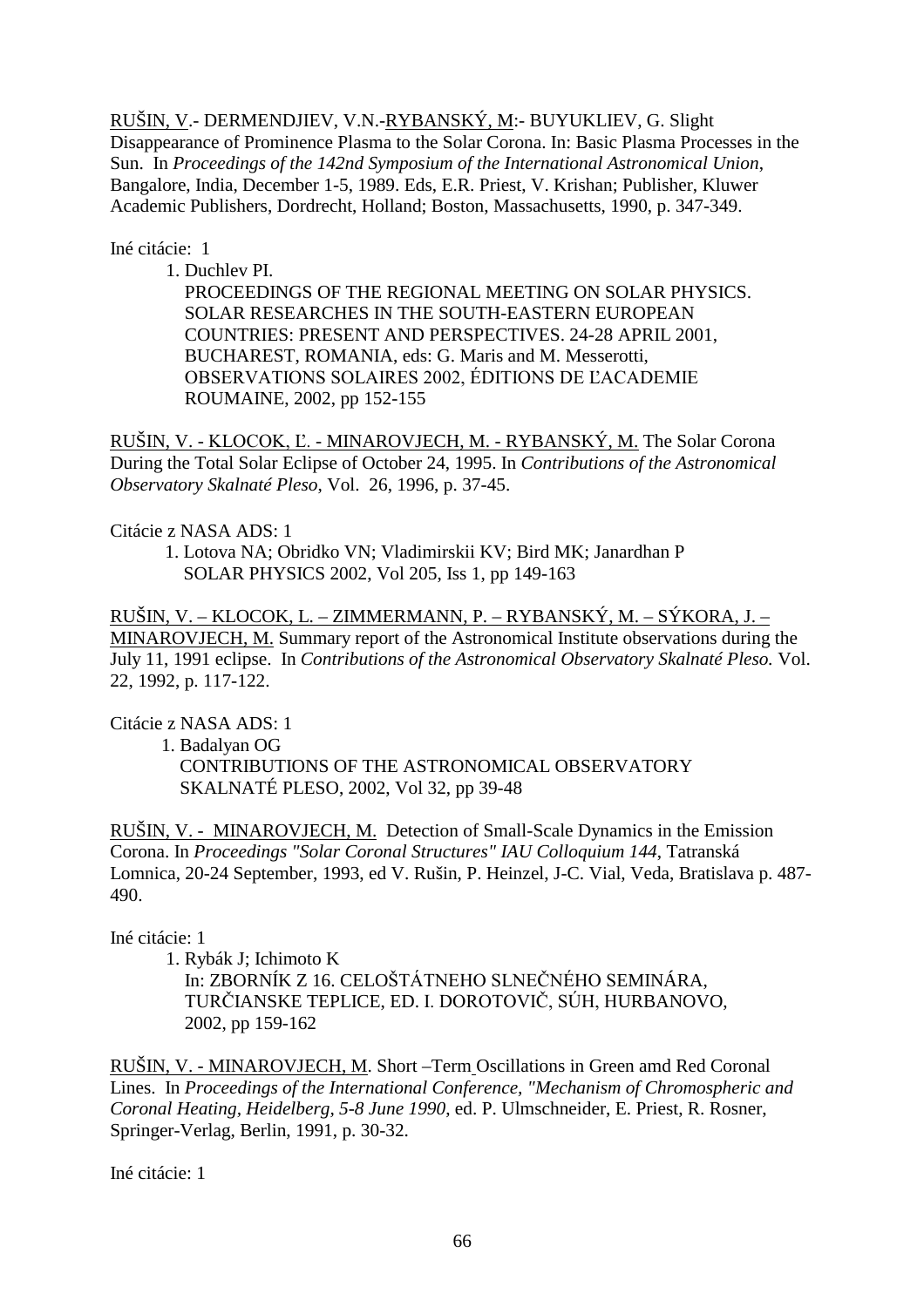RUŠIN, V.- DERMENDJIEV, V.N.-RYBANSKÝ, M:- BUYUKLIEV, G. Slight Disappearance of Prominence Plasma to the Solar Corona. In: Basic Plasma Processes in the Sun. In *Proceedings of the 142nd Symposium of the International Astronomical Union*, Bangalore, India, December 1-5, 1989. Eds, E.R. Priest, V. Krishan; Publisher, Kluwer Academic Publishers, Dordrecht, Holland; Boston, Massachusetts, 1990, p. 347-349.

Iné citácie: 1

1. Duchlev PI.
   PROCEEDINGS OF THE REGIONAL MEETING ON SOLAR PHYSICS. SOLAR RESEARCHES IN THE SOUTH-EASTERN EUROPEAN COUNTRIES: PRESENT AND PERSPECTIVES. 24-28 APRIL 2001, BUCHAREST, ROMANIA, eds: G. Maris and M. Messerotti, OBSERVATIONS SOLAIRES 2002, ÉDITIONS DE ĽACADEMIE ROUMAINE, 2002, pp 152-155

RUŠIN, V. - KLOCOK, Ľ. - MINAROVJECH, M. - RYBANSKÝ, M. The Solar Corona During the Total Solar Eclipse of October 24, 1995. In *Contributions of the Astronomical Observatory Skalnaté Pleso*, Vol. 26, 1996, p. 37-45.

Citácie z NASA ADS: 1

1. Lotova NA; Obridko VN; Vladimirskii KV; Bird MK; Janardhan P
   SOLAR PHYSICS 2002, Vol 205, Iss 1, pp 149-163

RUŠIN, V. – KLOCOK, L. – ZIMMERMANN, P. – RYBANSKÝ, M. – SÝKORA, J. – MINAROVJECH, M. Summary report of the Astronomical Institute observations during the July 11, 1991 eclipse. In *Contributions of the Astronomical Observatory Skalnaté Pleso.* Vol. 22, 1992, p. 117-122.

Citácie z NASA ADS: 1

1. Badalyan OG
   CONTRIBUTIONS OF THE ASTRONOMICAL OBSERVATORY SKALNATÉ PLESO, 2002, Vol 32, pp 39-48

RUŠIN, V. - MINAROVJECH, M. Detection of Small-Scale Dynamics in the Emission Corona. In *Proceedings "Solar Coronal Structures" IAU Colloquium 144,* Tatranská Lomnica, 20-24 September, 1993, ed V. Rušin, P. Heinzel, J-C. Vial, Veda, Bratislava p. 487-490.

Iné citácie: 1

1. Rybák J; Ichimoto K
   In: ZBORNÍK Z 16. CELOŠTÁTNEHO SLNEČNÉHO SEMINÁRA, TURČIANSKE TEPLICE, ED. I. DOROTOVIČ, SÚH, HURBANOVO, 2002, pp 159-162

RUŠIN, V. - MINAROVJECH, M. Short –Term Oscillations in Green amd Red Coronal Lines. In *Proceedings of the International Conference, "Mechanism of Chromospheric and Coronal Heating, Heidelberg, 5-8 June 1990*, ed. P. Ulmschneider, E. Priest, R. Rosner, Springer-Verlag, Berlin, 1991, p. 30-32.

Iné citácie: 1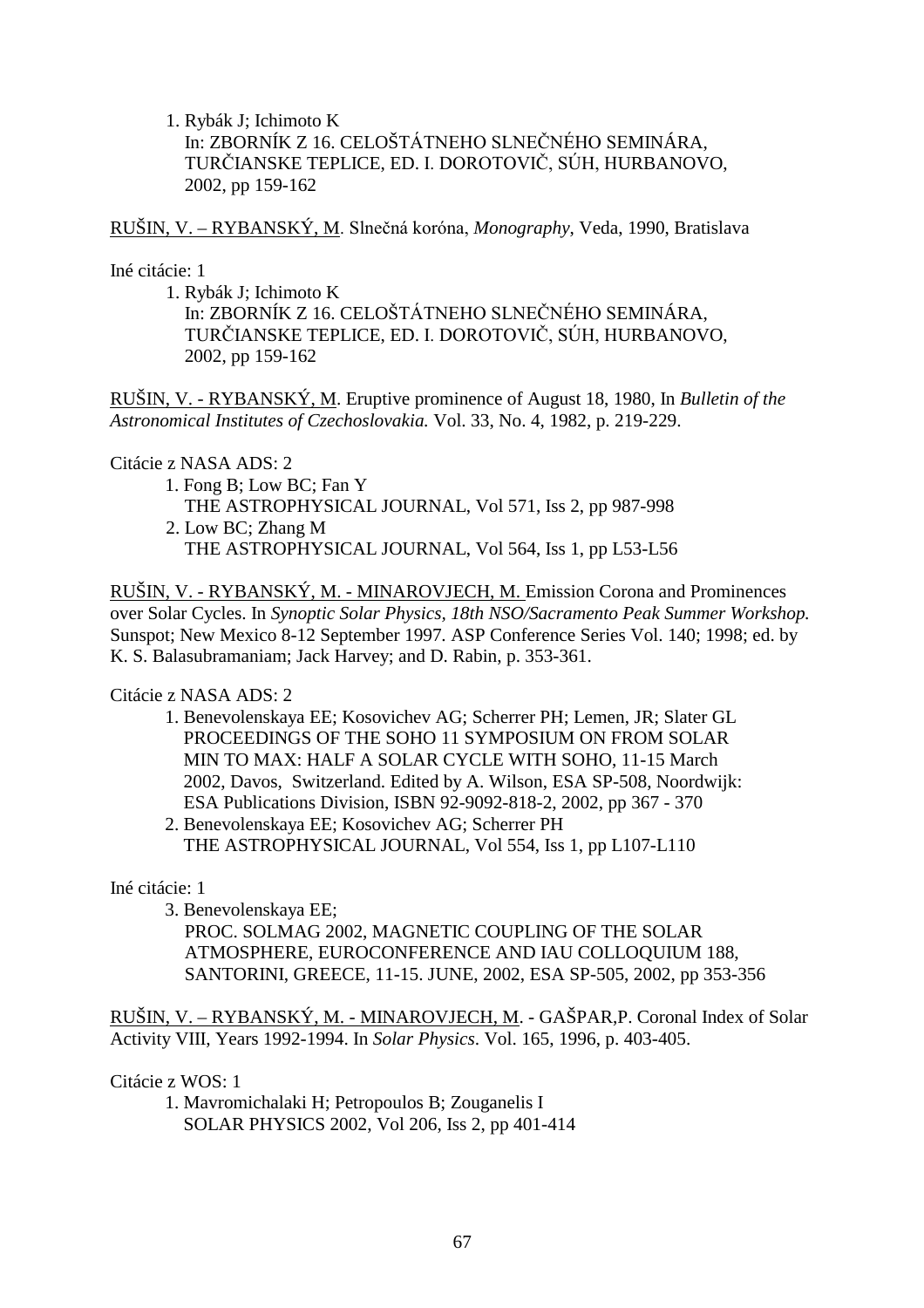1. Rybák J; Ichimoto K  
   In: ZBORNÍK Z 16. CELOŠTÁTNEHO SLNEČNÉHO SEMINÁRA, TURČIANSKE TEPLICE, ED. I. DOROTOVIČ, SÚH, HURBANOVO, 2002, pp 159-162

<u>RUŠIN, V. – RYBANSKÝ, M</u>. Slnečná koróna, *Monography*, Veda, 1990, Bratislava

Iné citácie: 1

1. Rybák J; Ichimoto K  
   In: ZBORNÍK Z 16. CELOŠTÁTNEHO SLNEČNÉHO SEMINÁRA, TURČIANSKE TEPLICE, ED. I. DOROTOVIČ, SÚH, HURBANOVO, 2002, pp 159-162

<u>RUŠIN, V. - RYBANSKÝ, M</u>. Eruptive prominence of August 18, 1980, In *Bulletin of the Astronomical Institutes of Czechoslovakia.* Vol. 33, No. 4, 1982, p. 219-229.

Citácie z NASA ADS: 2

1. Fong B; Low BC; Fan Y  
   THE ASTROPHYSICAL JOURNAL, Vol 571, Iss 2, pp 987-998
2. Low BC; Zhang M  
   THE ASTROPHYSICAL JOURNAL, Vol 564, Iss 1, pp L53-L56

<u>RUŠIN, V. - RYBANSKÝ, M. - MINAROVJECH, M.</u> Emission Corona and Prominences over Solar Cycles. In *Synoptic Solar Physics*, *18th NSO/Sacramento Peak Summer Workshop.* Sunspot; New Mexico 8-12 September 1997. ASP Conference Series Vol. 140; 1998; ed. by K. S. Balasubramaniam; Jack Harvey; and D. Rabin, p. 353-361.

Citácie z NASA ADS: 2

1. Benevolenskaya EE; Kosovichev AG; Scherrer PH; Lemen, JR; Slater GL  
   PROCEEDINGS OF THE SOHO 11 SYMPOSIUM ON FROM SOLAR MIN TO MAX: HALF A SOLAR CYCLE WITH SOHO, 11-15 March 2002, Davos, Switzerland. Edited by A. Wilson, ESA SP-508, Noordwijk: ESA Publications Division, ISBN 92-9092-818-2, 2002, pp 367 - 370
2. Benevolenskaya EE; Kosovichev AG; Scherrer PH  
   THE ASTROPHYSICAL JOURNAL, Vol 554, Iss 1, pp L107-L110

Iné citácie: 1

3. Benevolenskaya EE;  
   PROC. SOLMAG 2002, MAGNETIC COUPLING OF THE SOLAR ATMOSPHERE, EUROCONFERENCE AND IAU COLLOQUIUM 188, SANTORINI, GREECE, 11-15. JUNE, 2002, ESA SP-505, 2002, pp 353-356

<u>RUŠIN, V. – RYBANSKÝ, M. - MINAROVJECH, M</u>. - GAŠPAR,P. Coronal Index of Solar Activity VIII, Years 1992-1994. In *Solar Physics*. Vol. 165, 1996, p. 403-405.

Citácie z WOS: 1

1. Mavromichalaki H; Petropoulos B; Zouganelis I  
   SOLAR PHYSICS 2002, Vol 206, Iss 2, pp 401-414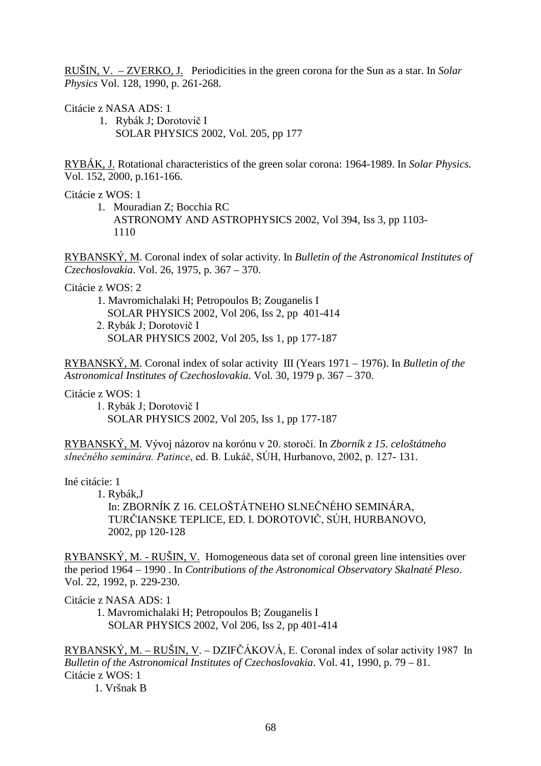RUŠIN, V. – ZVERKO, J. Periodicities in the green corona for the Sun as a star. In *Solar Physics* Vol. 128, 1990, p. 261-268.

Citácie z NASA ADS: 1

1. Rybák J; Dorotovič I
   SOLAR PHYSICS 2002, Vol. 205, pp 177

RYBÁK, J. Rotational characteristics of the green solar corona: 1964-1989. In *Solar Physics.* Vol. 152, 2000, p.161-166.

Citácie z WOS: 1

1. Mouradian Z; Bocchia RC
   ASTRONOMY AND ASTROPHYSICS 2002, Vol 394, Iss 3, pp 1103-1110

RYBANSKÝ, M. Coronal index of solar activity. In *Bulletin of the Astronomical Institutes of Czechoslovakia*. Vol. 26, 1975, p. 367 – 370.

Citácie z WOS: 2

1. Mavromichalaki H; Petropoulos B; Zouganelis I
   SOLAR PHYSICS 2002, Vol 206, Iss 2, pp 401-414
2. Rybák J; Dorotovič I
   SOLAR PHYSICS 2002, Vol 205, Iss 1, pp 177-187

RYBANSKÝ, M. Coronal index of solar activity III (Years 1971 – 1976). In *Bulletin of the Astronomical Institutes of Czechoslovakia*. Vol. 30, 1979 p. 367 – 370.

Citácie z WOS: 1

1. Rybák J; Dorotovič I
   SOLAR PHYSICS 2002, Vol 205, Iss 1, pp 177-187

RYBANSKÝ, M. Vývoj názorov na korónu v 20. storočí. In *Zborník z 15. celoštátneho slnečného seminára. Patince*, ed. B. Lukáč, SÚH, Hurbanovo, 2002, p. 127- 131.

Iné citácie: 1

1. Rybák,J
   In: ZBORNÍK Z 16. CELOŠTÁTNEHO SLNEČNÉHO SEMINÁRA, TURČIANSKE TEPLICE, ED. I. DOROTOVIČ, SÚH, HURBANOVO, 2002, pp 120-128

RYBANSKÝ, M. - RUŠIN, V. Homogeneous data set of coronal green line intensities over the period 1964 – 1990 . In *Contributions of the Astronomical Observatory Skalnaté Pleso*. Vol. 22, 1992, p. 229-230.

Citácie z NASA ADS: 1

1. Mavromichalaki H; Petropoulos B; Zouganelis I
   SOLAR PHYSICS 2002, Vol 206, Iss 2, pp 401-414

RYBANSKÝ, M. – RUŠIN, V. – DZIFČÁKOVÁ, E. Coronal index of solar activity 1987 In *Bulletin of the Astronomical Institutes of Czechoslovakia*. Vol. 41, 1990, p. 79 – 81.
Citácie z WOS: 1

1. Vršnak B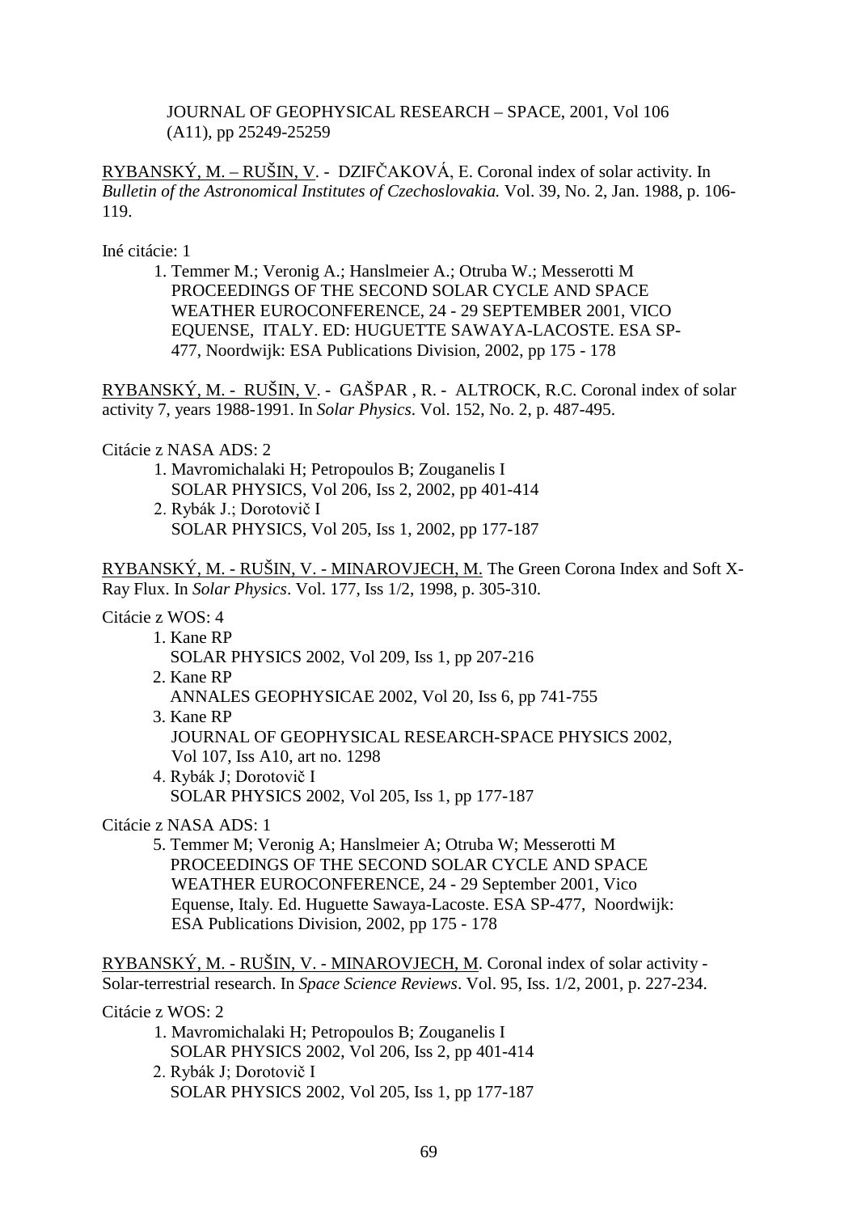JOURNAL OF GEOPHYSICAL RESEARCH – SPACE, 2001, Vol 106 (A11), pp 25249-25259

<u>RYBANSKÝ, M. – RUŠIN, V</u>. - DZIFČAKOVÁ, E. Coronal index of solar activity. In *Bulletin of the Astronomical Institutes of Czechoslovakia.* Vol. 39, No. 2, Jan. 1988, p. 106-119.

Iné citácie: 1

1. Temmer M.; Veronig A.; Hanslmeier A.; Otruba W.; Messerotti M  
   PROCEEDINGS OF THE SECOND SOLAR CYCLE AND SPACE WEATHER EUROCONFERENCE, 24 - 29 SEPTEMBER 2001, VICO EQUENSE, ITALY. ED: HUGUETTE SAWAYA-LACOSTE. ESA SP-477, Noordwijk: ESA Publications Division, 2002, pp 175 - 178

<u>RYBANSKÝ, M. - RUŠIN, V</u>. - GAŠPAR , R. - ALTROCK, R.C. Coronal index of solar activity 7, years 1988-1991. In *Solar Physics*. Vol. 152, No. 2, p. 487-495.

Citácie z NASA ADS: 2

1. Mavromichalaki H; Petropoulos B; Zouganelis I  
   SOLAR PHYSICS, Vol 206, Iss 2, 2002, pp 401-414
2. Rybák J.; Dorotovič I  
   SOLAR PHYSICS, Vol 205, Iss 1, 2002, pp 177-187

<u>RYBANSKÝ, M. - RUŠIN, V. - MINAROVJECH, M.</u> The Green Corona Index and Soft X-Ray Flux. In *Solar Physics*. Vol. 177, Iss 1/2, 1998, p. 305-310.

Citácie z WOS: 4

1. Kane RP  
   SOLAR PHYSICS 2002, Vol 209, Iss 1, pp 207-216
2. Kane RP  
   ANNALES GEOPHYSICAE 2002, Vol 20, Iss 6, pp 741-755
3. Kane RP  
   JOURNAL OF GEOPHYSICAL RESEARCH-SPACE PHYSICS 2002, Vol 107, Iss A10, art no. 1298
4. Rybák J; Dorotovič I  
   SOLAR PHYSICS 2002, Vol 205, Iss 1, pp 177-187

Citácie z NASA ADS: 1

5. Temmer M; Veronig A; Hanslmeier A; Otruba W; Messerotti M  
   PROCEEDINGS OF THE SECOND SOLAR CYCLE AND SPACE WEATHER EUROCONFERENCE, 24 - 29 September 2001, Vico Equense, Italy. Ed. Huguette Sawaya-Lacoste. ESA SP-477, Noordwijk: ESA Publications Division, 2002, pp 175 - 178

<u>RYBANSKÝ, M. - RUŠIN, V. - MINAROVJECH, M</u>. Coronal index of solar activity - Solar-terrestrial research. In *Space Science Reviews*. Vol. 95, Iss. 1/2, 2001, p. 227-234.

Citácie z WOS: 2

1. Mavromichalaki H; Petropoulos B; Zouganelis I  
   SOLAR PHYSICS 2002, Vol 206, Iss 2, pp 401-414
2. Rybák J; Dorotovič I  
   SOLAR PHYSICS 2002, Vol 205, Iss 1, pp 177-187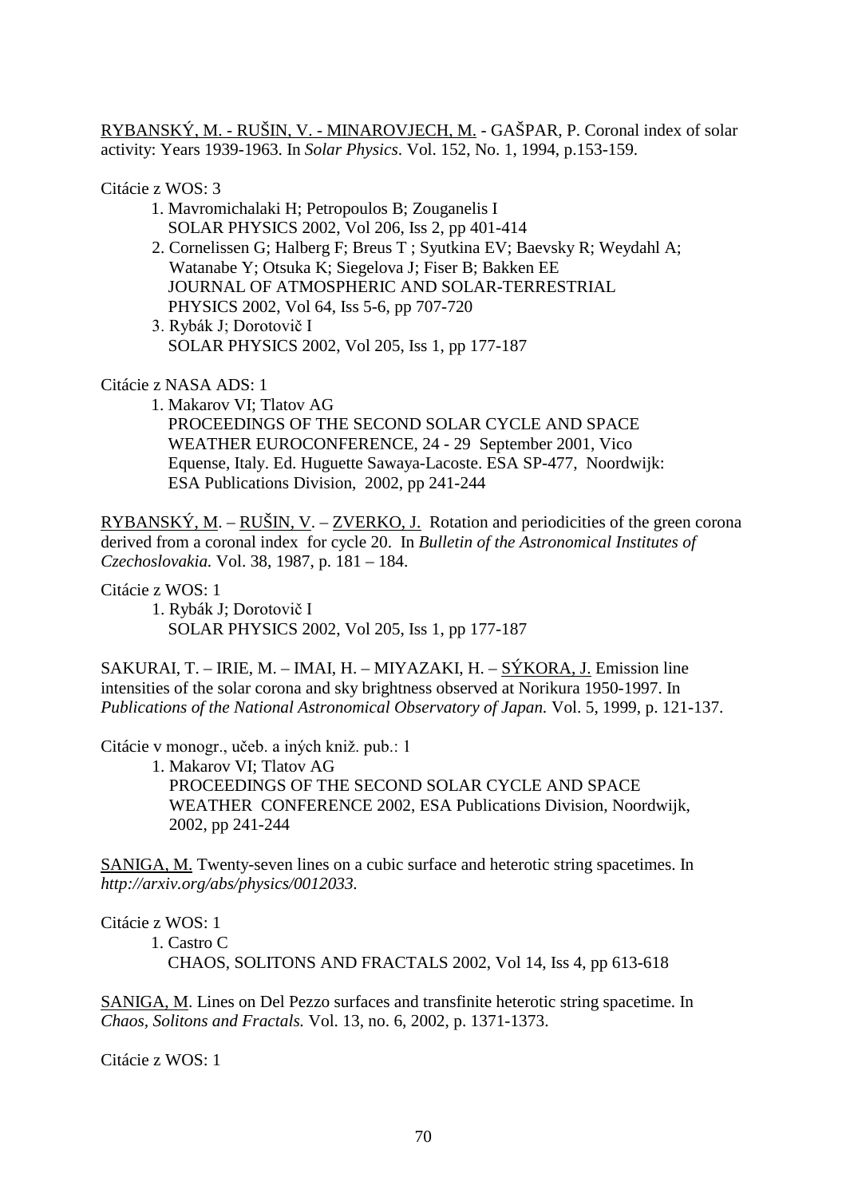<u>RYBANSKÝ, M. - RUŠIN, V. - MINAROVJECH, M.</u> - GAŠPAR, P. Coronal index of solar activity: Years 1939-1963. In *Solar Physics*. Vol. 152, No. 1, 1994, p.153-159.

Citácie z WOS: 3

1. Mavromichalaki H; Petropoulos B; Zouganelis I
   SOLAR PHYSICS 2002, Vol 206, Iss 2, pp 401-414
2. Cornelissen G; Halberg F; Breus T ; Syutkina EV; Baevsky R; Weydahl A; Watanabe Y; Otsuka K; Siegelova J; Fiser B; Bakken EE
   JOURNAL OF ATMOSPHERIC AND SOLAR-TERRESTRIAL PHYSICS 2002, Vol 64, Iss 5-6, pp 707-720
3. Rybák J; Dorotovič I
   SOLAR PHYSICS 2002, Vol 205, Iss 1, pp 177-187

Citácie z NASA ADS: 1

1. Makarov VI; Tlatov AG
   PROCEEDINGS OF THE SECOND SOLAR CYCLE AND SPACE WEATHER EUROCONFERENCE, 24 - 29 September 2001, Vico Equense, Italy. Ed. Huguette Sawaya-Lacoste. ESA SP-477, Noordwijk: ESA Publications Division, 2002, pp 241-244

<u>RYBANSKÝ, M.</u> – <u>RUŠIN, V.</u> – <u>ZVERKO, J.</u> Rotation and periodicities of the green corona derived from a coronal index for cycle 20. In *Bulletin of the Astronomical Institutes of Czechoslovakia.* Vol. 38, 1987, p. 181 – 184.

Citácie z WOS: 1

1. Rybák J; Dorotovič I
   SOLAR PHYSICS 2002, Vol 205, Iss 1, pp 177-187

SAKURAI, T. – IRIE, M. – IMAI, H. – MIYAZAKI, H. – <u>SÝKORA, J.</u> Emission line intensities of the solar corona and sky brightness observed at Norikura 1950-1997. In *Publications of the National Astronomical Observatory of Japan.* Vol. 5, 1999, p. 121-137.

Citácie v monogr., učeb. a iných kniž. pub.: 1

1. Makarov VI; Tlatov AG
   PROCEEDINGS OF THE SECOND SOLAR CYCLE AND SPACE WEATHER CONFERENCE 2002, ESA Publications Division, Noordwijk, 2002, pp 241-244

<u>SANIGA, M.</u> Twenty-seven lines on a cubic surface and heterotic string spacetimes. In *http://arxiv.org/abs/physics/0012033.*

Citácie z WOS: 1

1. Castro C
   CHAOS, SOLITONS AND FRACTALS 2002, Vol 14, Iss 4, pp 613-618

<u>SANIGA, M</u>. Lines on Del Pezzo surfaces and transfinite heterotic string spacetime. In *Chaos, Solitons and Fractals.* Vol. 13, no. 6, 2002, p. 1371-1373.

Citácie z WOS: 1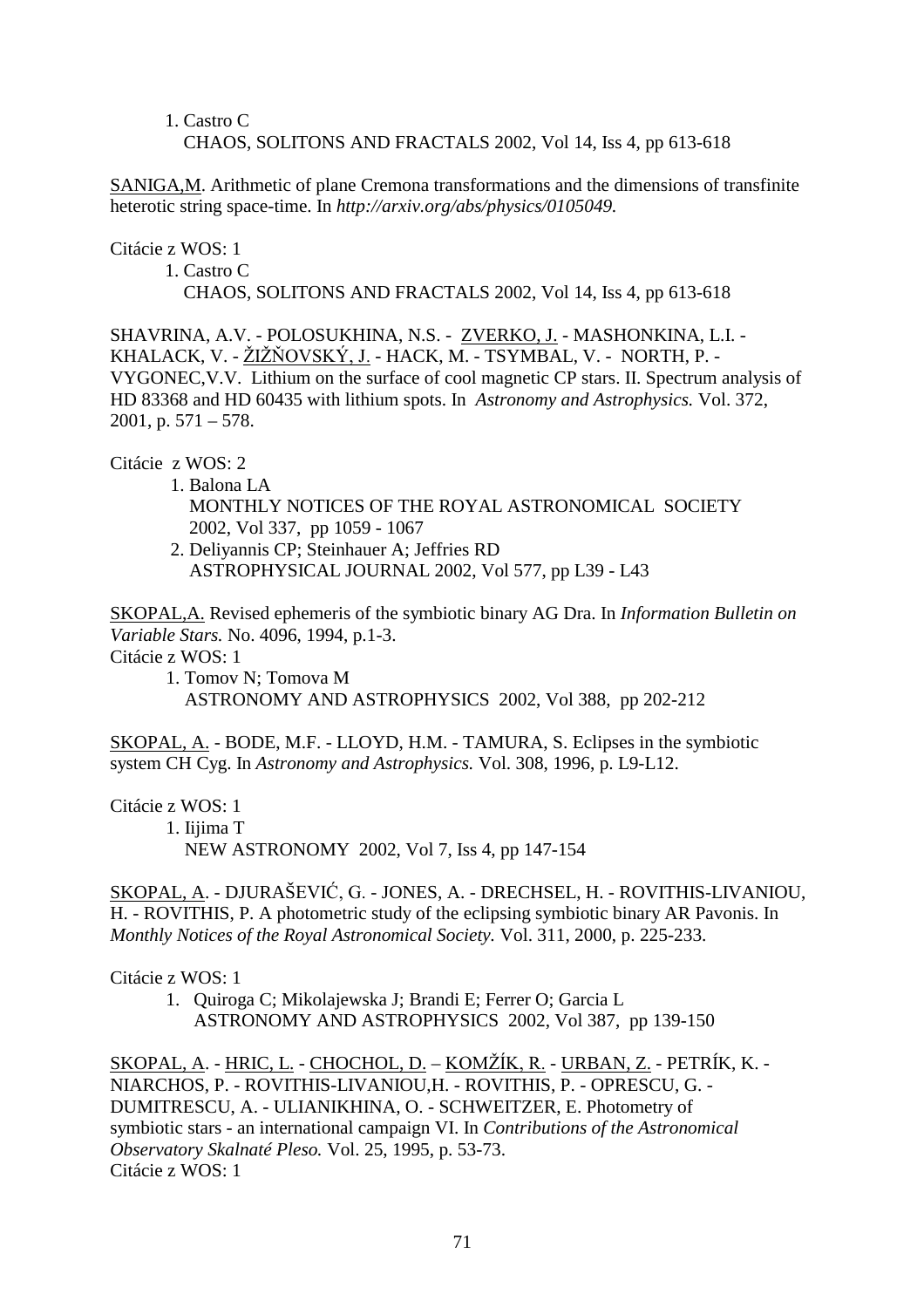1. Castro C
   CHAOS, SOLITONS AND FRACTALS 2002, Vol 14, Iss 4, pp 613-618

<u>SANIGA,M</u>. Arithmetic of plane Cremona transformations and the dimensions of transfinite heterotic string space-time. In *http://arxiv.org/abs/physics/0105049.*

Citácie z WOS: 1

1. Castro C
   CHAOS, SOLITONS AND FRACTALS 2002, Vol 14, Iss 4, pp 613-618

SHAVRINA, A.V. - POLOSUKHINA, N.S. - <u>ZVERKO, J.</u> - MASHONKINA, L.I. - KHALACK, V. - <u>ŽIŽŇOVSKÝ, J.</u> - HACK, M. - TSYMBAL, V. - NORTH, P. - VYGONEC,V.V. Lithium on the surface of cool magnetic CP stars. II. Spectrum analysis of HD 83368 and HD 60435 with lithium spots. In *Astronomy and Astrophysics.* Vol. 372, 2001, p. 571 – 578.

Citácie z WOS: 2

1. Balona LA
   MONTHLY NOTICES OF THE ROYAL ASTRONOMICAL SOCIETY 2002, Vol 337, pp 1059 - 1067
2. Deliyannis CP; Steinhauer A; Jeffries RD
   ASTROPHYSICAL JOURNAL 2002, Vol 577, pp L39 - L43

<u>SKOPAL,A.</u> Revised ephemeris of the symbiotic binary AG Dra. In *Information Bulletin on Variable Stars.* No. 4096, 1994, p.1-3.
Citácie z WOS: 1

1. Tomov N; Tomova M
   ASTRONOMY AND ASTROPHYSICS 2002, Vol 388, pp 202-212

<u>SKOPAL, A.</u> - BODE, M.F. - LLOYD, H.M. - TAMURA, S. Eclipses in the symbiotic system CH Cyg. In *Astronomy and Astrophysics.* Vol. 308, 1996, p. L9-L12.

Citácie z WOS: 1

1. Iijima T
   NEW ASTRONOMY 2002, Vol 7, Iss 4, pp 147-154

<u>SKOPAL, A</u>. - DJURAŠEVIĆ, G. - JONES, A. - DRECHSEL, H. - ROVITHIS-LIVANIOU, H. - ROVITHIS, P. A photometric study of the eclipsing symbiotic binary AR Pavonis. In *Monthly Notices of the Royal Astronomical Society.* Vol. 311, 2000, p. 225-233.

Citácie z WOS: 1

1. Quiroga C; Mikolajewska J; Brandi E; Ferrer O; Garcia L
   ASTRONOMY AND ASTROPHYSICS 2002, Vol 387, pp 139-150

<u>SKOPAL, A</u>. - <u>HRIC, L.</u> - <u>CHOCHOL, D.</u> – <u>KOMŽÍK, R.</u> - <u>URBAN, Z.</u> - PETRÍK, K. - NIARCHOS, P. - ROVITHIS-LIVANIOU,H. - ROVITHIS, P. - OPRESCU, G. - DUMITRESCU, A. - ULIANIKHINA, O. - SCHWEITZER, E. Photometry of symbiotic stars - an international campaign VI. In *Contributions of the Astronomical Observatory Skalnaté Pleso.* Vol. 25, 1995, p. 53-73.
Citácie z WOS: 1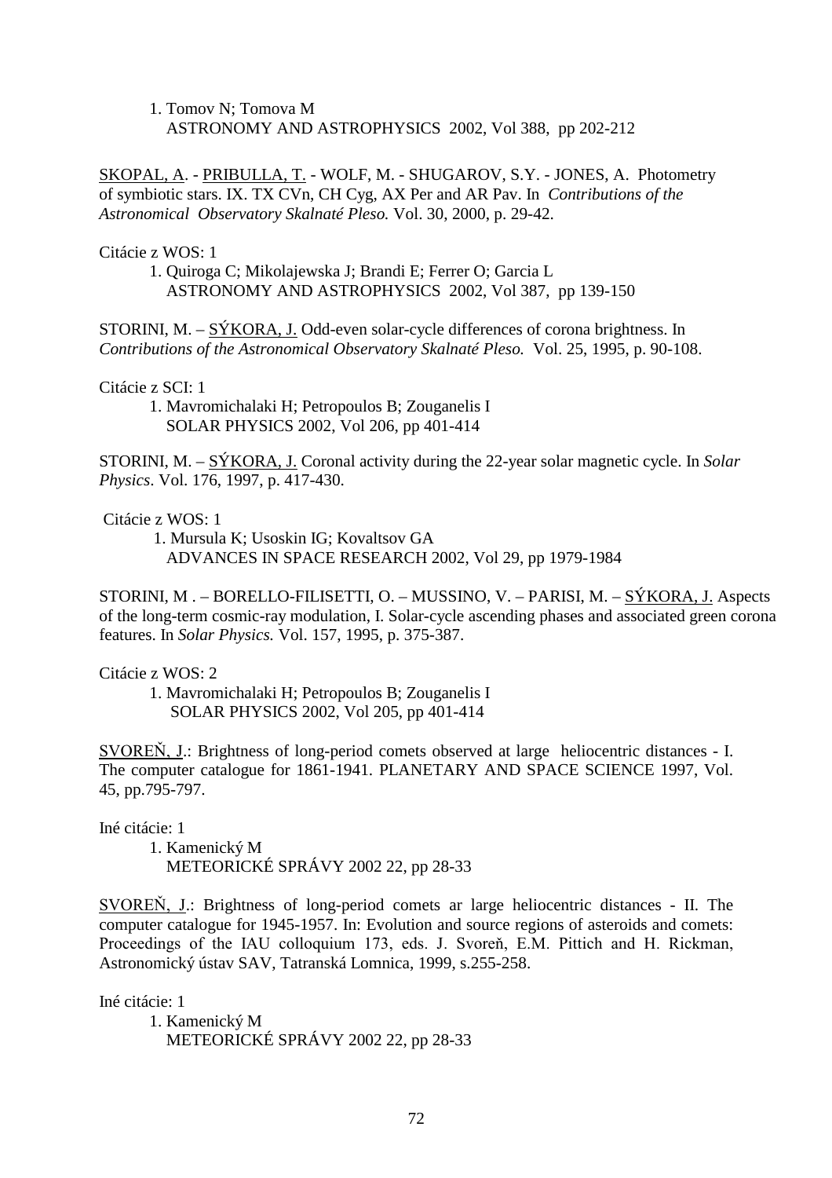1. Tomov N; Tomova M
   ASTRONOMY AND ASTROPHYSICS 2002, Vol 388, pp 202-212

SKOPAL, A. - PRIBULLA, T. - WOLF, M. - SHUGAROV, S.Y. - JONES, A. Photometry of symbiotic stars. IX. TX CVn, CH Cyg, AX Per and AR Pav. In *Contributions of the Astronomical Observatory Skalnaté Pleso.* Vol. 30, 2000, p. 29-42.

Citácie z WOS: 1

1. Quiroga C; Mikolajewska J; Brandi E; Ferrer O; Garcia L
   ASTRONOMY AND ASTROPHYSICS 2002, Vol 387, pp 139-150

STORINI, M. – SÝKORA, J. Odd-even solar-cycle differences of corona brightness. In *Contributions of the Astronomical Observatory Skalnaté Pleso.* Vol. 25, 1995, p. 90-108.

Citácie z SCI: 1

1. Mavromichalaki H; Petropoulos B; Zouganelis I
   SOLAR PHYSICS 2002, Vol 206, pp 401-414

STORINI, M. – SÝKORA, J. Coronal activity during the 22-year solar magnetic cycle. In *Solar Physics*. Vol. 176, 1997, p. 417-430.

Citácie z WOS: 1

1. Mursula K; Usoskin IG; Kovaltsov GA
   ADVANCES IN SPACE RESEARCH 2002, Vol 29, pp 1979-1984

STORINI, M . – BORELLO-FILISETTI, O. – MUSSINO, V. – PARISI, M. – SÝKORA, J. Aspects of the long-term cosmic-ray modulation, I. Solar-cycle ascending phases and associated green corona features. In *Solar Physics.* Vol. 157, 1995, p. 375-387.

Citácie z WOS: 2

1. Mavromichalaki H; Petropoulos B; Zouganelis I
   SOLAR PHYSICS 2002, Vol 205, pp 401-414

SVOREŇ, J.: Brightness of long-period comets observed at large heliocentric distances - I. The computer catalogue for 1861-1941. PLANETARY AND SPACE SCIENCE 1997, Vol. 45, pp.795-797.

Iné citácie: 1

1. Kamenický M
   METEORICKÉ SPRÁVY 2002 22, pp 28-33

SVOREŇ, J.: Brightness of long-period comets ar large heliocentric distances - II. The computer catalogue for 1945-1957. In: Evolution and source regions of asteroids and comets: Proceedings of the IAU colloquium 173, eds. J. Svoreň, E.M. Pittich and H. Rickman, Astronomický ústav SAV, Tatranská Lomnica, 1999, s.255-258.

Iné citácie: 1

1. Kamenický M
   METEORICKÉ SPRÁVY 2002 22, pp 28-33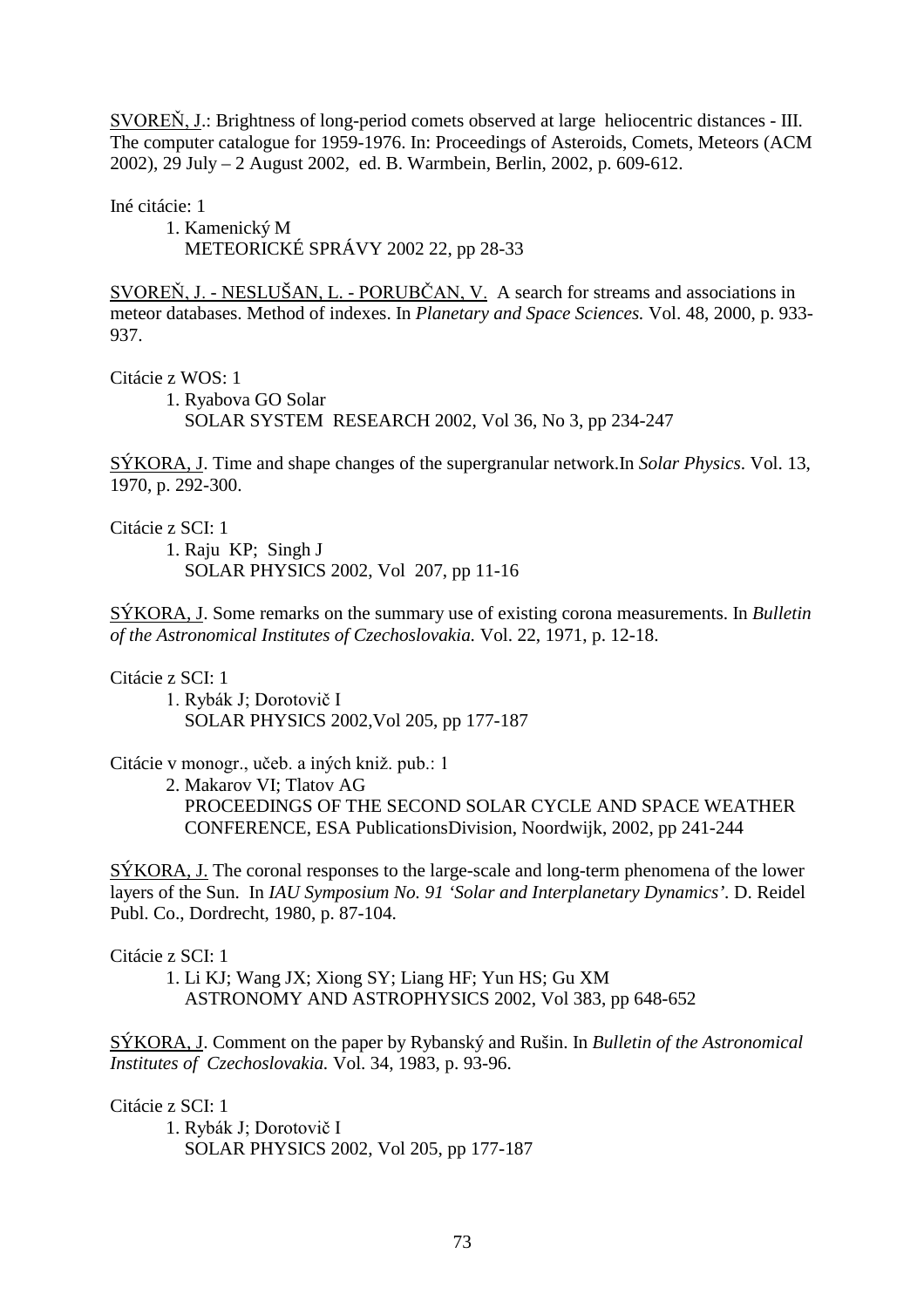<u>SVOREŇ, J</u>.: Brightness of long-period comets observed at large heliocentric distances - III. The computer catalogue for 1959-1976. In: Proceedings of Asteroids, Comets, Meteors (ACM 2002), 29 July – 2 August 2002, ed. B. Warmbein, Berlin, 2002, p. 609-612.

Iné citácie: 1

1. Kamenický M
   METEORICKÉ SPRÁVY 2002 22, pp 28-33

<u>SVOREŇ, J. - NESLUŠAN, L. - PORUBČAN, V.</u> A search for streams and associations in meteor databases. Method of indexes. In *Planetary and Space Sciences.* Vol. 48, 2000, p. 933-937.

Citácie z WOS: 1

1. Ryabova GO Solar
   SOLAR SYSTEM RESEARCH 2002, Vol 36, No 3, pp 234-247

<u>SÝKORA, J</u>. Time and shape changes of the supergranular network.In *Solar Physics*. Vol. 13, 1970, p. 292-300.

Citácie z SCI: 1

1. Raju KP; Singh J
   SOLAR PHYSICS 2002, Vol 207, pp 11-16

<u>SÝKORA, J</u>. Some remarks on the summary use of existing corona measurements. In *Bulletin of the Astronomical Institutes of Czechoslovakia.* Vol. 22, 1971, p. 12-18.

Citácie z SCI: 1

1. Rybák J; Dorotovič I
   SOLAR PHYSICS 2002,Vol 205, pp 177-187

Citácie v monogr., učeb. a iných kniž. pub.: 1

2. Makarov VI; Tlatov AG
   PROCEEDINGS OF THE SECOND SOLAR CYCLE AND SPACE WEATHER CONFERENCE, ESA PublicationsDivision, Noordwijk, 2002, pp 241-244

<u>SÝKORA, J.</u> The coronal responses to the large-scale and long-term phenomena of the lower layers of the Sun. In *IAU Symposium No. 91 'Solar and Interplanetary Dynamics'*. D. Reidel Publ. Co., Dordrecht, 1980, p. 87-104.

Citácie z SCI: 1

1. Li KJ; Wang JX; Xiong SY; Liang HF; Yun HS; Gu XM
   ASTRONOMY AND ASTROPHYSICS 2002, Vol 383, pp 648-652

<u>SÝKORA, J</u>. Comment on the paper by Rybanský and Rušin. In *Bulletin of the Astronomical Institutes of Czechoslovakia.* Vol. 34, 1983, p. 93-96.

Citácie z SCI: 1

1. Rybák J; Dorotovič I
   SOLAR PHYSICS 2002, Vol 205, pp 177-187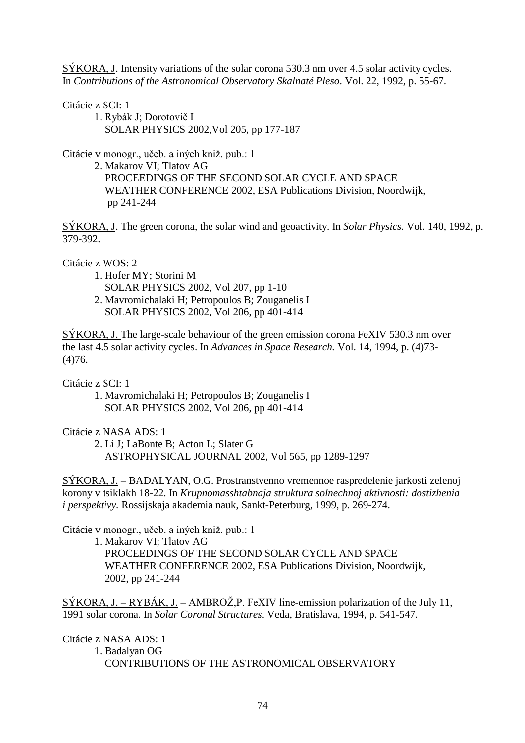SÝKORA, J. Intensity variations of the solar corona 530.3 nm over 4.5 solar activity cycles. In *Contributions of the Astronomical Observatory Skalnaté Pleso*. Vol. 22, 1992, p. 55-67.

Citácie z SCI: 1

1. Rybák J; Dorotovič I
   SOLAR PHYSICS 2002,Vol 205, pp 177-187

Citácie v monogr., učeb. a iných kniž. pub.: 1

2. Makarov VI; Tlatov AG
   PROCEEDINGS OF THE SECOND SOLAR CYCLE AND SPACE WEATHER CONFERENCE 2002, ESA Publications Division, Noordwijk, pp 241-244

SÝKORA, J. The green corona, the solar wind and geoactivity. In *Solar Physics.* Vol. 140, 1992, p. 379-392.

Citácie z WOS: 2

1. Hofer MY; Storini M
   SOLAR PHYSICS 2002, Vol 207, pp 1-10
2. Mavromichalaki H; Petropoulos B; Zouganelis I
   SOLAR PHYSICS 2002, Vol 206, pp 401-414

SÝKORA, J. The large-scale behaviour of the green emission corona FeXIV 530.3 nm over the last 4.5 solar activity cycles. In *Advances in Space Research.* Vol. 14, 1994, p. (4)73-(4)76.

Citácie z SCI: 1

1. Mavromichalaki H; Petropoulos B; Zouganelis I
   SOLAR PHYSICS 2002, Vol 206, pp 401-414

Citácie z NASA ADS: 1

2. Li J; LaBonte B; Acton L; Slater G
   ASTROPHYSICAL JOURNAL 2002, Vol 565, pp 1289-1297

SÝKORA, J. – BADALYAN, O.G. Prostranstvenno vremennoe raspredelenie jarkosti zelenoj korony v tsiklakh 18-22. In *Krupnomasshtabnaja struktura solnechnoj aktivnosti: dostizhenia i perspektivy.* Rossijskaja akademia nauk, Sankt-Peterburg, 1999, p. 269-274.

Citácie v monogr., učeb. a iných kniž. pub.: 1

1. Makarov VI; Tlatov AG
   PROCEEDINGS OF THE SECOND SOLAR CYCLE AND SPACE WEATHER CONFERENCE 2002, ESA Publications Division, Noordwijk, 2002, pp 241-244

SÝKORA, J. – RYBÁK, J. – AMBROŽ,P. FeXIV line-emission polarization of the July 11, 1991 solar corona. In *Solar Coronal Structures*. Veda, Bratislava, 1994, p. 541-547.

Citácie z NASA ADS: 1

1. Badalyan OG
   CONTRIBUTIONS OF THE ASTRONOMICAL OBSERVATORY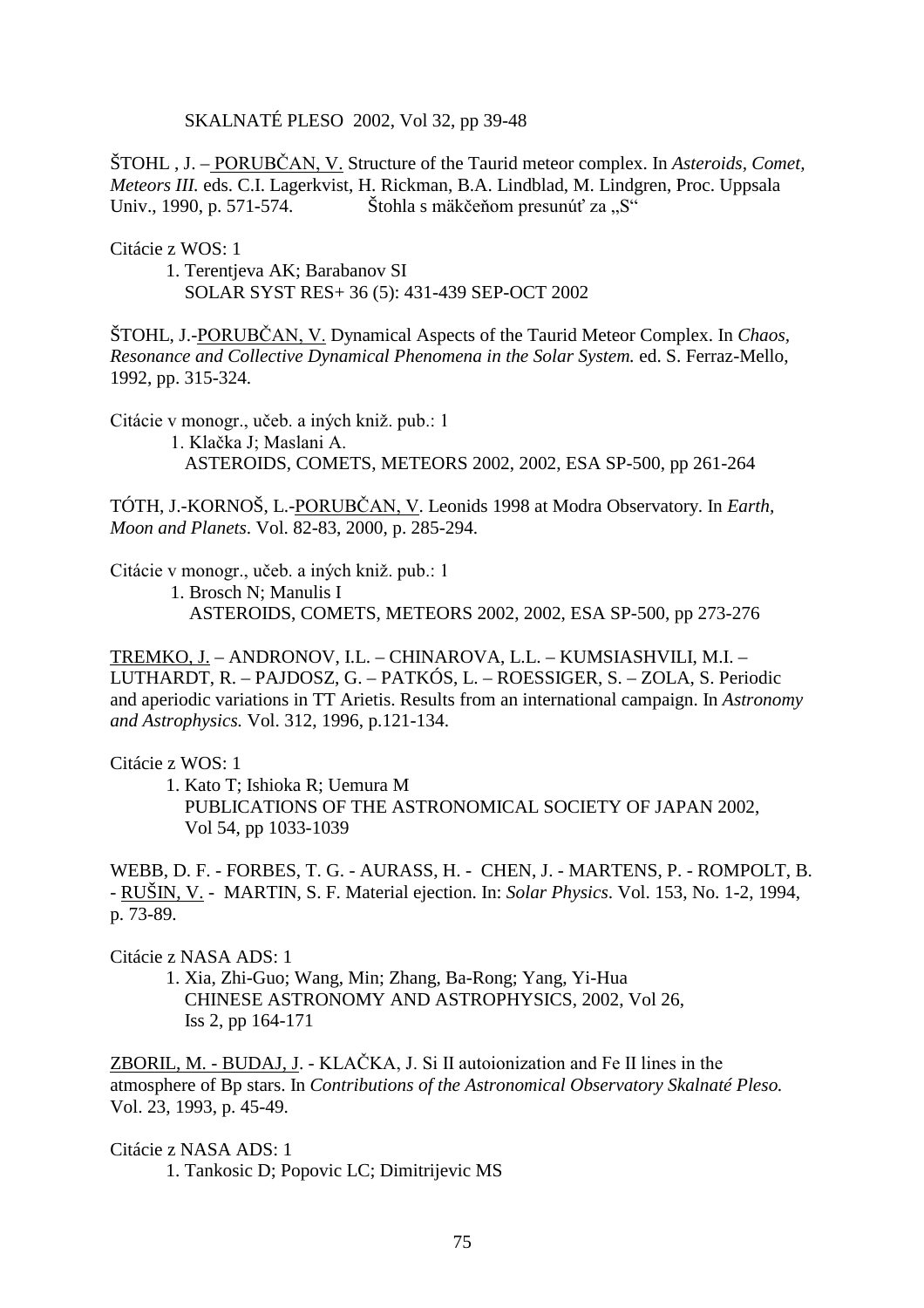SKALNATÉ PLESO 2002, Vol 32, pp 39-48

ŠTOHL , J. – PORUBČAN, V. Structure of the Taurid meteor complex. In *Asteroids, Comet, Meteors III.* eds. C.I. Lagerkvist, H. Rickman, B.A. Lindblad, M. Lindgren, Proc. Uppsala Univ., 1990, p. 571-574. Štohla s mäkčeňom presunúť za „S"

Citácie z WOS: 1

1. Terentjeva AK; Barabanov SI
   SOLAR SYST RES+ 36 (5): 431-439 SEP-OCT 2002

ŠTOHL, J.-PORUBČAN, V. Dynamical Aspects of the Taurid Meteor Complex. In *Chaos, Resonance and Collective Dynamical Phenomena in the Solar System.* ed. S. Ferraz-Mello, 1992, pp. 315-324.

Citácie v monogr., učeb. a iných kniž. pub.: 1

1. Klačka J; Maslani A.
   ASTEROIDS, COMETS, METEORS 2002, 2002, ESA SP-500, pp 261-264

TÓTH, J.-KORNOŠ, L.-PORUBČAN, V. Leonids 1998 at Modra Observatory. In *Earth, Moon and Planets*. Vol. 82-83, 2000, p. 285-294.

Citácie v monogr., učeb. a iných kniž. pub.: 1

1. Brosch N; Manulis I
   ASTEROIDS, COMETS, METEORS 2002, 2002, ESA SP-500, pp 273-276

TREMKO, J. – ANDRONOV, I.L. – CHINAROVA, L.L. – KUMSIASHVILI, M.I. – LUTHARDT, R. – PAJDOSZ, G. – PATKÓS, L. – ROESSIGER, S. – ZOLA, S. Periodic and aperiodic variations in TT Arietis. Results from an international campaign. In *Astronomy and Astrophysics.* Vol. 312, 1996, p.121-134.

Citácie z WOS: 1

1. Kato T; Ishioka R; Uemura M
   PUBLICATIONS OF THE ASTRONOMICAL SOCIETY OF JAPAN 2002, Vol 54, pp 1033-1039

WEBB, D. F. - FORBES, T. G. - AURASS, H. - CHEN, J. - MARTENS, P. - ROMPOLT, B. - RUŠIN, V. - MARTIN, S. F. Material ejection. In: *Solar Physics*. Vol. 153, No. 1-2, 1994, p. 73-89.

Citácie z NASA ADS: 1

1. Xia, Zhi-Guo; Wang, Min; Zhang, Ba-Rong; Yang, Yi-Hua
   CHINESE ASTRONOMY AND ASTROPHYSICS, 2002, Vol 26, Iss 2, pp 164-171

ZBORIL, M. - BUDAJ, J. - KLAČKA, J. Si II autoionization and Fe II lines in the atmosphere of Bp stars. In *Contributions of the Astronomical Observatory Skalnaté Pleso.* Vol. 23, 1993, p. 45-49.

Citácie z NASA ADS: 1

1. Tankosic D; Popovic LC; Dimitrijevic MS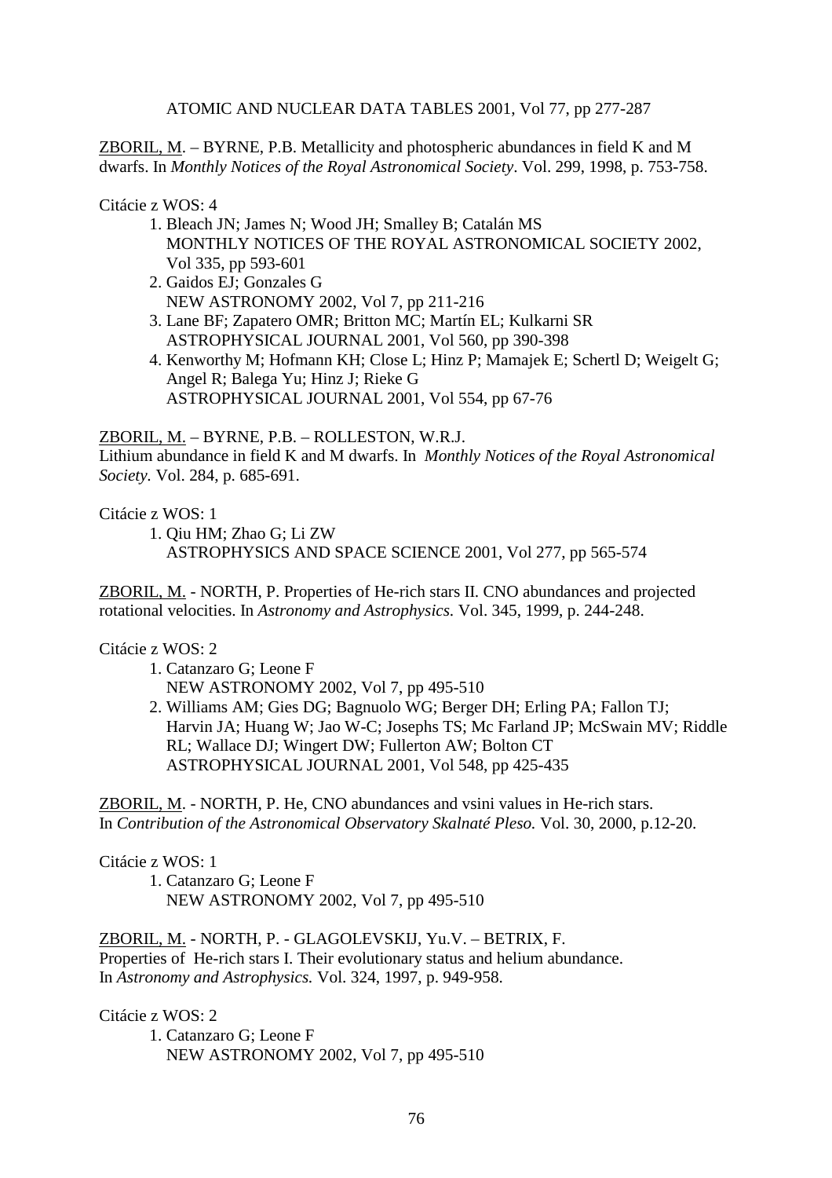ATOMIC AND NUCLEAR DATA TABLES 2001, Vol 77, pp 277-287

<u>ZBORIL, M</u>. – BYRNE, P.B. Metallicity and photospheric abundances in field K and M dwarfs. In *Monthly Notices of the Royal Astronomical Society*. Vol. 299, 1998, p. 753-758.

Citácie z WOS: 4

1. Bleach JN; James N; Wood JH; Smalley B; Catalán MS
   MONTHLY NOTICES OF THE ROYAL ASTRONOMICAL SOCIETY 2002, Vol 335, pp 593-601
2. Gaidos EJ; Gonzales G
   NEW ASTRONOMY 2002, Vol 7, pp 211-216
3. Lane BF; Zapatero OMR; Britton MC; Martín EL; Kulkarni SR
   ASTROPHYSICAL JOURNAL 2001, Vol 560, pp 390-398
4. Kenworthy M; Hofmann KH; Close L; Hinz P; Mamajek E; Schertl D; Weigelt G; Angel R; Balega Yu; Hinz J; Rieke G
   ASTROPHYSICAL JOURNAL 2001, Vol 554, pp 67-76

<u>ZBORIL, M.</u> – BYRNE, P.B. – ROLLESTON, W.R.J.
Lithium abundance in field K and M dwarfs. In *Monthly Notices of the Royal Astronomical Society.* Vol. 284, p. 685-691.

Citácie z WOS: 1

1. Qiu HM; Zhao G; Li ZW
   ASTROPHYSICS AND SPACE SCIENCE 2001, Vol 277, pp 565-574

<u>ZBORIL, M.</u> - NORTH, P. Properties of He-rich stars II. CNO abundances and projected rotational velocities. In *Astronomy and Astrophysics.* Vol. 345, 1999, p. 244-248.

Citácie z WOS: 2

1. Catanzaro G; Leone F
   NEW ASTRONOMY 2002, Vol 7, pp 495-510
2. Williams AM; Gies DG; Bagnuolo WG; Berger DH; Erling PA; Fallon TJ; Harvin JA; Huang W; Jao W-C; Josephs TS; Mc Farland JP; McSwain MV; Riddle RL; Wallace DJ; Wingert DW; Fullerton AW; Bolton CT
   ASTROPHYSICAL JOURNAL 2001, Vol 548, pp 425-435

<u>ZBORIL, M</u>. - NORTH, P. He, CNO abundances and vsini values in He-rich stars. In *Contribution of the Astronomical Observatory Skalnaté Pleso.* Vol. 30, 2000, p.12-20.

Citácie z WOS: 1

1. Catanzaro G; Leone F
   NEW ASTRONOMY 2002, Vol 7, pp 495-510

<u>ZBORIL, M.</u> - NORTH, P. - GLAGOLEVSKIJ, Yu.V. – BETRIX, F.
Properties of He-rich stars I. Their evolutionary status and helium abundance. In *Astronomy and Astrophysics.* Vol. 324, 1997, p. 949-958.

Citácie z WOS: 2

1. Catanzaro G; Leone F
   NEW ASTRONOMY 2002, Vol 7, pp 495-510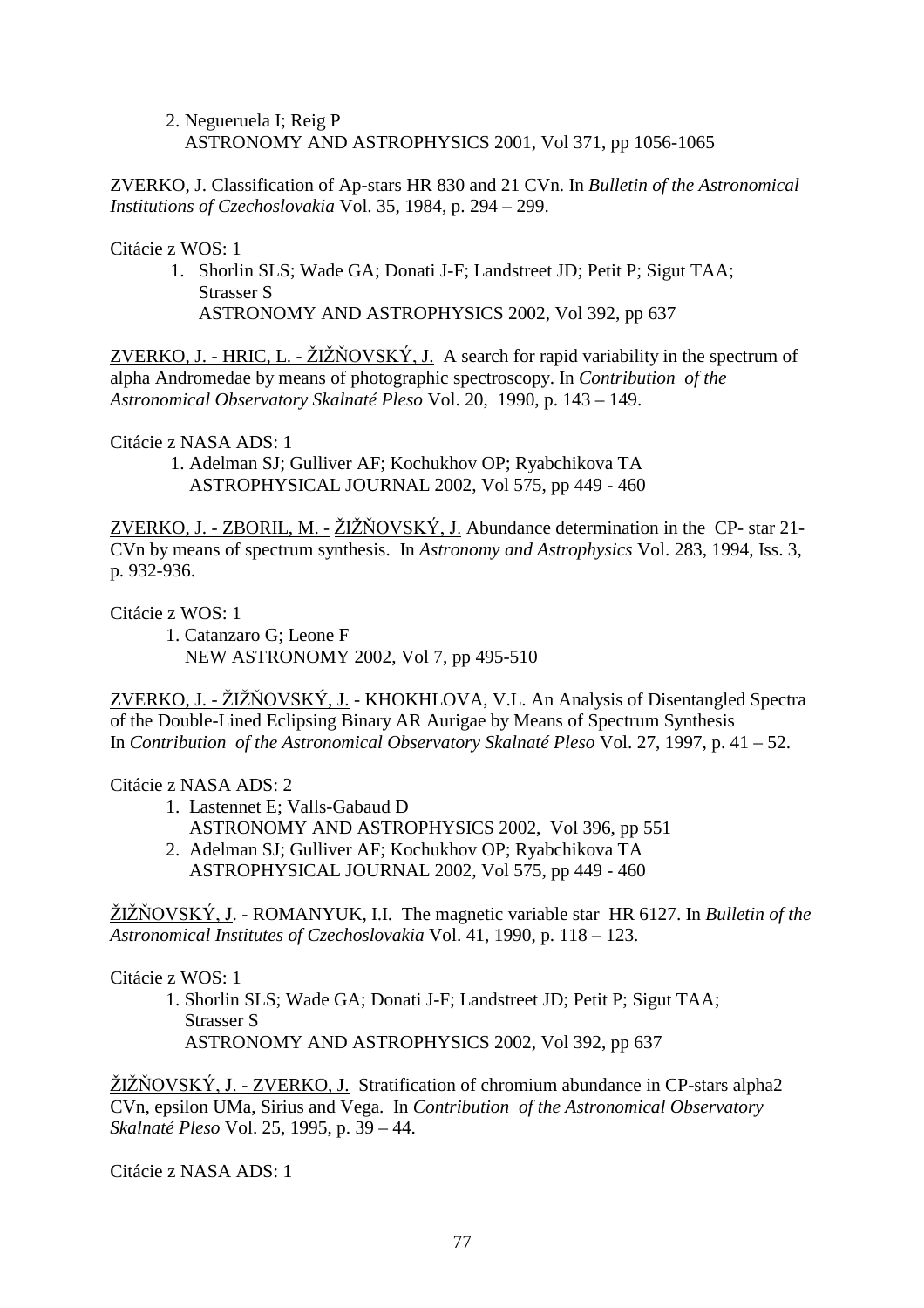2. Negueruela I; Reig P
   ASTRONOMY AND ASTROPHYSICS 2001, Vol 371, pp 1056-1065

<u>ZVERKO, J.</u> Classification of Ap-stars HR 830 and 21 CVn. In *Bulletin of the Astronomical Institutions of Czechoslovakia* Vol. 35, 1984, p. 294 – 299.

Citácie z WOS: 1

1. Shorlin SLS; Wade GA; Donati J-F; Landstreet JD; Petit P; Sigut TAA; Strasser S
   ASTRONOMY AND ASTROPHYSICS 2002, Vol 392, pp 637

<u>ZVERKO, J. - HRIC, L. - ŽIŽŇOVSKÝ, J.</u> A search for rapid variability in the spectrum of alpha Andromedae by means of photographic spectroscopy. In *Contribution of the Astronomical Observatory Skalnaté Pleso* Vol. 20, 1990, p. 143 – 149.

Citácie z NASA ADS: 1

1. Adelman SJ; Gulliver AF; Kochukhov OP; Ryabchikova TA
   ASTROPHYSICAL JOURNAL 2002, Vol 575, pp 449 - 460

<u>ZVERKO, J. - ZBORIL, M. - ŽIŽŇOVSKÝ, J.</u> Abundance determination in the CP- star 21-CVn by means of spectrum synthesis. In *Astronomy and Astrophysics* Vol. 283, 1994, Iss. 3, p. 932-936.

Citácie z WOS: 1

1. Catanzaro G; Leone F
   NEW ASTRONOMY 2002, Vol 7, pp 495-510

<u>ZVERKO, J. - ŽIŽŇOVSKÝ, J.</u> - KHOKHLOVA, V.L. An Analysis of Disentangled Spectra of the Double-Lined Eclipsing Binary AR Aurigae by Means of Spectrum Synthesis In *Contribution of the Astronomical Observatory Skalnaté Pleso* Vol. 27, 1997, p. 41 – 52.

Citácie z NASA ADS: 2

1. Lastennet E; Valls-Gabaud D
   ASTRONOMY AND ASTROPHYSICS 2002, Vol 396, pp 551
2. Adelman SJ; Gulliver AF; Kochukhov OP; Ryabchikova TA
   ASTROPHYSICAL JOURNAL 2002, Vol 575, pp 449 - 460

<u>ŽIŽŇOVSKÝ, J.</u> - ROMANYUK, I.I. The magnetic variable star HR 6127. In *Bulletin of the Astronomical Institutes of Czechoslovakia* Vol. 41, 1990, p. 118 – 123.

Citácie z WOS: 1

1. Shorlin SLS; Wade GA; Donati J-F; Landstreet JD; Petit P; Sigut TAA; Strasser S
   ASTRONOMY AND ASTROPHYSICS 2002, Vol 392, pp 637

<u>ŽIŽŇOVSKÝ, J. - ZVERKO, J.</u> Stratification of chromium abundance in CP-stars alpha2 CVn, epsilon UMa, Sirius and Vega. In *Contribution of the Astronomical Observatory Skalnaté Pleso* Vol. 25, 1995, p. 39 – 44.

Citácie z NASA ADS: 1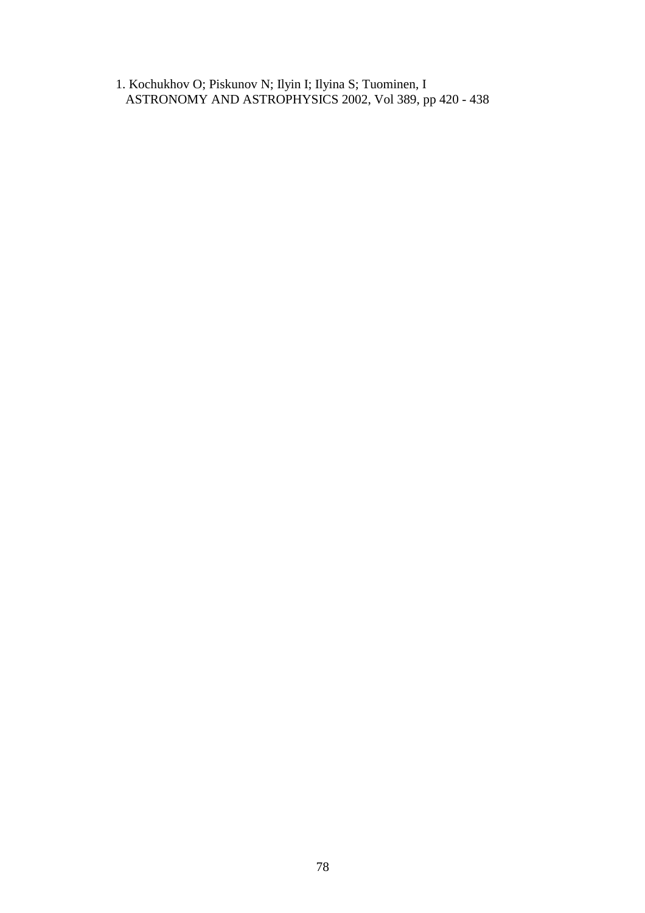1. Kochukhov O; Piskunov N; Ilyin I; Ilyina S; Tuominen, I
   ASTRONOMY AND ASTROPHYSICS 2002, Vol 389, pp 420 - 438